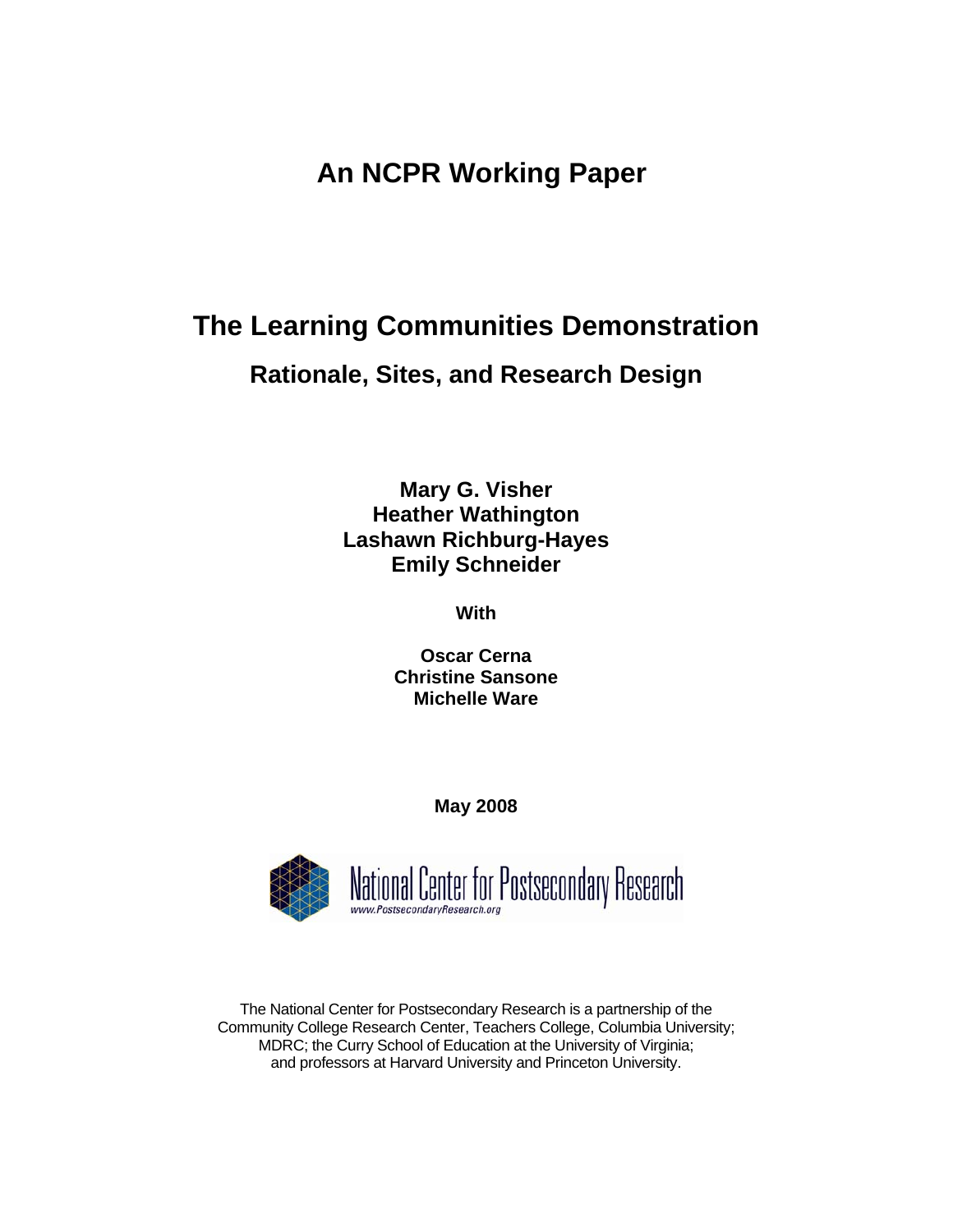# An NCPR Working Paper

# The Learning Communities Demonstration

## Rationale, Sites, and Research Design

**Mary G. Visher**
**Heather Wathington**
**Lashawn Richburg-Hayes**
**Emily Schneider**

**With**

**Oscar Cerna**
**Christine Sansone**
**Michelle Ware**

**May 2008**

National Center for Postsecondary Research
www.PostsecondaryResearch.org

The National Center for Postsecondary Research is a partnership of the Community College Research Center, Teachers College, Columbia University; MDRC; the Curry School of Education at the University of Virginia; and professors at Harvard University and Princeton University.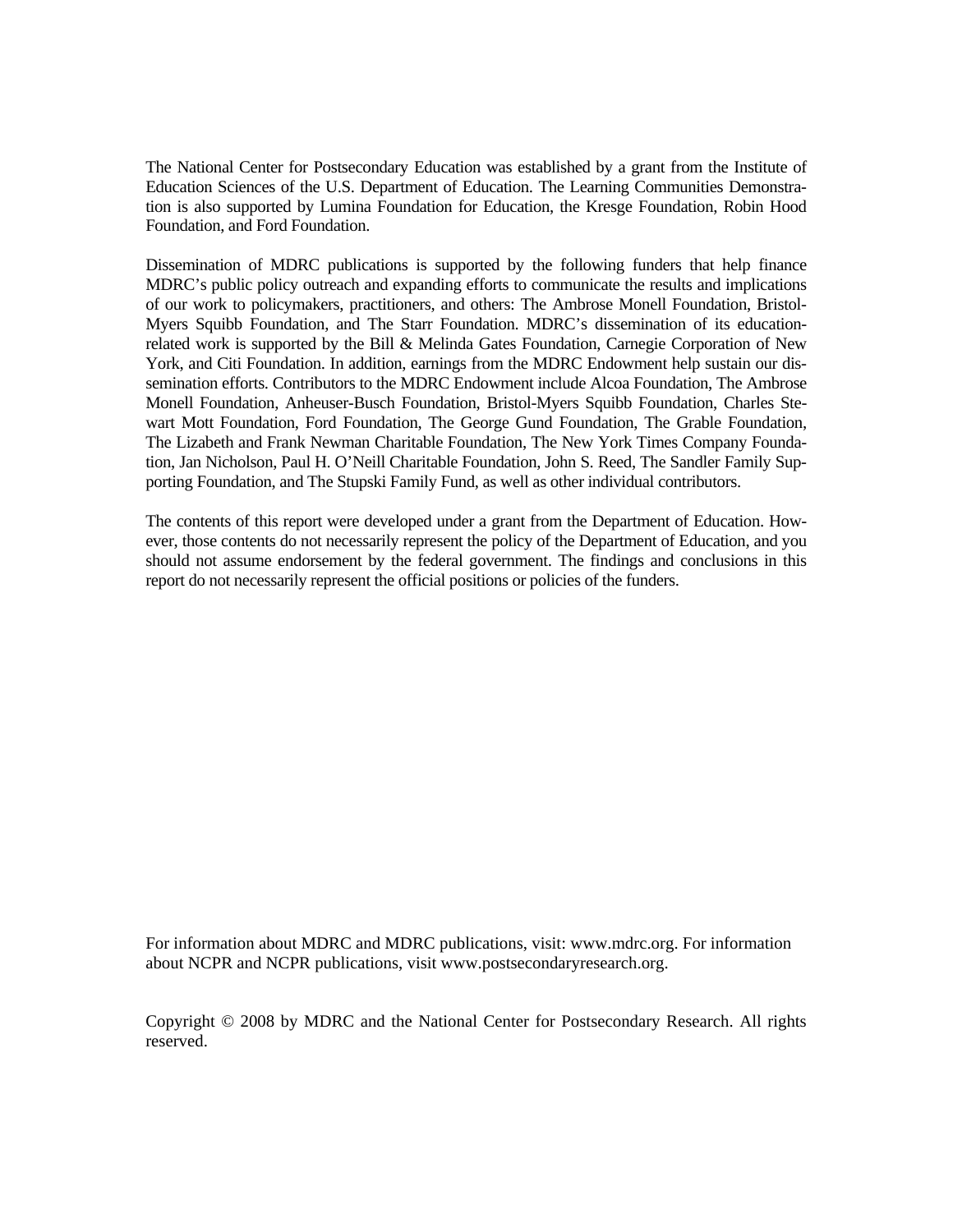The National Center for Postsecondary Education was established by a grant from the Institute of Education Sciences of the U.S. Department of Education. The Learning Communities Demonstration is also supported by Lumina Foundation for Education, the Kresge Foundation, Robin Hood Foundation, and Ford Foundation.

Dissemination of MDRC publications is supported by the following funders that help finance MDRC's public policy outreach and expanding efforts to communicate the results and implications of our work to policymakers, practitioners, and others: The Ambrose Monell Foundation, Bristol-Myers Squibb Foundation, and The Starr Foundation. MDRC's dissemination of its education-related work is supported by the Bill & Melinda Gates Foundation, Carnegie Corporation of New York, and Citi Foundation. In addition, earnings from the MDRC Endowment help sustain our dissemination efforts. Contributors to the MDRC Endowment include Alcoa Foundation, The Ambrose Monell Foundation, Anheuser-Busch Foundation, Bristol-Myers Squibb Foundation, Charles Stewart Mott Foundation, Ford Foundation, The George Gund Foundation, The Grable Foundation, The Lizabeth and Frank Newman Charitable Foundation, The New York Times Company Foundation, Jan Nicholson, Paul H. O'Neill Charitable Foundation, John S. Reed, The Sandler Family Supporting Foundation, and The Stupski Family Fund, as well as other individual contributors.

The contents of this report were developed under a grant from the Department of Education. However, those contents do not necessarily represent the policy of the Department of Education, and you should not assume endorsement by the federal government. The findings and conclusions in this report do not necessarily represent the official positions or policies of the funders.

For information about MDRC and MDRC publications, visit: www.mdrc.org. For information about NCPR and NCPR publications, visit www.postsecondaryresearch.org.

Copyright © 2008 by MDRC and the National Center for Postsecondary Research. All rights reserved.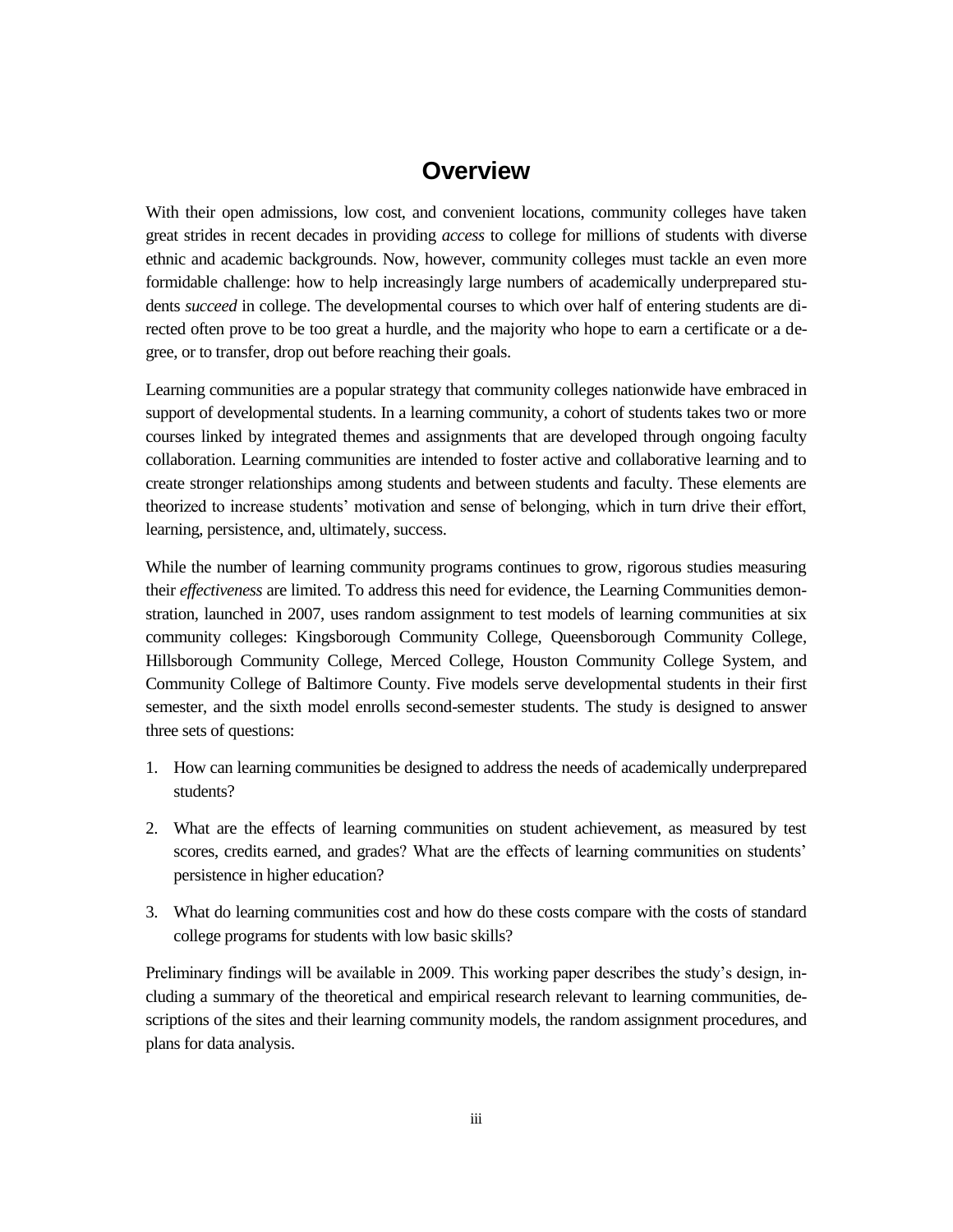# Overview

With their open admissions, low cost, and convenient locations, community colleges have taken great strides in recent decades in providing *access* to college for millions of students with diverse ethnic and academic backgrounds. Now, however, community colleges must tackle an even more formidable challenge: how to help increasingly large numbers of academically underprepared students *succeed* in college. The developmental courses to which over half of entering students are directed often prove to be too great a hurdle, and the majority who hope to earn a certificate or a degree, or to transfer, drop out before reaching their goals.

Learning communities are a popular strategy that community colleges nationwide have embraced in support of developmental students. In a learning community, a cohort of students takes two or more courses linked by integrated themes and assignments that are developed through ongoing faculty collaboration. Learning communities are intended to foster active and collaborative learning and to create stronger relationships among students and between students and faculty. These elements are theorized to increase students' motivation and sense of belonging, which in turn drive their effort, learning, persistence, and, ultimately, success.

While the number of learning community programs continues to grow, rigorous studies measuring their *effectiveness* are limited. To address this need for evidence, the Learning Communities demonstration, launched in 2007, uses random assignment to test models of learning communities at six community colleges: Kingsborough Community College, Queensborough Community College, Hillsborough Community College, Merced College, Houston Community College System, and Community College of Baltimore County. Five models serve developmental students in their first semester, and the sixth model enrolls second-semester students. The study is designed to answer three sets of questions:

1. How can learning communities be designed to address the needs of academically underprepared students?

2. What are the effects of learning communities on student achievement, as measured by test scores, credits earned, and grades? What are the effects of learning communities on students' persistence in higher education?

3. What do learning communities cost and how do these costs compare with the costs of standard college programs for students with low basic skills?

Preliminary findings will be available in 2009. This working paper describes the study's design, including a summary of the theoretical and empirical research relevant to learning communities, descriptions of the sites and their learning community models, the random assignment procedures, and plans for data analysis.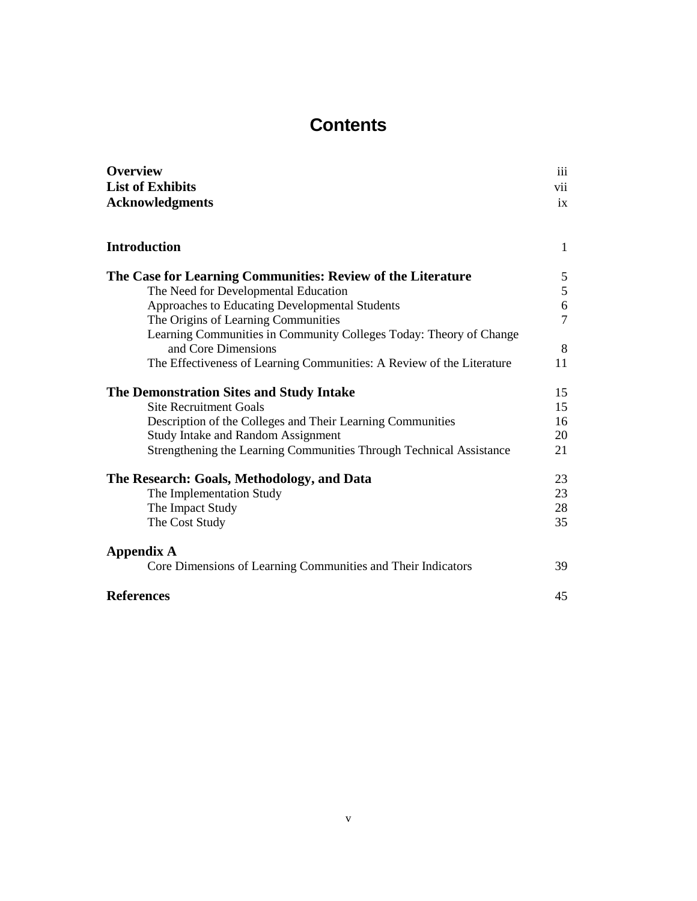# Contents

| | |
|---|---|
| **Overview** | iii |
| **List of Exhibits** | vii |
| **Acknowledgments** | ix |
| | |
| **Introduction** | 1 |
| | |
| **The Case for Learning Communities: Review of the Literature** | 5 |
| The Need for Developmental Education | 5 |
| Approaches to Educating Developmental Students | 6 |
| The Origins of Learning Communities | 7 |
| Learning Communities in Community Colleges Today: Theory of Change and Core Dimensions | 8 |
| The Effectiveness of Learning Communities: A Review of the Literature | 11 |
| | |
| **The Demonstration Sites and Study Intake** | 15 |
| Site Recruitment Goals | 15 |
| Description of the Colleges and Their Learning Communities | 16 |
| Study Intake and Random Assignment | 20 |
| Strengthening the Learning Communities Through Technical Assistance | 21 |
| | |
| **The Research: Goals, Methodology, and Data** | 23 |
| The Implementation Study | 23 |
| The Impact Study | 28 |
| The Cost Study | 35 |
| | |
| **Appendix A** | |
| Core Dimensions of Learning Communities and Their Indicators | 39 |
| | |
| **References** | 45 |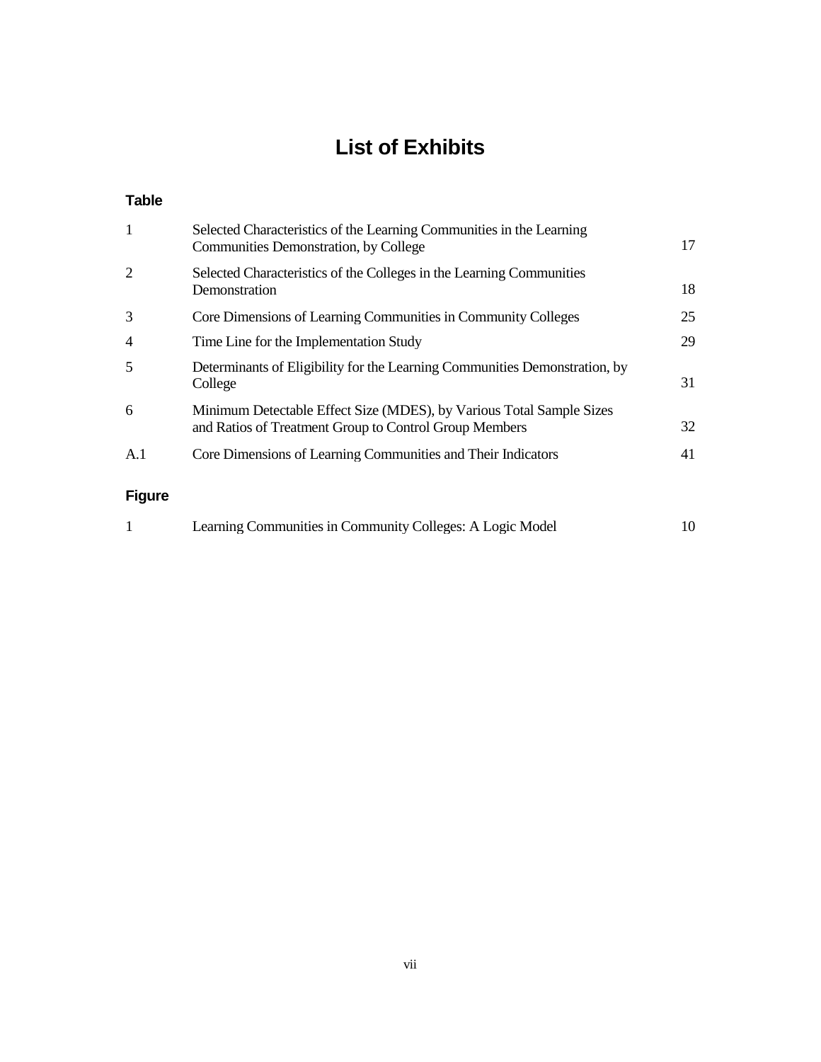# List of Exhibits

### Table

| | | |
|---|---|---|
| 1 | Selected Characteristics of the Learning Communities in the Learning Communities Demonstration, by College | 17 |
| 2 | Selected Characteristics of the Colleges in the Learning Communities Demonstration | 18 |
| 3 | Core Dimensions of Learning Communities in Community Colleges | 25 |
| 4 | Time Line for the Implementation Study | 29 |
| 5 | Determinants of Eligibility for the Learning Communities Demonstration, by College | 31 |
| 6 | Minimum Detectable Effect Size (MDES), by Various Total Sample Sizes and Ratios of Treatment Group to Control Group Members | 32 |
| A.1 | Core Dimensions of Learning Communities and Their Indicators | 41 |

### Figure

| | | |
|---|---|---|
| 1 | Learning Communities in Community Colleges: A Logic Model | 10 |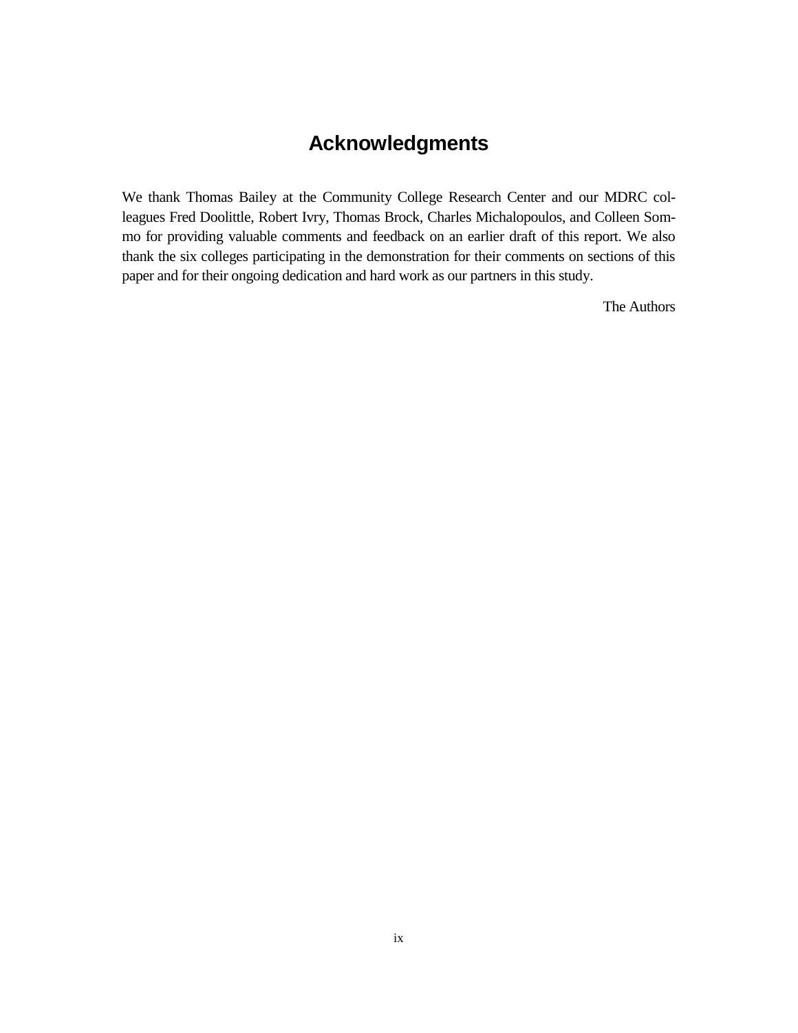# Acknowledgments

We thank Thomas Bailey at the Community College Research Center and our MDRC colleagues Fred Doolittle, Robert Ivry, Thomas Brock, Charles Michalopoulos, and Colleen Sommo for providing valuable comments and feedback on an earlier draft of this report. We also thank the six colleges participating in the demonstration for their comments on sections of this paper and for their ongoing dedication and hard work as our partners in this study.

The Authors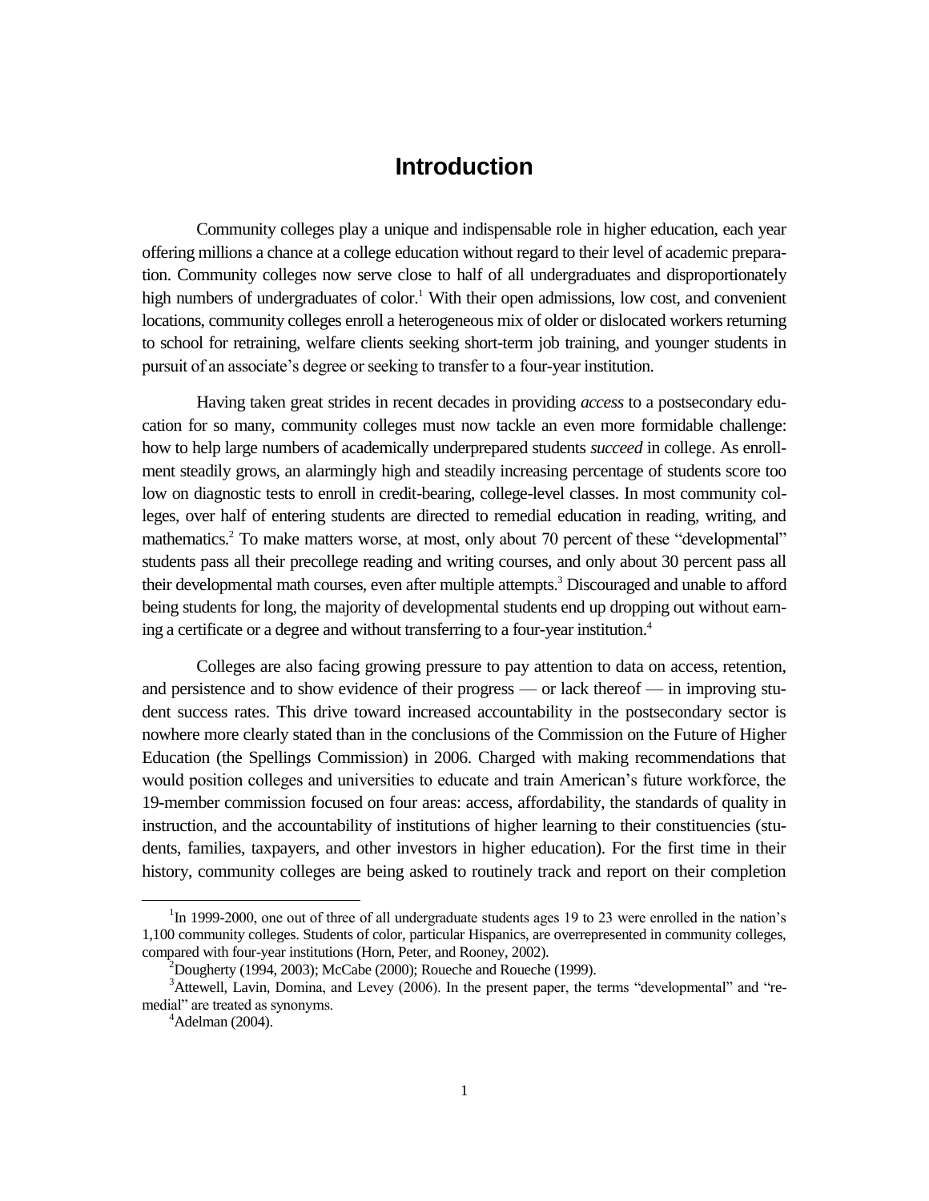# Introduction

Community colleges play a unique and indispensable role in higher education, each year offering millions a chance at a college education without regard to their level of academic preparation. Community colleges now serve close to half of all undergraduates and disproportionately high numbers of undergraduates of color.[1] With their open admissions, low cost, and convenient locations, community colleges enroll a heterogeneous mix of older or dislocated workers returning to school for retraining, welfare clients seeking short-term job training, and younger students in pursuit of an associate's degree or seeking to transfer to a four-year institution.

Having taken great strides in recent decades in providing *access* to a postsecondary education for so many, community colleges must now tackle an even more formidable challenge: how to help large numbers of academically underprepared students *succeed* in college. As enrollment steadily grows, an alarmingly high and steadily increasing percentage of students score too low on diagnostic tests to enroll in credit-bearing, college-level classes. In most community colleges, over half of entering students are directed to remedial education in reading, writing, and mathematics.[2] To make matters worse, at most, only about 70 percent of these "developmental" students pass all their precollege reading and writing courses, and only about 30 percent pass all their developmental math courses, even after multiple attempts.[3] Discouraged and unable to afford being students for long, the majority of developmental students end up dropping out without earning a certificate or a degree and without transferring to a four-year institution.[4]

Colleges are also facing growing pressure to pay attention to data on access, retention, and persistence and to show evidence of their progress — or lack thereof — in improving student success rates. This drive toward increased accountability in the postsecondary sector is nowhere more clearly stated than in the conclusions of the Commission on the Future of Higher Education (the Spellings Commission) in 2006. Charged with making recommendations that would position colleges and universities to educate and train American's future workforce, the 19-member commission focused on four areas: access, affordability, the standards of quality in instruction, and the accountability of institutions of higher learning to their constituencies (students, families, taxpayers, and other investors in higher education). For the first time in their history, community colleges are being asked to routinely track and report on their completion

---

[1] In 1999-2000, one out of three of all undergraduate students ages 19 to 23 were enrolled in the nation's 1,100 community colleges. Students of color, particular Hispanics, are overrepresented in community colleges, compared with four-year institutions (Horn, Peter, and Rooney, 2002).

[2] Dougherty (1994, 2003); McCabe (2000); Roueche and Roueche (1999).

[3] Attewell, Lavin, Domina, and Levey (2006). In the present paper, the terms "developmental" and "remedial" are treated as synonyms.

[4] Adelman (2004).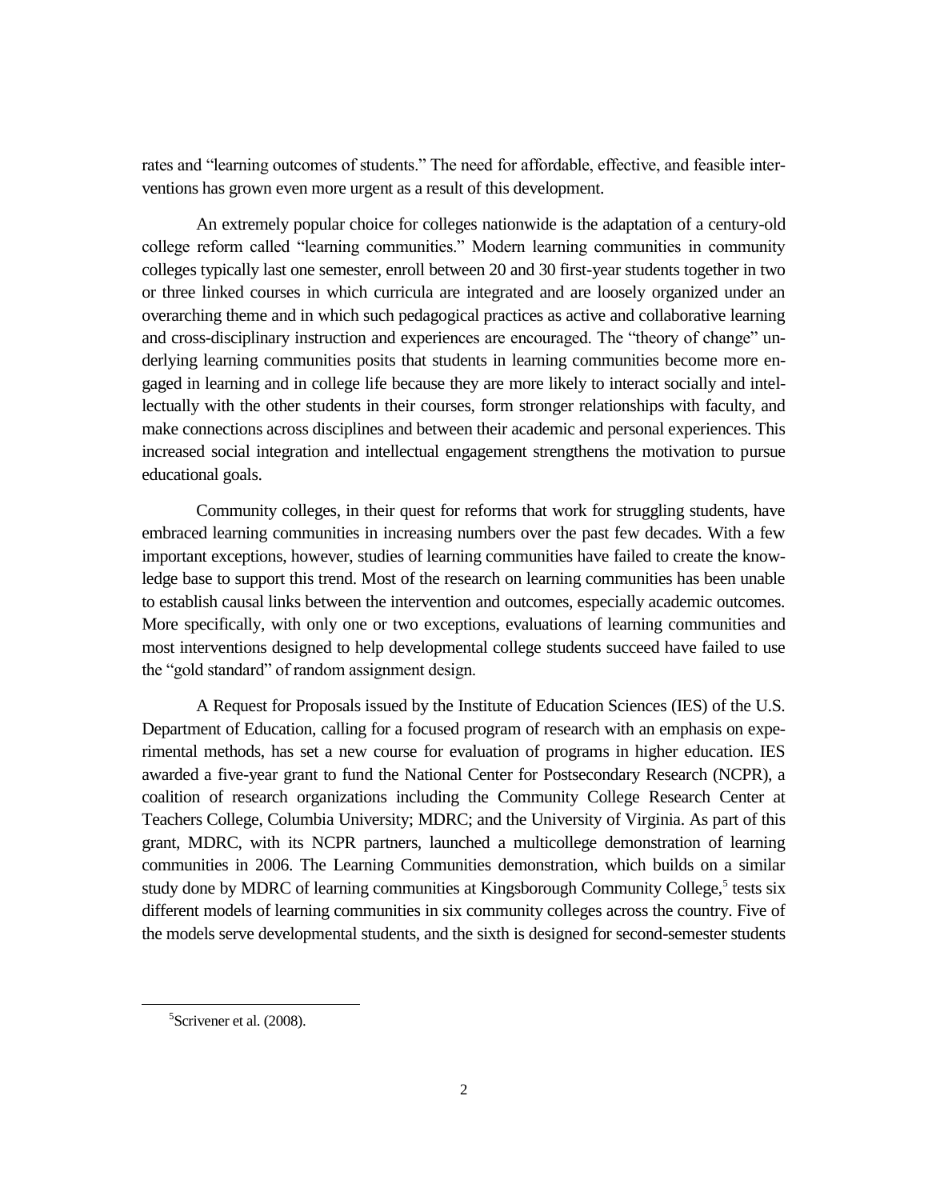rates and "learning outcomes of students." The need for affordable, effective, and feasible interventions has grown even more urgent as a result of this development.

An extremely popular choice for colleges nationwide is the adaptation of a century-old college reform called "learning communities." Modern learning communities in community colleges typically last one semester, enroll between 20 and 30 first-year students together in two or three linked courses in which curricula are integrated and are loosely organized under an overarching theme and in which such pedagogical practices as active and collaborative learning and cross-disciplinary instruction and experiences are encouraged. The "theory of change" underlying learning communities posits that students in learning communities become more engaged in learning and in college life because they are more likely to interact socially and intellectually with the other students in their courses, form stronger relationships with faculty, and make connections across disciplines and between their academic and personal experiences. This increased social integration and intellectual engagement strengthens the motivation to pursue educational goals.

Community colleges, in their quest for reforms that work for struggling students, have embraced learning communities in increasing numbers over the past few decades. With a few important exceptions, however, studies of learning communities have failed to create the knowledge base to support this trend. Most of the research on learning communities has been unable to establish causal links between the intervention and outcomes, especially academic outcomes. More specifically, with only one or two exceptions, evaluations of learning communities and most interventions designed to help developmental college students succeed have failed to use the "gold standard" of random assignment design.

A Request for Proposals issued by the Institute of Education Sciences (IES) of the U.S. Department of Education, calling for a focused program of research with an emphasis on experimental methods, has set a new course for evaluation of programs in higher education. IES awarded a five-year grant to fund the National Center for Postsecondary Research (NCPR), a coalition of research organizations including the Community College Research Center at Teachers College, Columbia University; MDRC; and the University of Virginia. As part of this grant, MDRC, with its NCPR partners, launched a multicollege demonstration of learning communities in 2006. The Learning Communities demonstration, which builds on a similar study done by MDRC of learning communities at Kingsborough Community College,[5] tests six different models of learning communities in six community colleges across the country. Five of the models serve developmental students, and the sixth is designed for second-semester students

[5] Scrivener et al. (2008).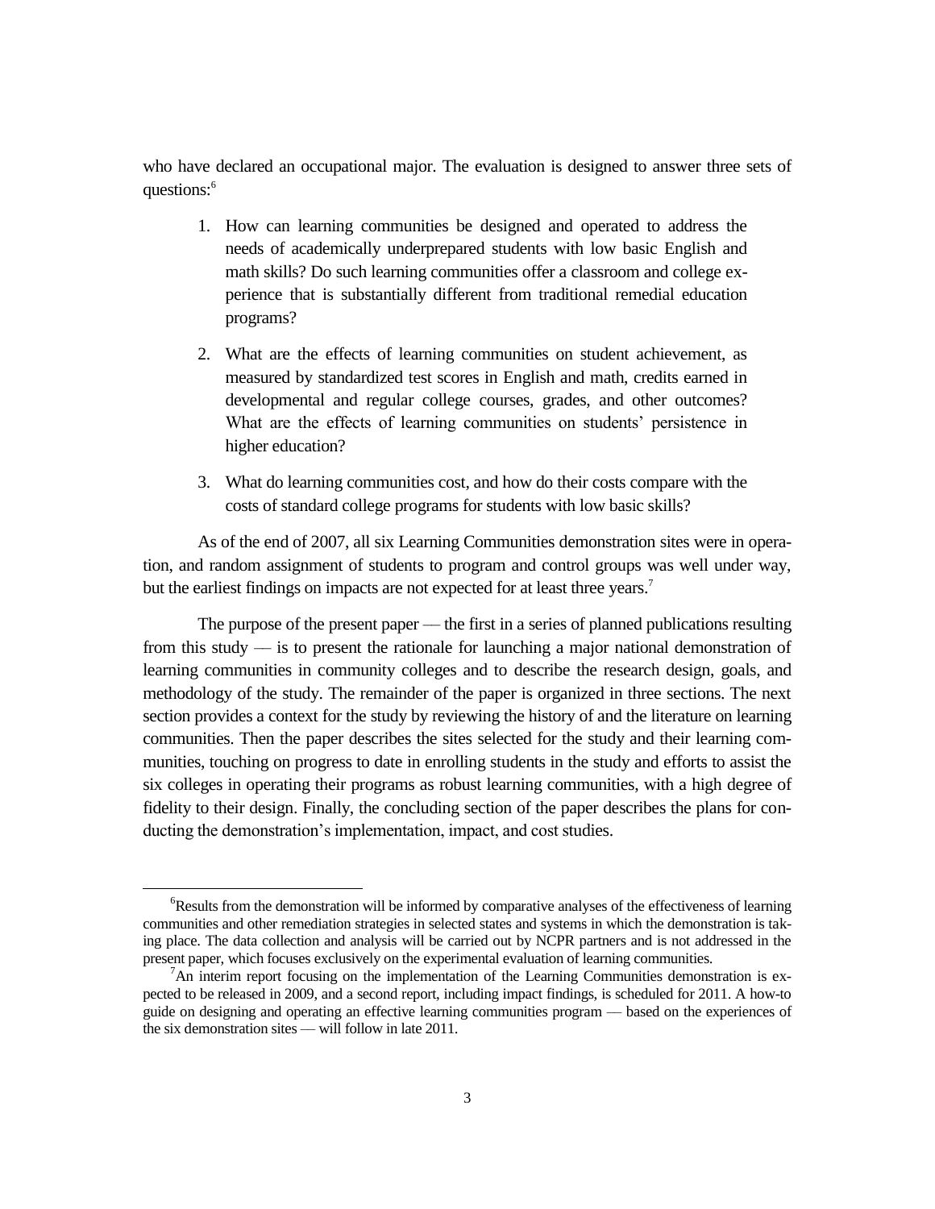who have declared an occupational major. The evaluation is designed to answer three sets of questions:[6]

1. How can learning communities be designed and operated to address the needs of academically underprepared students with low basic English and math skills? Do such learning communities offer a classroom and college experience that is substantially different from traditional remedial education programs?

2. What are the effects of learning communities on student achievement, as measured by standardized test scores in English and math, credits earned in developmental and regular college courses, grades, and other outcomes? What are the effects of learning communities on students' persistence in higher education?

3. What do learning communities cost, and how do their costs compare with the costs of standard college programs for students with low basic skills?

As of the end of 2007, all six Learning Communities demonstration sites were in operation, and random assignment of students to program and control groups was well under way, but the earliest findings on impacts are not expected for at least three years.[7]

The purpose of the present paper — the first in a series of planned publications resulting from this study — is to present the rationale for launching a major national demonstration of learning communities in community colleges and to describe the research design, goals, and methodology of the study. The remainder of the paper is organized in three sections. The next section provides a context for the study by reviewing the history of and the literature on learning communities. Then the paper describes the sites selected for the study and their learning communities, touching on progress to date in enrolling students in the study and efforts to assist the six colleges in operating their programs as robust learning communities, with a high degree of fidelity to their design. Finally, the concluding section of the paper describes the plans for conducting the demonstration's implementation, impact, and cost studies.

---

[6]Results from the demonstration will be informed by comparative analyses of the effectiveness of learning communities and other remediation strategies in selected states and systems in which the demonstration is taking place. The data collection and analysis will be carried out by NCPR partners and is not addressed in the present paper, which focuses exclusively on the experimental evaluation of learning communities.

[7]An interim report focusing on the implementation of the Learning Communities demonstration is expected to be released in 2009, and a second report, including impact findings, is scheduled for 2011. A how-to guide on designing and operating an effective learning communities program — based on the experiences of the six demonstration sites — will follow in late 2011.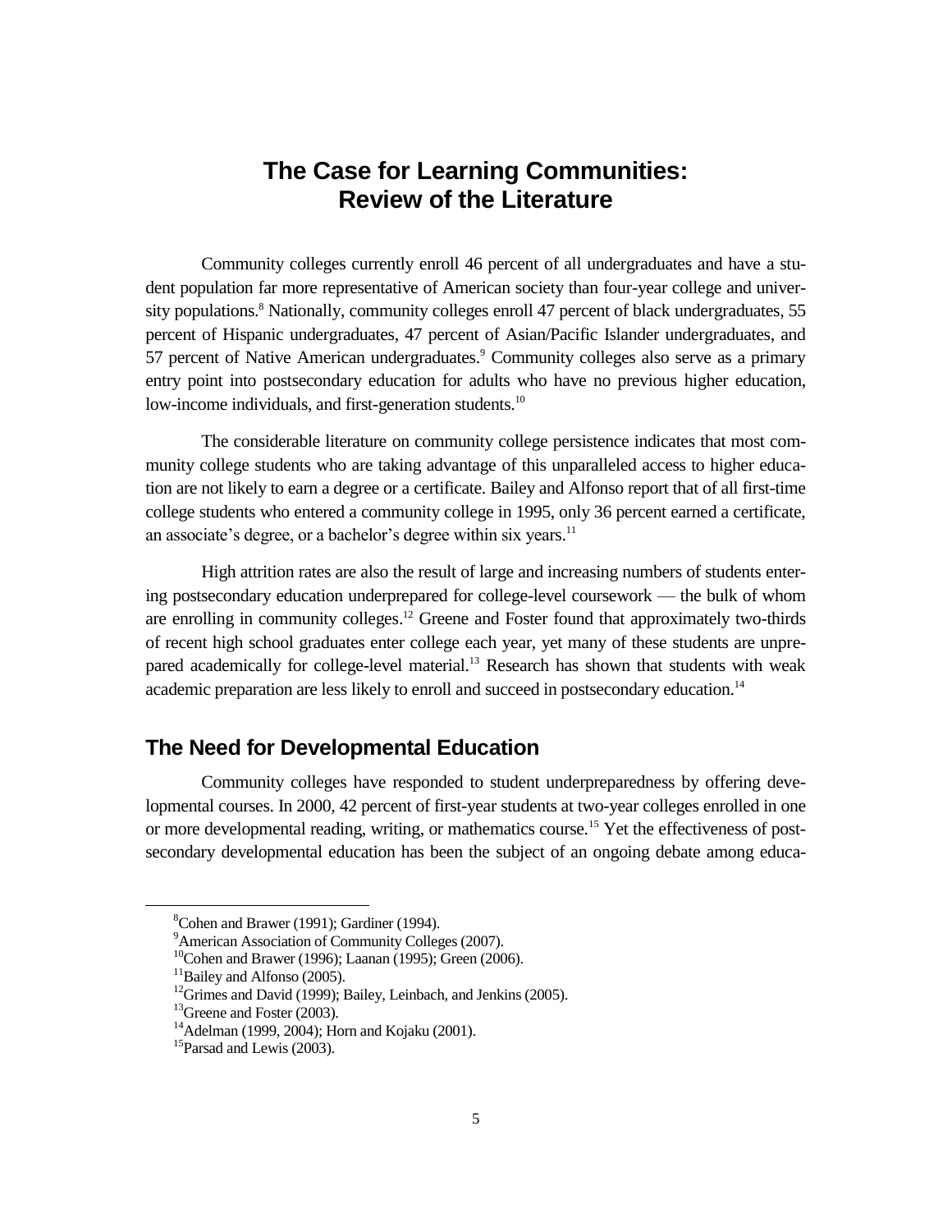# The Case for Learning Communities: Review of the Literature

Community colleges currently enroll 46 percent of all undergraduates and have a student population far more representative of American society than four-year college and university populations.[8] Nationally, community colleges enroll 47 percent of black undergraduates, 55 percent of Hispanic undergraduates, 47 percent of Asian/Pacific Islander undergraduates, and 57 percent of Native American undergraduates.[9] Community colleges also serve as a primary entry point into postsecondary education for adults who have no previous higher education, low-income individuals, and first-generation students.[10]

The considerable literature on community college persistence indicates that most community college students who are taking advantage of this unparalleled access to higher education are not likely to earn a degree or a certificate. Bailey and Alfonso report that of all first-time college students who entered a community college in 1995, only 36 percent earned a certificate, an associate's degree, or a bachelor's degree within six years.[11]

High attrition rates are also the result of large and increasing numbers of students entering postsecondary education underprepared for college-level coursework — the bulk of whom are enrolling in community colleges.[12] Greene and Foster found that approximately two-thirds of recent high school graduates enter college each year, yet many of these students are unprepared academically for college-level material.[13] Research has shown that students with weak academic preparation are less likely to enroll and succeed in postsecondary education.[14]

## The Need for Developmental Education

Community colleges have responded to student underpreparedness by offering developmental courses. In 2000, 42 percent of first-year students at two-year colleges enrolled in one or more developmental reading, writing, or mathematics course.[15] Yet the effectiveness of postsecondary developmental education has been the subject of an ongoing debate among educa-

---

[8]Cohen and Brawer (1991); Gardiner (1994).

[9]American Association of Community Colleges (2007).

[10]Cohen and Brawer (1996); Laanan (1995); Green (2006).

[11]Bailey and Alfonso (2005).

[12]Grimes and David (1999); Bailey, Leinbach, and Jenkins (2005).

[13]Greene and Foster (2003).

[14]Adelman (1999, 2004); Horn and Kojaku (2001).

[15]Parsad and Lewis (2003).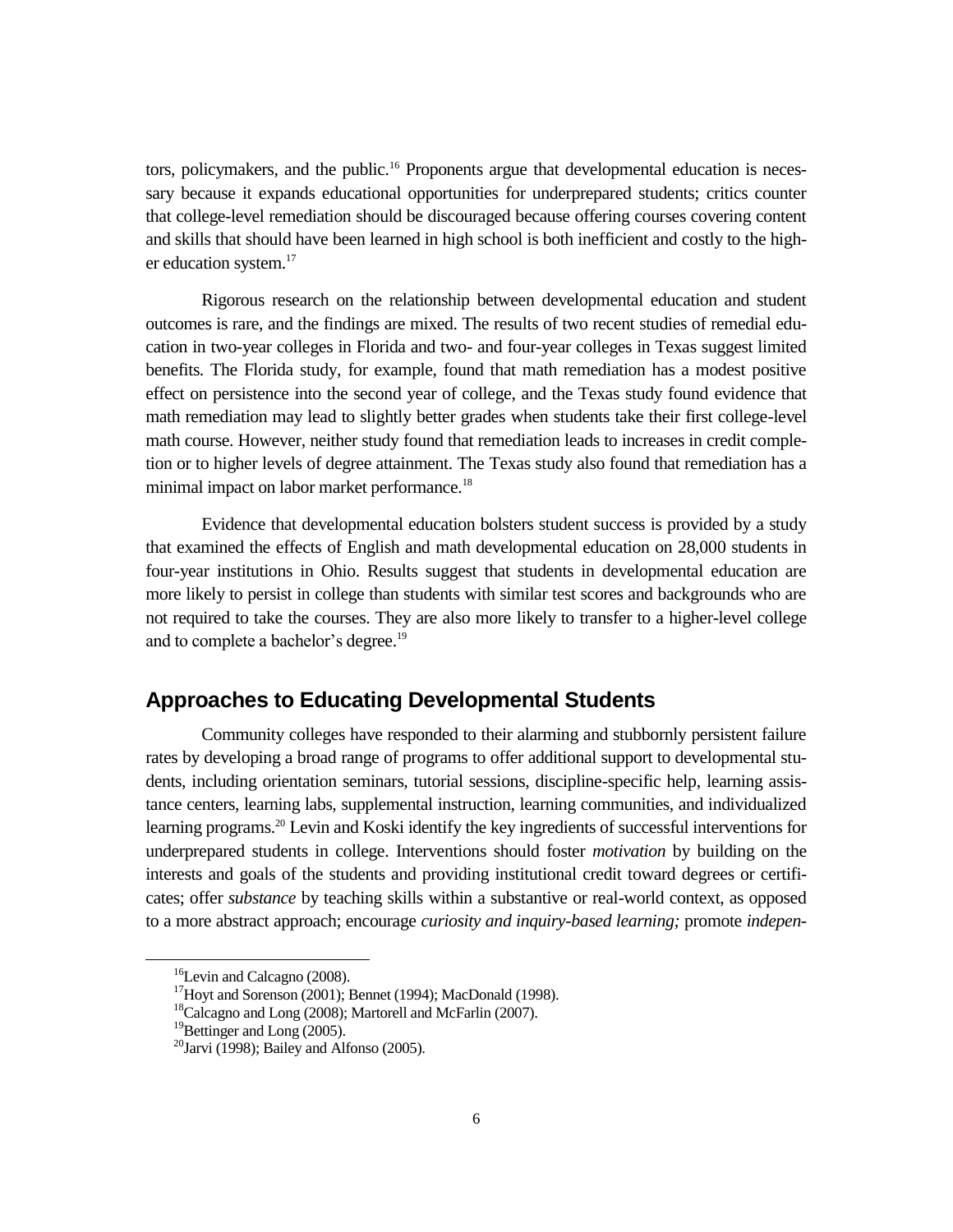tors, policymakers, and the public.[16] Proponents argue that developmental education is necessary because it expands educational opportunities for underprepared students; critics counter that college-level remediation should be discouraged because offering courses covering content and skills that should have been learned in high school is both inefficient and costly to the higher education system.[17]

Rigorous research on the relationship between developmental education and student outcomes is rare, and the findings are mixed. The results of two recent studies of remedial education in two-year colleges in Florida and two- and four-year colleges in Texas suggest limited benefits. The Florida study, for example, found that math remediation has a modest positive effect on persistence into the second year of college, and the Texas study found evidence that math remediation may lead to slightly better grades when students take their first college-level math course. However, neither study found that remediation leads to increases in credit completion or to higher levels of degree attainment. The Texas study also found that remediation has a minimal impact on labor market performance.[18]

Evidence that developmental education bolsters student success is provided by a study that examined the effects of English and math developmental education on 28,000 students in four-year institutions in Ohio. Results suggest that students in developmental education are more likely to persist in college than students with similar test scores and backgrounds who are not required to take the courses. They are also more likely to transfer to a higher-level college and to complete a bachelor's degree.[19]

## Approaches to Educating Developmental Students

Community colleges have responded to their alarming and stubbornly persistent failure rates by developing a broad range of programs to offer additional support to developmental students, including orientation seminars, tutorial sessions, discipline-specific help, learning assistance centers, learning labs, supplemental instruction, learning communities, and individualized learning programs.[20] Levin and Koski identify the key ingredients of successful interventions for underprepared students in college. Interventions should foster *motivation* by building on the interests and goals of the students and providing institutional credit toward degrees or certificates; offer *substance* by teaching skills within a substantive or real-world context, as opposed to a more abstract approach; encourage *curiosity and inquiry-based learning;* promote *indepen-*

---

[16] Levin and Calcagno (2008).

[17] Hoyt and Sorenson (2001); Bennet (1994); MacDonald (1998).

[18] Calcagno and Long (2008); Martorell and McFarlin (2007).

[19] Bettinger and Long (2005).

[20] Jarvi (1998); Bailey and Alfonso (2005).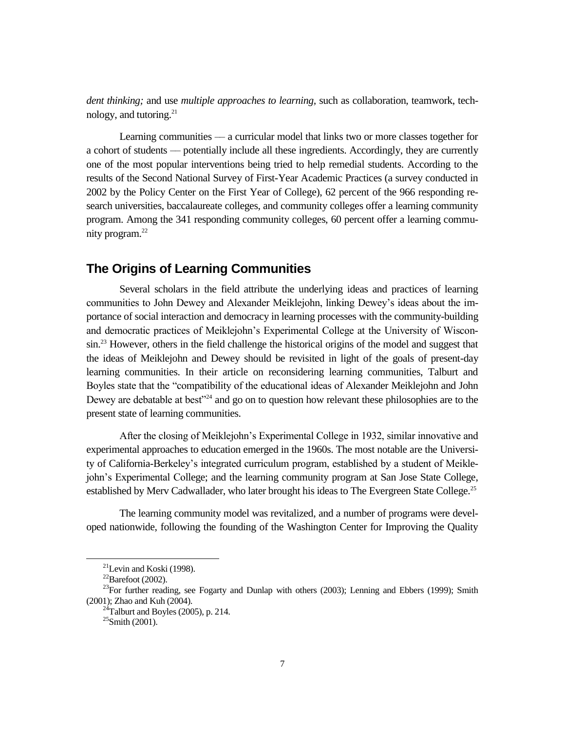*dent thinking;* and use *multiple approaches to learning*, such as collaboration, teamwork, technology, and tutoring.[21]

Learning communities — a curricular model that links two or more classes together for a cohort of students — potentially include all these ingredients. Accordingly, they are currently one of the most popular interventions being tried to help remedial students. According to the results of the Second National Survey of First-Year Academic Practices (a survey conducted in 2002 by the Policy Center on the First Year of College), 62 percent of the 966 responding research universities, baccalaureate colleges, and community colleges offer a learning community program. Among the 341 responding community colleges, 60 percent offer a learning community program.[22]

## The Origins of Learning Communities

Several scholars in the field attribute the underlying ideas and practices of learning communities to John Dewey and Alexander Meiklejohn, linking Dewey's ideas about the importance of social interaction and democracy in learning processes with the community-building and democratic practices of Meiklejohn's Experimental College at the University of Wisconsin.[23] However, others in the field challenge the historical origins of the model and suggest that the ideas of Meiklejohn and Dewey should be revisited in light of the goals of present-day learning communities. In their article on reconsidering learning communities, Talburt and Boyles state that the "compatibility of the educational ideas of Alexander Meiklejohn and John Dewey are debatable at best"[24] and go on to question how relevant these philosophies are to the present state of learning communities.

After the closing of Meiklejohn's Experimental College in 1932, similar innovative and experimental approaches to education emerged in the 1960s. The most notable are the University of California-Berkeley's integrated curriculum program, established by a student of Meiklejohn's Experimental College; and the learning community program at San Jose State College, established by Merv Cadwallader, who later brought his ideas to The Evergreen State College.[25]

The learning community model was revitalized, and a number of programs were developed nationwide, following the founding of the Washington Center for Improving the Quality

---

[21]Levin and Koski (1998).

[22]Barefoot (2002).

[23]For further reading, see Fogarty and Dunlap with others (2003); Lenning and Ebbers (1999); Smith (2001); Zhao and Kuh (2004).

[24]Talburt and Boyles (2005), p. 214.

[25]Smith (2001).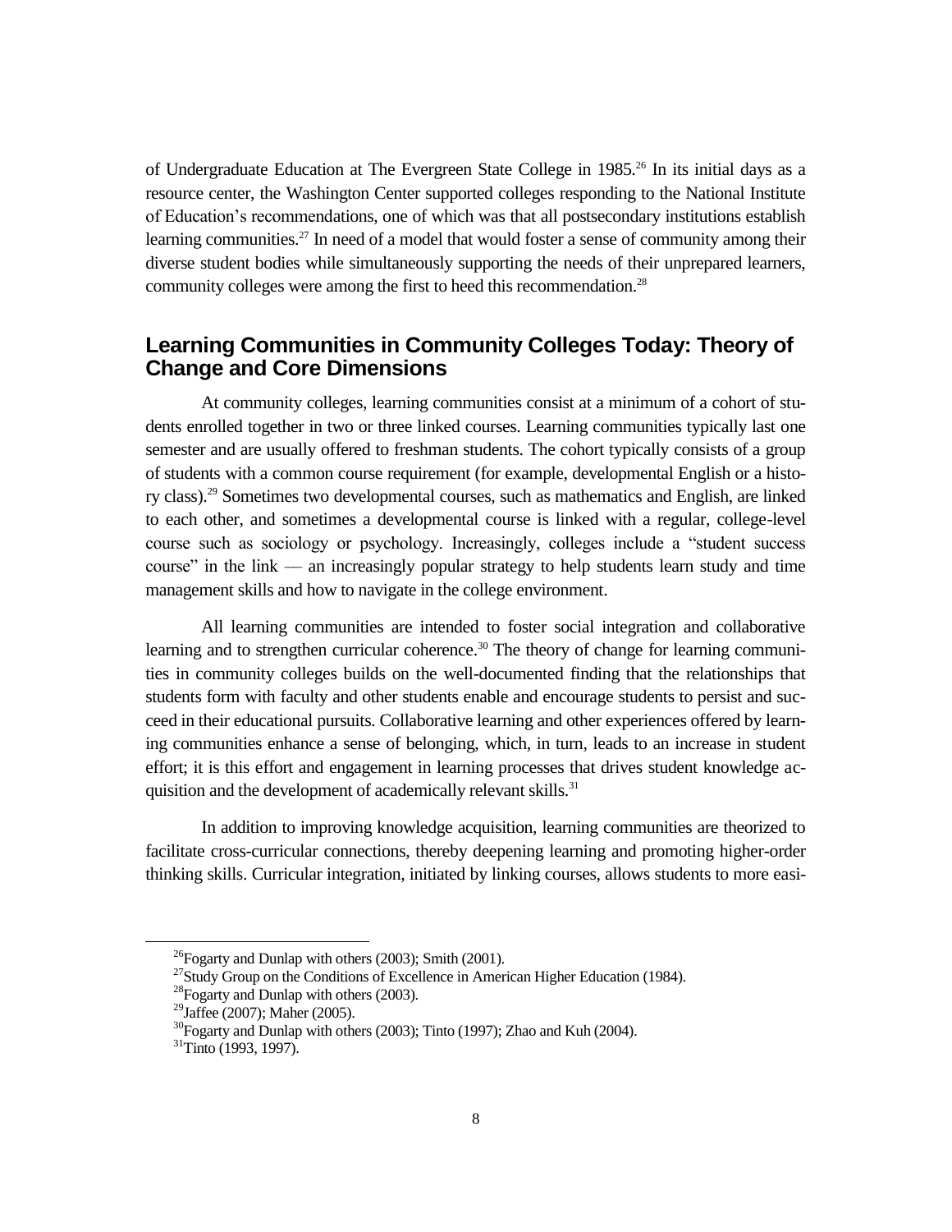of Undergraduate Education at The Evergreen State College in 1985.[26] In its initial days as a resource center, the Washington Center supported colleges responding to the National Institute of Education's recommendations, one of which was that all postsecondary institutions establish learning communities.[27] In need of a model that would foster a sense of community among their diverse student bodies while simultaneously supporting the needs of their unprepared learners, community colleges were among the first to heed this recommendation.[28]

## Learning Communities in Community Colleges Today: Theory of Change and Core Dimensions

At community colleges, learning communities consist at a minimum of a cohort of students enrolled together in two or three linked courses. Learning communities typically last one semester and are usually offered to freshman students. The cohort typically consists of a group of students with a common course requirement (for example, developmental English or a history class).[29] Sometimes two developmental courses, such as mathematics and English, are linked to each other, and sometimes a developmental course is linked with a regular, college-level course such as sociology or psychology. Increasingly, colleges include a "student success course" in the link — an increasingly popular strategy to help students learn study and time management skills and how to navigate in the college environment.

All learning communities are intended to foster social integration and collaborative learning and to strengthen curricular coherence.[30] The theory of change for learning communities in community colleges builds on the well-documented finding that the relationships that students form with faculty and other students enable and encourage students to persist and succeed in their educational pursuits. Collaborative learning and other experiences offered by learning communities enhance a sense of belonging, which, in turn, leads to an increase in student effort; it is this effort and engagement in learning processes that drives student knowledge acquisition and the development of academically relevant skills.[31]

In addition to improving knowledge acquisition, learning communities are theorized to facilitate cross-curricular connections, thereby deepening learning and promoting higher-order thinking skills. Curricular integration, initiated by linking courses, allows students to more easi-

---

[26]Fogarty and Dunlap with others (2003); Smith (2001).

[27]Study Group on the Conditions of Excellence in American Higher Education (1984).

[28]Fogarty and Dunlap with others (2003).

[29]Jaffee (2007); Maher (2005).

[30]Fogarty and Dunlap with others (2003); Tinto (1997); Zhao and Kuh (2004).

[31]Tinto (1993, 1997).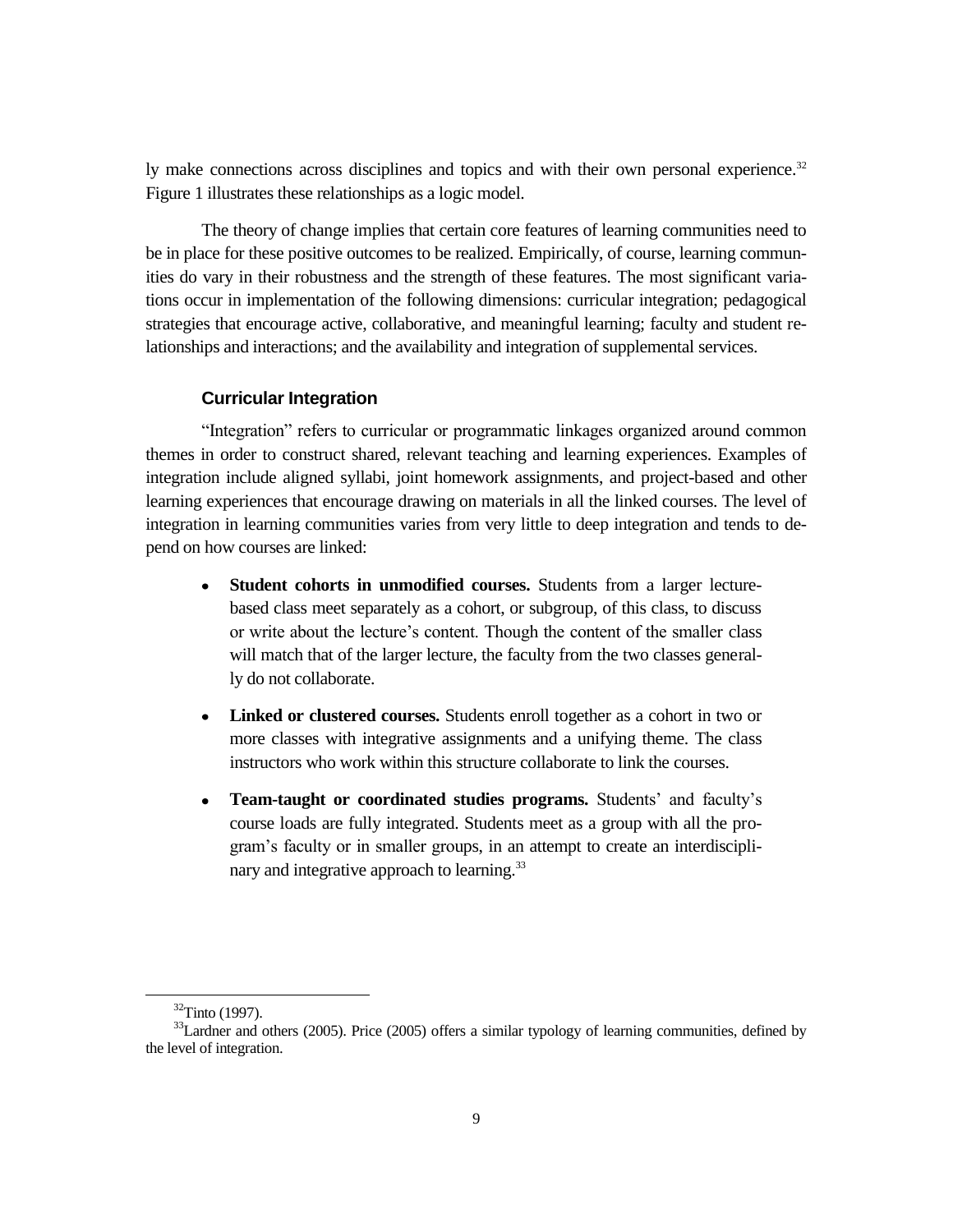ly make connections across disciplines and topics and with their own personal experience.[32] Figure 1 illustrates these relationships as a logic model.

The theory of change implies that certain core features of learning communities need to be in place for these positive outcomes to be realized. Empirically, of course, learning communities do vary in their robustness and the strength of these features. The most significant variations occur in implementation of the following dimensions: curricular integration; pedagogical strategies that encourage active, collaborative, and meaningful learning; faculty and student relationships and interactions; and the availability and integration of supplemental services.

### Curricular Integration

"Integration" refers to curricular or programmatic linkages organized around common themes in order to construct shared, relevant teaching and learning experiences. Examples of integration include aligned syllabi, joint homework assignments, and project-based and other learning experiences that encourage drawing on materials in all the linked courses. The level of integration in learning communities varies from very little to deep integration and tends to depend on how courses are linked:

- **Student cohorts in unmodified courses.** Students from a larger lecture-based class meet separately as a cohort, or subgroup, of this class, to discuss or write about the lecture's content. Though the content of the smaller class will match that of the larger lecture, the faculty from the two classes generally do not collaborate.

- **Linked or clustered courses.** Students enroll together as a cohort in two or more classes with integrative assignments and a unifying theme. The class instructors who work within this structure collaborate to link the courses.

- **Team-taught or coordinated studies programs.** Students' and faculty's course loads are fully integrated. Students meet as a group with all the program's faculty or in smaller groups, in an attempt to create an interdisciplinary and integrative approach to learning.[33]

---

[32] Tinto (1997).

[33] Lardner and others (2005). Price (2005) offers a similar typology of learning communities, defined by the level of integration.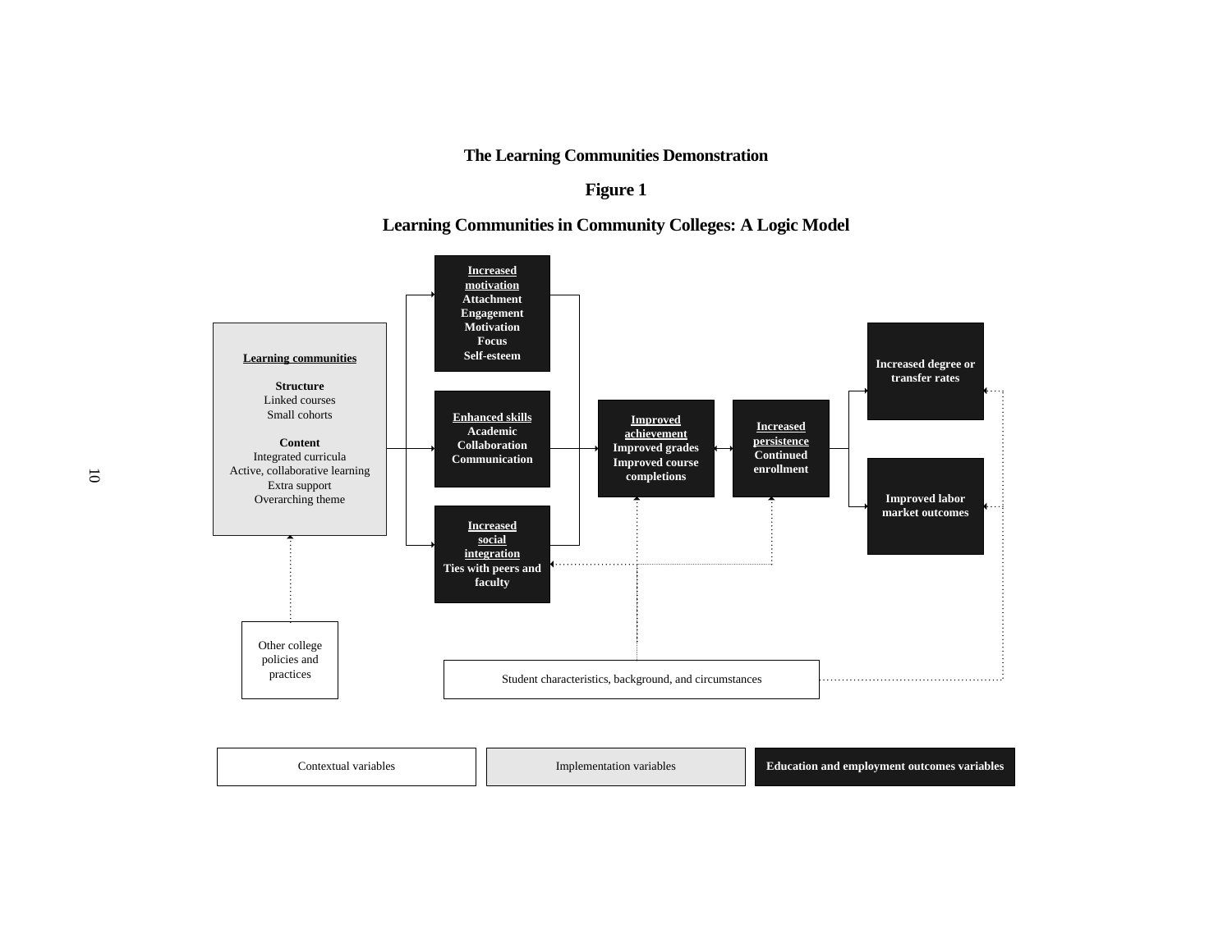**The Learning Communities Demonstration**

**Figure 1**

**Learning Communities in Community Colleges: A Logic Model**

**Learning communities**

**Structure**
Linked courses
Small cohorts

**Content**
Integrated curricula
Active, collaborative learning
Extra support
Overarching theme

**Increased motivation**
Attachment
Engagement
Motivation
Focus
Self-esteem

**Enhanced skills**
Academic
Collaboration
Communication

**Increased social integration**
Ties with peers and faculty

**Improved achievement**
Improved grades
Improved course completions

**Increased persistence**
Continued enrollment

**Increased degree or transfer rates**

**Improved labor market outcomes**

Other college policies and practices

Student characteristics, background, and circumstances

Contextual variables | Implementation variables | **Education and employment outcomes variables**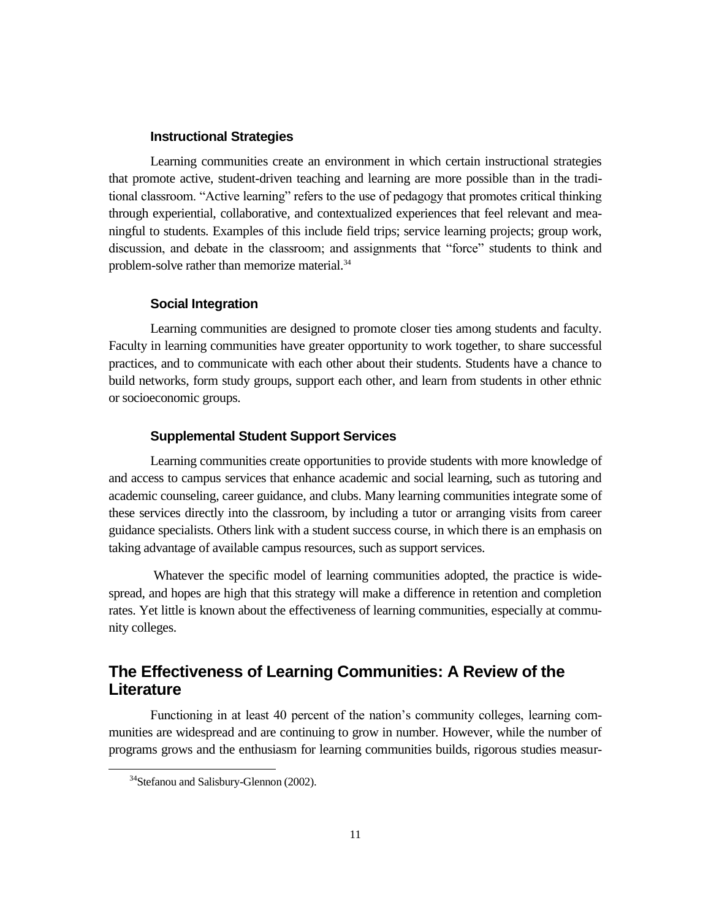### Instructional Strategies

Learning communities create an environment in which certain instructional strategies that promote active, student-driven teaching and learning are more possible than in the traditional classroom. "Active learning" refers to the use of pedagogy that promotes critical thinking through experiential, collaborative, and contextualized experiences that feel relevant and meaningful to students. Examples of this include field trips; service learning projects; group work, discussion, and debate in the classroom; and assignments that "force" students to think and problem-solve rather than memorize material.[34]

### Social Integration

Learning communities are designed to promote closer ties among students and faculty. Faculty in learning communities have greater opportunity to work together, to share successful practices, and to communicate with each other about their students. Students have a chance to build networks, form study groups, support each other, and learn from students in other ethnic or socioeconomic groups.

### Supplemental Student Support Services

Learning communities create opportunities to provide students with more knowledge of and access to campus services that enhance academic and social learning, such as tutoring and academic counseling, career guidance, and clubs. Many learning communities integrate some of these services directly into the classroom, by including a tutor or arranging visits from career guidance specialists. Others link with a student success course, in which there is an emphasis on taking advantage of available campus resources, such as support services.

Whatever the specific model of learning communities adopted, the practice is widespread, and hopes are high that this strategy will make a difference in retention and completion rates. Yet little is known about the effectiveness of learning communities, especially at community colleges.

## The Effectiveness of Learning Communities: A Review of the Literature

Functioning in at least 40 percent of the nation's community colleges, learning communities are widespread and are continuing to grow in number. However, while the number of programs grows and the enthusiasm for learning communities builds, rigorous studies measur-

[34] Stefanou and Salisbury-Glennon (2002).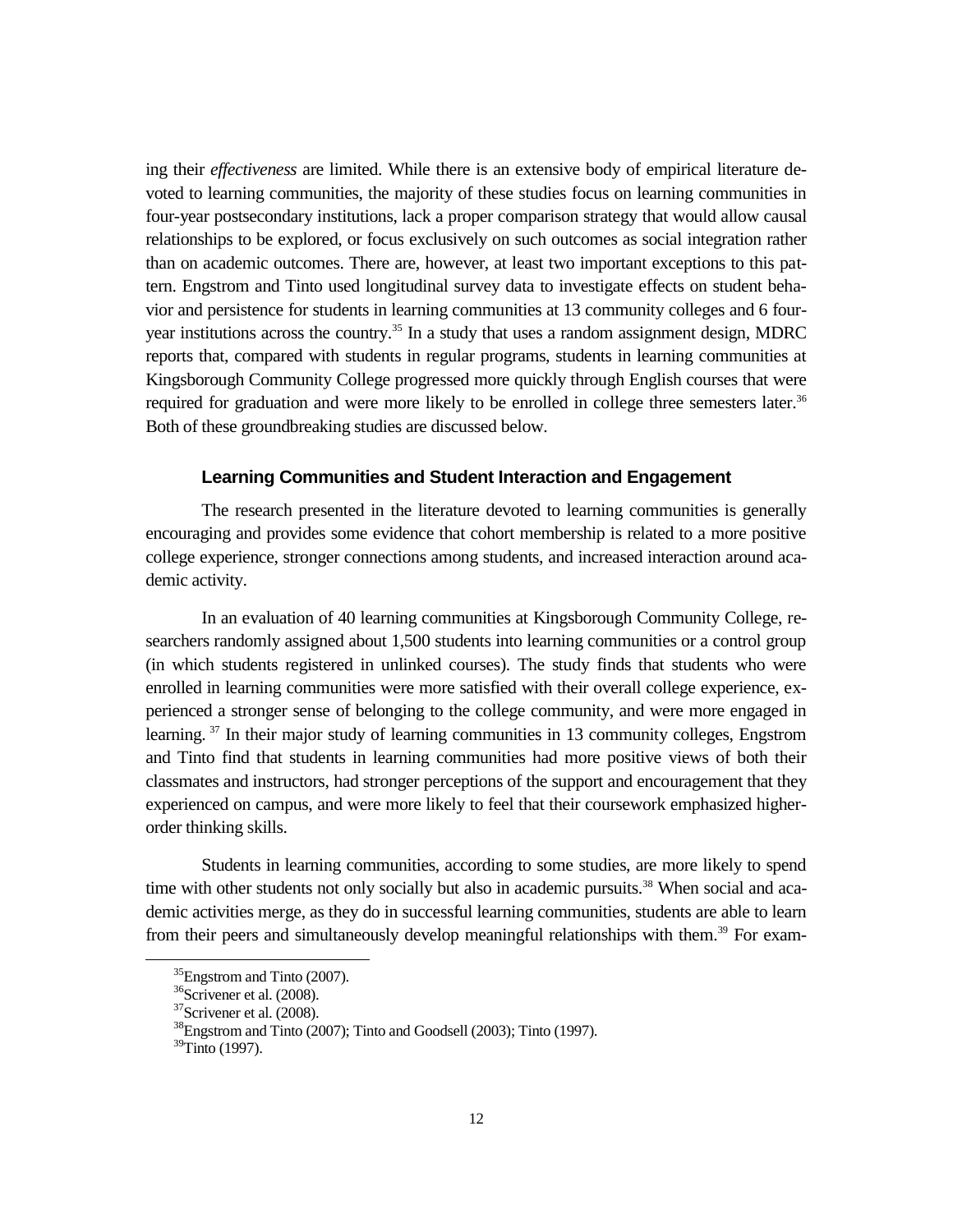ing their *effectiveness* are limited. While there is an extensive body of empirical literature devoted to learning communities, the majority of these studies focus on learning communities in four-year postsecondary institutions, lack a proper comparison strategy that would allow causal relationships to be explored, or focus exclusively on such outcomes as social integration rather than on academic outcomes. There are, however, at least two important exceptions to this pattern. Engstrom and Tinto used longitudinal survey data to investigate effects on student behavior and persistence for students in learning communities at 13 community colleges and 6 four-year institutions across the country.[35] In a study that uses a random assignment design, MDRC reports that, compared with students in regular programs, students in learning communities at Kingsborough Community College progressed more quickly through English courses that were required for graduation and were more likely to be enrolled in college three semesters later.[36] Both of these groundbreaking studies are discussed below.

### Learning Communities and Student Interaction and Engagement

The research presented in the literature devoted to learning communities is generally encouraging and provides some evidence that cohort membership is related to a more positive college experience, stronger connections among students, and increased interaction around academic activity.

In an evaluation of 40 learning communities at Kingsborough Community College, researchers randomly assigned about 1,500 students into learning communities or a control group (in which students registered in unlinked courses). The study finds that students who were enrolled in learning communities were more satisfied with their overall college experience, experienced a stronger sense of belonging to the college community, and were more engaged in learning.[37] In their major study of learning communities in 13 community colleges, Engstrom and Tinto find that students in learning communities had more positive views of both their classmates and instructors, had stronger perceptions of the support and encouragement that they experienced on campus, and were more likely to feel that their coursework emphasized higher-order thinking skills.

Students in learning communities, according to some studies, are more likely to spend time with other students not only socially but also in academic pursuits.[38] When social and academic activities merge, as they do in successful learning communities, students are able to learn from their peers and simultaneously develop meaningful relationships with them.[39] For exam-

---

[35] Engstrom and Tinto (2007).
[36] Scrivener et al. (2008).
[37] Scrivener et al. (2008).
[38] Engstrom and Tinto (2007); Tinto and Goodsell (2003); Tinto (1997).
[39] Tinto (1997).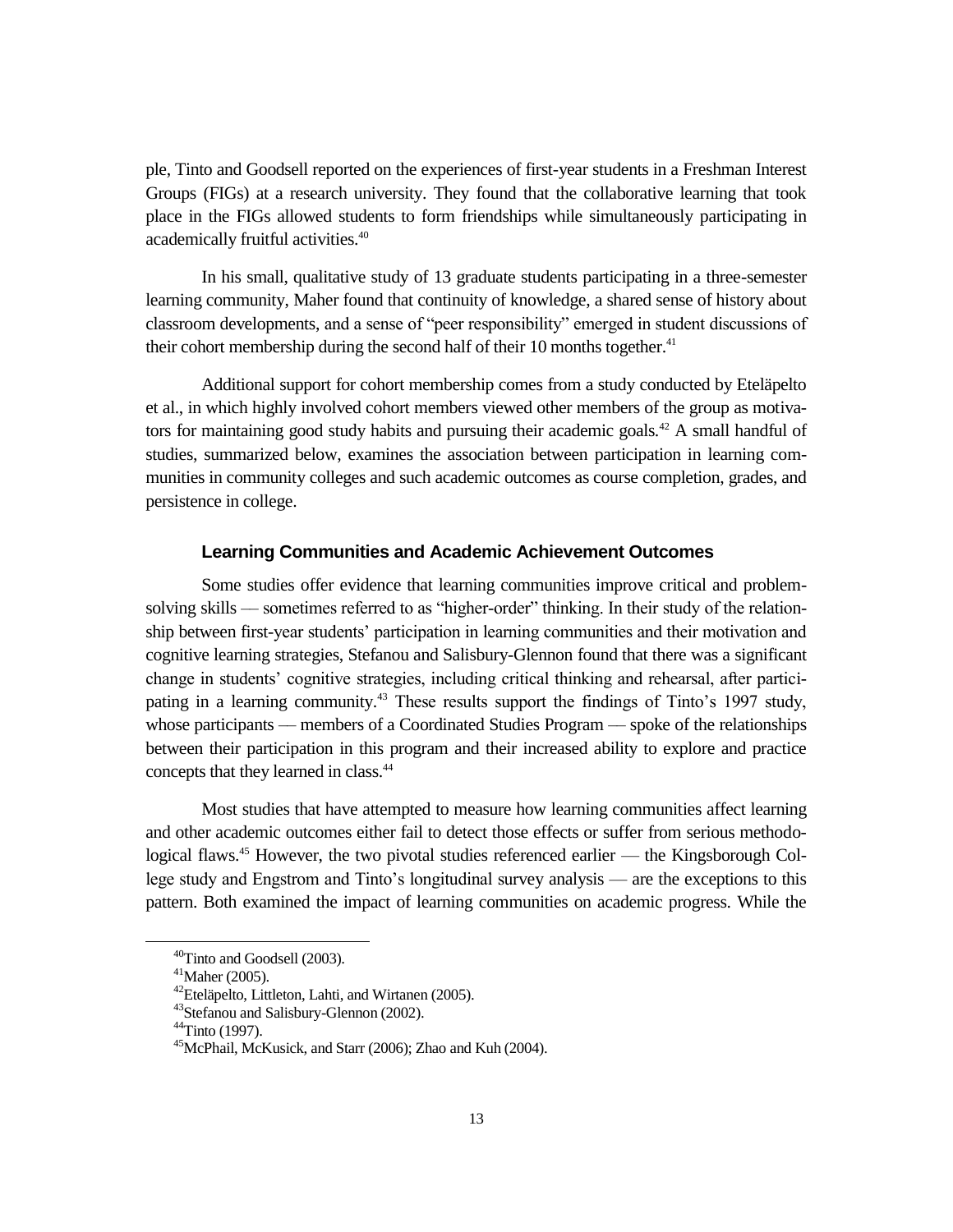ple, Tinto and Goodsell reported on the experiences of first-year students in a Freshman Interest Groups (FIGs) at a research university. They found that the collaborative learning that took place in the FIGs allowed students to form friendships while simultaneously participating in academically fruitful activities.[40]

In his small, qualitative study of 13 graduate students participating in a three-semester learning community, Maher found that continuity of knowledge, a shared sense of history about classroom developments, and a sense of "peer responsibility" emerged in student discussions of their cohort membership during the second half of their 10 months together.[41]

Additional support for cohort membership comes from a study conducted by Eteläpelto et al., in which highly involved cohort members viewed other members of the group as motivators for maintaining good study habits and pursuing their academic goals.[42] A small handful of studies, summarized below, examines the association between participation in learning communities in community colleges and such academic outcomes as course completion, grades, and persistence in college.

### Learning Communities and Academic Achievement Outcomes

Some studies offer evidence that learning communities improve critical and problem-solving skills — sometimes referred to as "higher-order" thinking. In their study of the relationship between first-year students' participation in learning communities and their motivation and cognitive learning strategies, Stefanou and Salisbury-Glennon found that there was a significant change in students' cognitive strategies, including critical thinking and rehearsal, after participating in a learning community.[43] These results support the findings of Tinto's 1997 study, whose participants — members of a Coordinated Studies Program — spoke of the relationships between their participation in this program and their increased ability to explore and practice concepts that they learned in class.[44]

Most studies that have attempted to measure how learning communities affect learning and other academic outcomes either fail to detect those effects or suffer from serious methodological flaws.[45] However, the two pivotal studies referenced earlier — the Kingsborough College study and Engstrom and Tinto's longitudinal survey analysis — are the exceptions to this pattern. Both examined the impact of learning communities on academic progress. While the

---

[40]Tinto and Goodsell (2003).

[41]Maher (2005).

[42]Eteläpelto, Littleton, Lahti, and Wirtanen (2005).

[43]Stefanou and Salisbury-Glennon (2002).

[44]Tinto (1997).

[45]McPhail, McKusick, and Starr (2006); Zhao and Kuh (2004).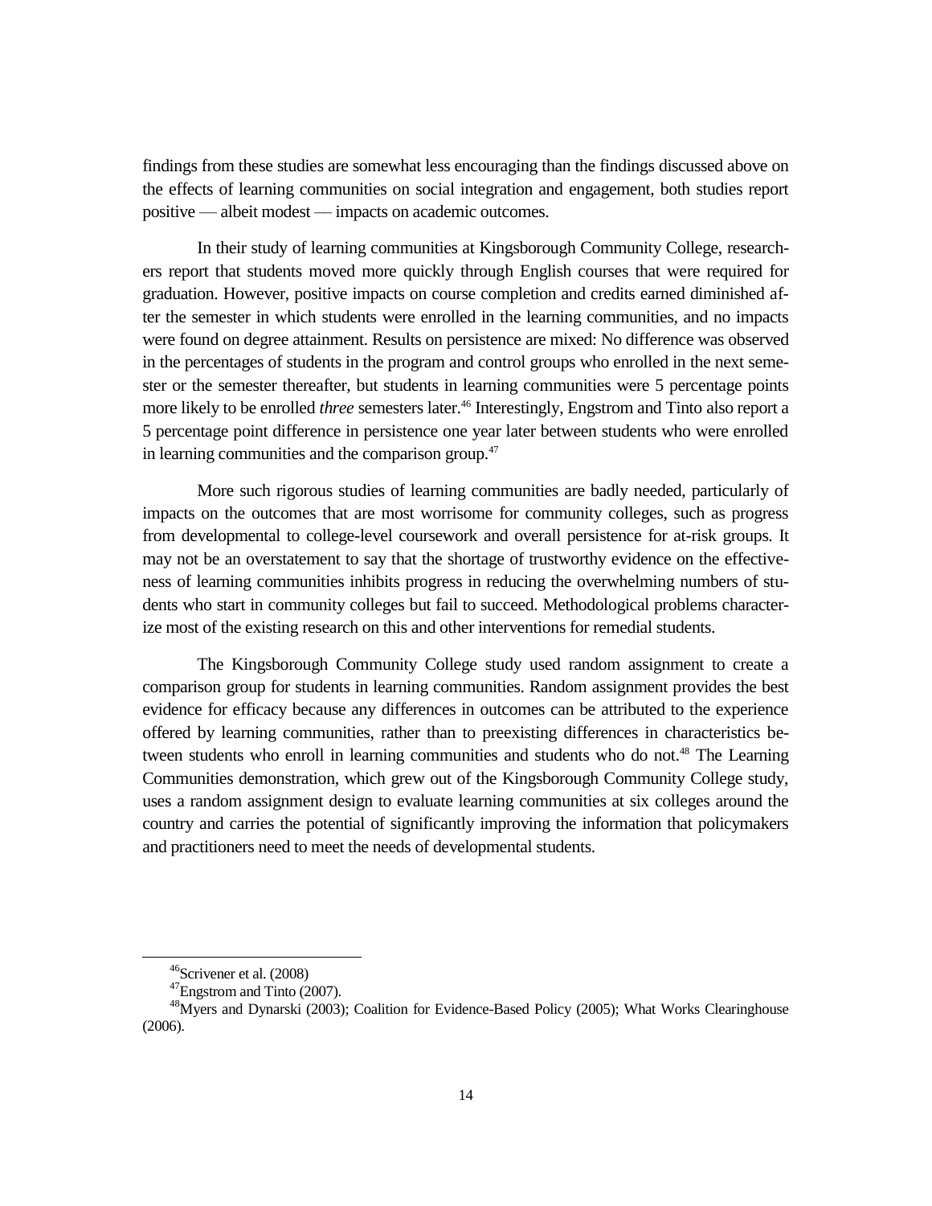findings from these studies are somewhat less encouraging than the findings discussed above on the effects of learning communities on social integration and engagement, both studies report positive — albeit modest — impacts on academic outcomes.

In their study of learning communities at Kingsborough Community College, researchers report that students moved more quickly through English courses that were required for graduation. However, positive impacts on course completion and credits earned diminished after the semester in which students were enrolled in the learning communities, and no impacts were found on degree attainment. Results on persistence are mixed: No difference was observed in the percentages of students in the program and control groups who enrolled in the next semester or the semester thereafter, but students in learning communities were 5 percentage points more likely to be enrolled *three* semesters later.[46] Interestingly, Engstrom and Tinto also report a 5 percentage point difference in persistence one year later between students who were enrolled in learning communities and the comparison group.[47]

More such rigorous studies of learning communities are badly needed, particularly of impacts on the outcomes that are most worrisome for community colleges, such as progress from developmental to college-level coursework and overall persistence for at-risk groups. It may not be an overstatement to say that the shortage of trustworthy evidence on the effectiveness of learning communities inhibits progress in reducing the overwhelming numbers of students who start in community colleges but fail to succeed. Methodological problems characterize most of the existing research on this and other interventions for remedial students.

The Kingsborough Community College study used random assignment to create a comparison group for students in learning communities. Random assignment provides the best evidence for efficacy because any differences in outcomes can be attributed to the experience offered by learning communities, rather than to preexisting differences in characteristics between students who enroll in learning communities and students who do not.[48] The Learning Communities demonstration, which grew out of the Kingsborough Community College study, uses a random assignment design to evaluate learning communities at six colleges around the country and carries the potential of significantly improving the information that policymakers and practitioners need to meet the needs of developmental students.

---

[46]Scrivener et al. (2008)

[47]Engstrom and Tinto (2007).

[48]Myers and Dynarski (2003); Coalition for Evidence-Based Policy (2005); What Works Clearinghouse (2006).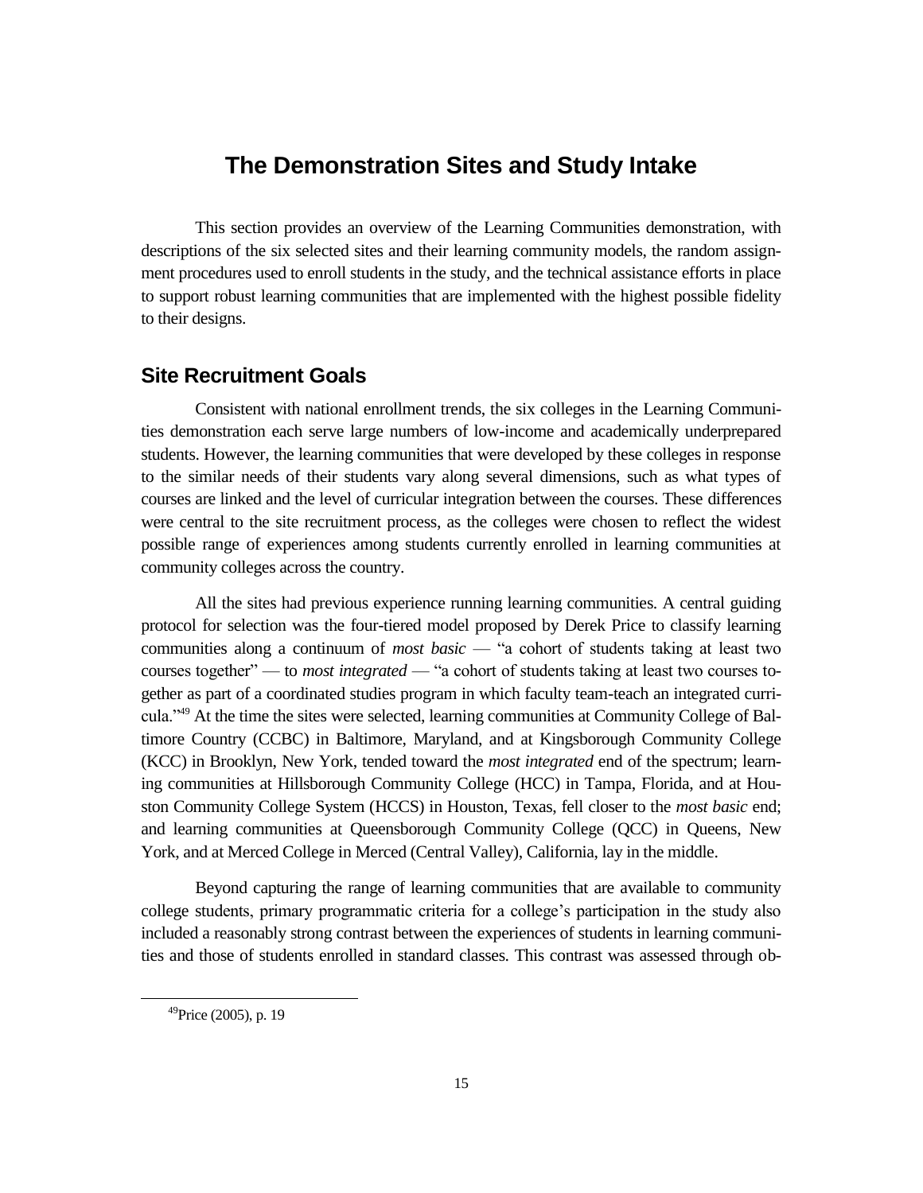# The Demonstration Sites and Study Intake

This section provides an overview of the Learning Communities demonstration, with descriptions of the six selected sites and their learning community models, the random assignment procedures used to enroll students in the study, and the technical assistance efforts in place to support robust learning communities that are implemented with the highest possible fidelity to their designs.

## Site Recruitment Goals

Consistent with national enrollment trends, the six colleges in the Learning Communities demonstration each serve large numbers of low-income and academically underprepared students. However, the learning communities that were developed by these colleges in response to the similar needs of their students vary along several dimensions, such as what types of courses are linked and the level of curricular integration between the courses. These differences were central to the site recruitment process, as the colleges were chosen to reflect the widest possible range of experiences among students currently enrolled in learning communities at community colleges across the country.

All the sites had previous experience running learning communities. A central guiding protocol for selection was the four-tiered model proposed by Derek Price to classify learning communities along a continuum of *most basic* — "a cohort of students taking at least two courses together" — to *most integrated* — "a cohort of students taking at least two courses together as part of a coordinated studies program in which faculty team-teach an integrated curricula."[49] At the time the sites were selected, learning communities at Community College of Baltimore Country (CCBC) in Baltimore, Maryland, and at Kingsborough Community College (KCC) in Brooklyn, New York, tended toward the *most integrated* end of the spectrum; learning communities at Hillsborough Community College (HCC) in Tampa, Florida, and at Houston Community College System (HCCS) in Houston, Texas, fell closer to the *most basic* end; and learning communities at Queensborough Community College (QCC) in Queens, New York, and at Merced College in Merced (Central Valley), California, lay in the middle.

Beyond capturing the range of learning communities that are available to community college students, primary programmatic criteria for a college's participation in the study also included a reasonably strong contrast between the experiences of students in learning communities and those of students enrolled in standard classes. This contrast was assessed through ob-

[49] Price (2005), p. 19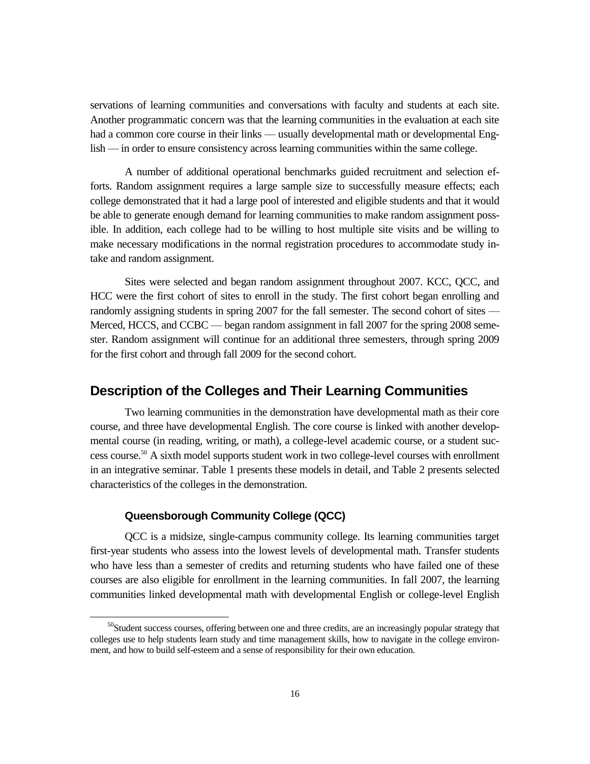servations of learning communities and conversations with faculty and students at each site. Another programmatic concern was that the learning communities in the evaluation at each site had a common core course in their links — usually developmental math or developmental English — in order to ensure consistency across learning communities within the same college.

A number of additional operational benchmarks guided recruitment and selection efforts. Random assignment requires a large sample size to successfully measure effects; each college demonstrated that it had a large pool of interested and eligible students and that it would be able to generate enough demand for learning communities to make random assignment possible. In addition, each college had to be willing to host multiple site visits and be willing to make necessary modifications in the normal registration procedures to accommodate study intake and random assignment.

Sites were selected and began random assignment throughout 2007. KCC, QCC, and HCC were the first cohort of sites to enroll in the study. The first cohort began enrolling and randomly assigning students in spring 2007 for the fall semester. The second cohort of sites — Merced, HCCS, and CCBC — began random assignment in fall 2007 for the spring 2008 semester. Random assignment will continue for an additional three semesters, through spring 2009 for the first cohort and through fall 2009 for the second cohort.

## Description of the Colleges and Their Learning Communities

Two learning communities in the demonstration have developmental math as their core course, and three have developmental English. The core course is linked with another developmental course (in reading, writing, or math), a college-level academic course, or a student success course.[50] A sixth model supports student work in two college-level courses with enrollment in an integrative seminar. Table 1 presents these models in detail, and Table 2 presents selected characteristics of the colleges in the demonstration.

### Queensborough Community College (QCC)

QCC is a midsize, single-campus community college. Its learning communities target first-year students who assess into the lowest levels of developmental math. Transfer students who have less than a semester of credits and returning students who have failed one of these courses are also eligible for enrollment in the learning communities. In fall 2007, the learning communities linked developmental math with developmental English or college-level English

[50]Student success courses, offering between one and three credits, are an increasingly popular strategy that colleges use to help students learn study and time management skills, how to navigate in the college environment, and how to build self-esteem and a sense of responsibility for their own education.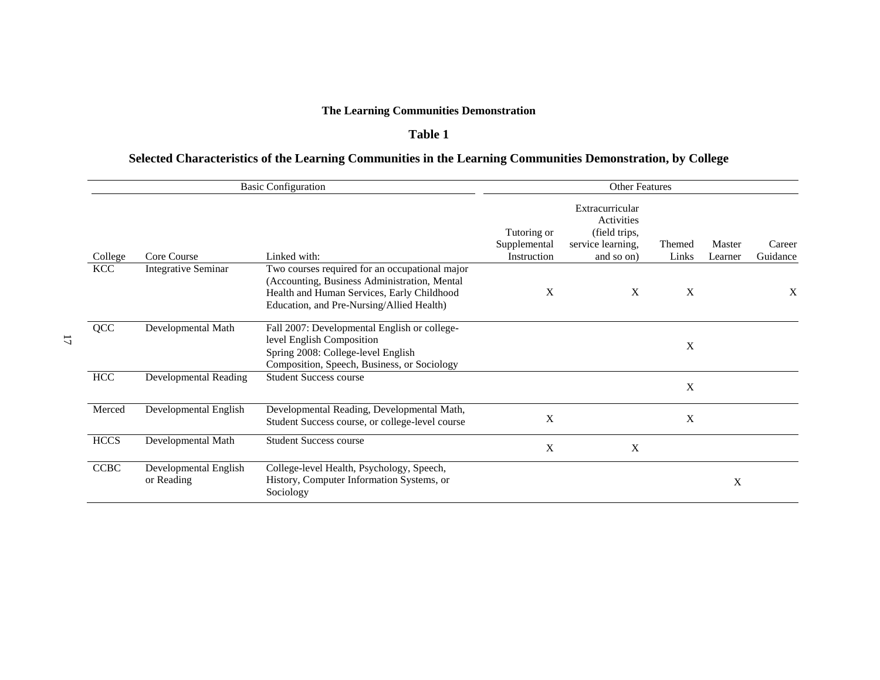**The Learning Communities Demonstration**

**Table 1**

**Selected Characteristics of the Learning Communities in the Learning Communities Demonstration, by College**

| Basic Configuration | | | Other Features | | | | |
|---|---|---|---|---|---|---|---|
| College | Core Course | Linked with: | Tutoring or Supplemental Instruction | Extracurricular Activities (field trips, service learning, and so on) | Themed Links | Master Learner | Career Guidance |
| KCC | Integrative Seminar | Two courses required for an occupational major (Accounting, Business Administration, Mental Health and Human Services, Early Childhood Education, and Pre-Nursing/Allied Health) | X | X | X | | X |
| QCC | Developmental Math | Fall 2007: Developmental English or college-level English Composition<br>Spring 2008: College-level English Composition, Speech, Business, or Sociology | | | X | | |
| HCC | Developmental Reading | Student Success course | | | X | | |
| Merced | Developmental English | Developmental Reading, Developmental Math, Student Success course, or college-level course | X | | X | | |
| HCCS | Developmental Math | Student Success course | X | X | | | |
| CCBC | Developmental English or Reading | College-level Health, Psychology, Speech, History, Computer Information Systems, or Sociology | | | | X | |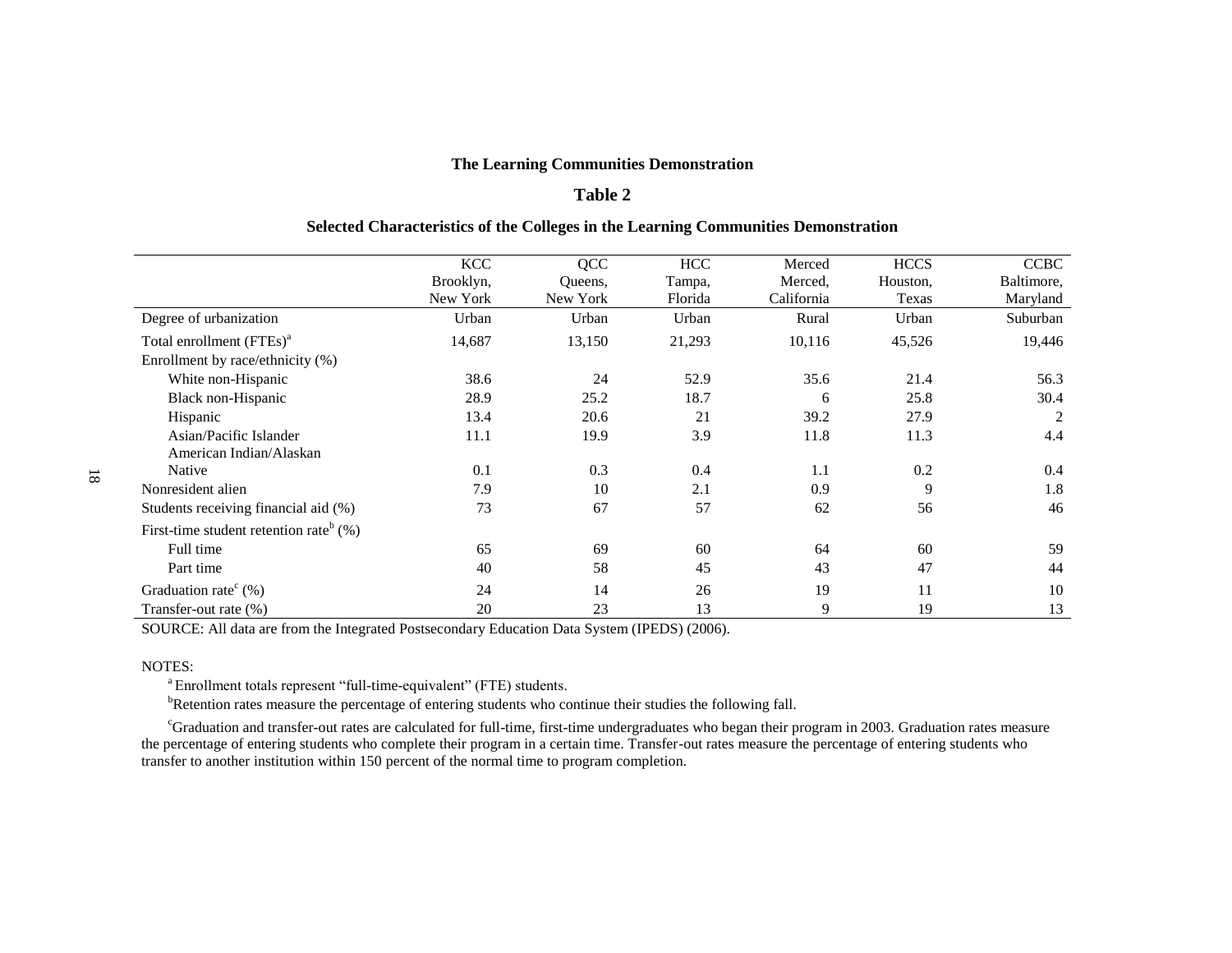**The Learning Communities Demonstration**

**Table 2**

**Selected Characteristics of the Colleges in the Learning Communities Demonstration**

| | KCC Brooklyn, New York | QCC Queens, New York | HCC Tampa, Florida | Merced Merced, California | HCCS Houston, Texas | CCBC Baltimore, Maryland |
|---|---|---|---|---|---|---|
| Degree of urbanization | Urban | Urban | Urban | Rural | Urban | Suburban |
| Total enrollment (FTEs)[a] | 14,687 | 13,150 | 21,293 | 10,116 | 45,526 | 19,446 |
| Enrollment by race/ethnicity (%) | | | | | | |
| White non-Hispanic | 38.6 | 24 | 52.9 | 35.6 | 21.4 | 56.3 |
| Black non-Hispanic | 28.9 | 25.2 | 18.7 | 6 | 25.8 | 30.4 |
| Hispanic | 13.4 | 20.6 | 21 | 39.2 | 27.9 | 2 |
| Asian/Pacific Islander | 11.1 | 19.9 | 3.9 | 11.8 | 11.3 | 4.4 |
| American Indian/Alaskan Native | 0.1 | 0.3 | 0.4 | 1.1 | 0.2 | 0.4 |
| Nonresident alien | 7.9 | 10 | 2.1 | 0.9 | 9 | 1.8 |
| Students receiving financial aid (%) | 73 | 67 | 57 | 62 | 56 | 46 |
| First-time student retention rate[b] (%) | | | | | | |
| Full time | 65 | 69 | 60 | 64 | 60 | 59 |
| Part time | 40 | 58 | 45 | 43 | 47 | 44 |
| Graduation rate[c] (%) | 24 | 14 | 26 | 19 | 11 | 10 |
| Transfer-out rate (%) | 20 | 23 | 13 | 9 | 19 | 13 |

SOURCE: All data are from the Integrated Postsecondary Education Data System (IPEDS) (2006).

NOTES:

[a] Enrollment totals represent "full-time-equivalent" (FTE) students.

[b] Retention rates measure the percentage of entering students who continue their studies the following fall.

[c] Graduation and transfer-out rates are calculated for full-time, first-time undergraduates who began their program in 2003. Graduation rates measure the percentage of entering students who complete their program in a certain time. Transfer-out rates measure the percentage of entering students who transfer to another institution within 150 percent of the normal time to program completion.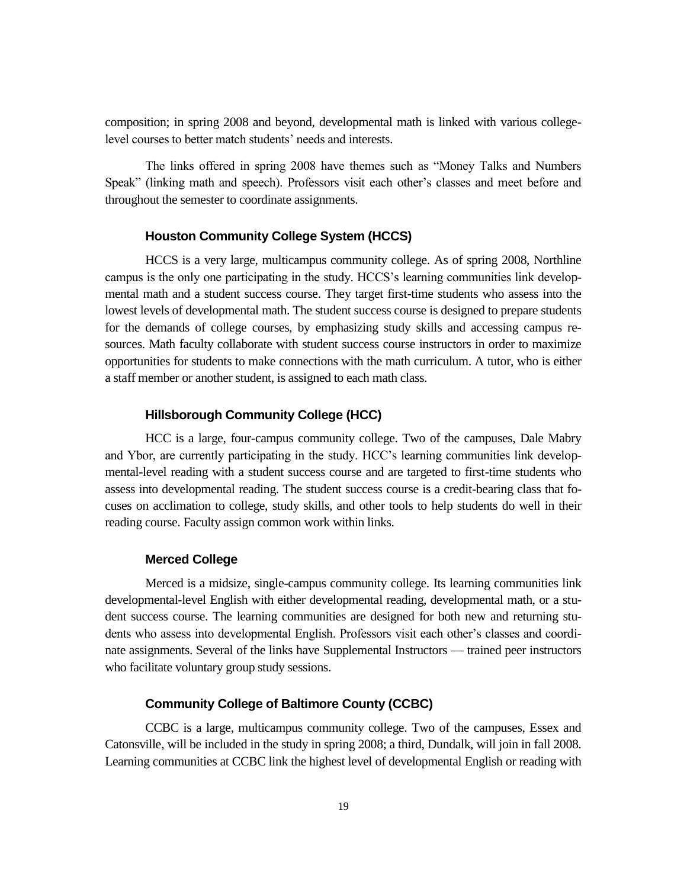composition; in spring 2008 and beyond, developmental math is linked with various college-level courses to better match students' needs and interests.

The links offered in spring 2008 have themes such as "Money Talks and Numbers Speak" (linking math and speech). Professors visit each other's classes and meet before and throughout the semester to coordinate assignments.

### Houston Community College System (HCCS)

HCCS is a very large, multicampus community college. As of spring 2008, Northline campus is the only one participating in the study. HCCS's learning communities link developmental math and a student success course. They target first-time students who assess into the lowest levels of developmental math. The student success course is designed to prepare students for the demands of college courses, by emphasizing study skills and accessing campus resources. Math faculty collaborate with student success course instructors in order to maximize opportunities for students to make connections with the math curriculum. A tutor, who is either a staff member or another student, is assigned to each math class.

### Hillsborough Community College (HCC)

HCC is a large, four-campus community college. Two of the campuses, Dale Mabry and Ybor, are currently participating in the study. HCC's learning communities link developmental-level reading with a student success course and are targeted to first-time students who assess into developmental reading. The student success course is a credit-bearing class that focuses on acclimation to college, study skills, and other tools to help students do well in their reading course. Faculty assign common work within links.

### Merced College

Merced is a midsize, single-campus community college. Its learning communities link developmental-level English with either developmental reading, developmental math, or a student success course. The learning communities are designed for both new and returning students who assess into developmental English. Professors visit each other's classes and coordinate assignments. Several of the links have Supplemental Instructors — trained peer instructors who facilitate voluntary group study sessions.

### Community College of Baltimore County (CCBC)

CCBC is a large, multicampus community college. Two of the campuses, Essex and Catonsville, will be included in the study in spring 2008; a third, Dundalk, will join in fall 2008. Learning communities at CCBC link the highest level of developmental English or reading with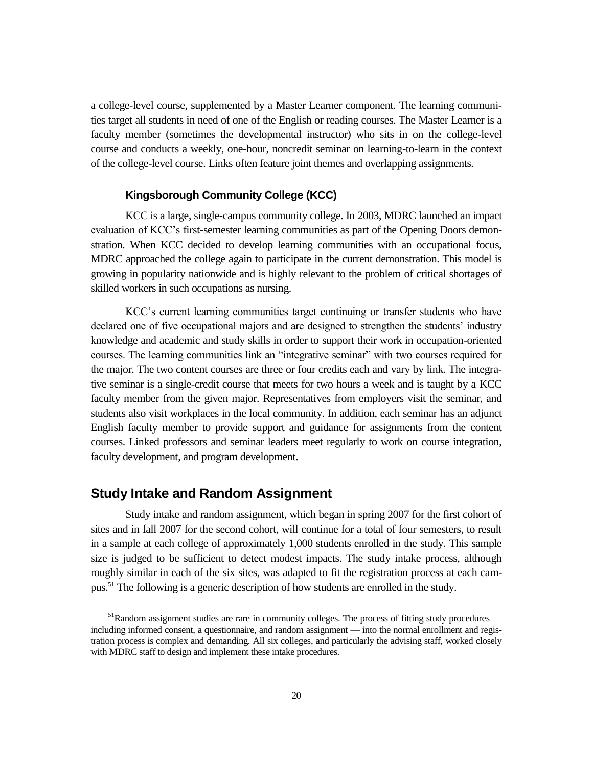a college-level course, supplemented by a Master Learner component. The learning communities target all students in need of one of the English or reading courses. The Master Learner is a faculty member (sometimes the developmental instructor) who sits in on the college-level course and conducts a weekly, one-hour, noncredit seminar on learning-to-learn in the context of the college-level course. Links often feature joint themes and overlapping assignments.

### Kingsborough Community College (KCC)

KCC is a large, single-campus community college. In 2003, MDRC launched an impact evaluation of KCC's first-semester learning communities as part of the Opening Doors demonstration. When KCC decided to develop learning communities with an occupational focus, MDRC approached the college again to participate in the current demonstration. This model is growing in popularity nationwide and is highly relevant to the problem of critical shortages of skilled workers in such occupations as nursing.

KCC's current learning communities target continuing or transfer students who have declared one of five occupational majors and are designed to strengthen the students' industry knowledge and academic and study skills in order to support their work in occupation-oriented courses. The learning communities link an "integrative seminar" with two courses required for the major. The two content courses are three or four credits each and vary by link. The integrative seminar is a single-credit course that meets for two hours a week and is taught by a KCC faculty member from the given major. Representatives from employers visit the seminar, and students also visit workplaces in the local community. In addition, each seminar has an adjunct English faculty member to provide support and guidance for assignments from the content courses. Linked professors and seminar leaders meet regularly to work on course integration, faculty development, and program development.

## Study Intake and Random Assignment

Study intake and random assignment, which began in spring 2007 for the first cohort of sites and in fall 2007 for the second cohort, will continue for a total of four semesters, to result in a sample at each college of approximately 1,000 students enrolled in the study. This sample size is judged to be sufficient to detect modest impacts. The study intake process, although roughly similar in each of the six sites, was adapted to fit the registration process at each campus.[51] The following is a generic description of how students are enrolled in the study.

---

[51]Random assignment studies are rare in community colleges. The process of fitting study procedures — including informed consent, a questionnaire, and random assignment — into the normal enrollment and registration process is complex and demanding. All six colleges, and particularly the advising staff, worked closely with MDRC staff to design and implement these intake procedures.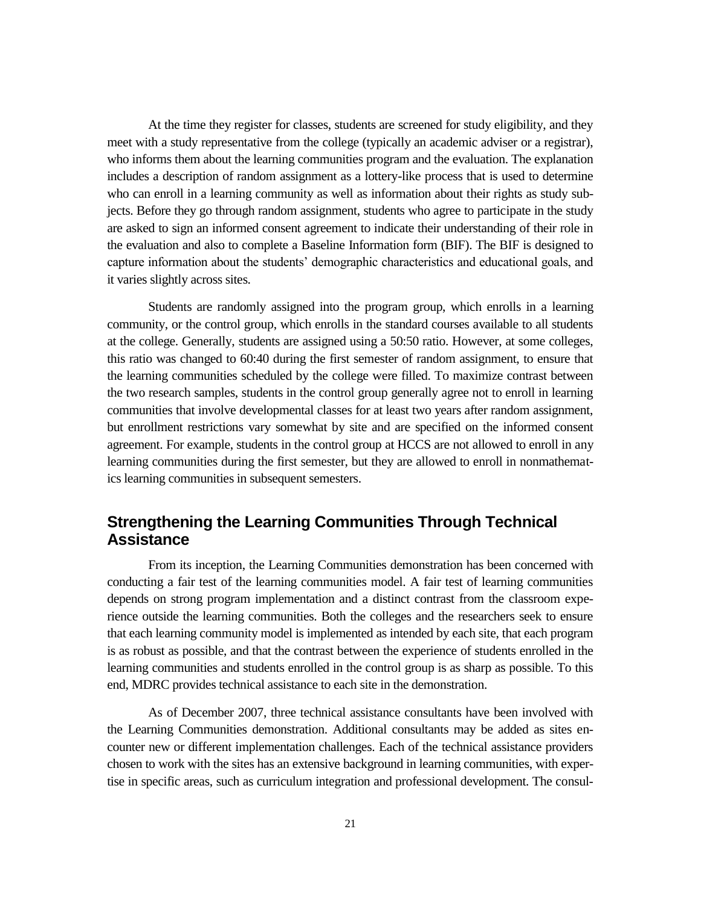At the time they register for classes, students are screened for study eligibility, and they meet with a study representative from the college (typically an academic adviser or a registrar), who informs them about the learning communities program and the evaluation. The explanation includes a description of random assignment as a lottery-like process that is used to determine who can enroll in a learning community as well as information about their rights as study subjects. Before they go through random assignment, students who agree to participate in the study are asked to sign an informed consent agreement to indicate their understanding of their role in the evaluation and also to complete a Baseline Information form (BIF). The BIF is designed to capture information about the students' demographic characteristics and educational goals, and it varies slightly across sites.

Students are randomly assigned into the program group, which enrolls in a learning community, or the control group, which enrolls in the standard courses available to all students at the college. Generally, students are assigned using a 50:50 ratio. However, at some colleges, this ratio was changed to 60:40 during the first semester of random assignment, to ensure that the learning communities scheduled by the college were filled. To maximize contrast between the two research samples, students in the control group generally agree not to enroll in learning communities that involve developmental classes for at least two years after random assignment, but enrollment restrictions vary somewhat by site and are specified on the informed consent agreement. For example, students in the control group at HCCS are not allowed to enroll in any learning communities during the first semester, but they are allowed to enroll in nonmathematics learning communities in subsequent semesters.

## Strengthening the Learning Communities Through Technical Assistance

From its inception, the Learning Communities demonstration has been concerned with conducting a fair test of the learning communities model. A fair test of learning communities depends on strong program implementation and a distinct contrast from the classroom experience outside the learning communities. Both the colleges and the researchers seek to ensure that each learning community model is implemented as intended by each site, that each program is as robust as possible, and that the contrast between the experience of students enrolled in the learning communities and students enrolled in the control group is as sharp as possible. To this end, MDRC provides technical assistance to each site in the demonstration.

As of December 2007, three technical assistance consultants have been involved with the Learning Communities demonstration. Additional consultants may be added as sites encounter new or different implementation challenges. Each of the technical assistance providers chosen to work with the sites has an extensive background in learning communities, with expertise in specific areas, such as curriculum integration and professional development. The consul-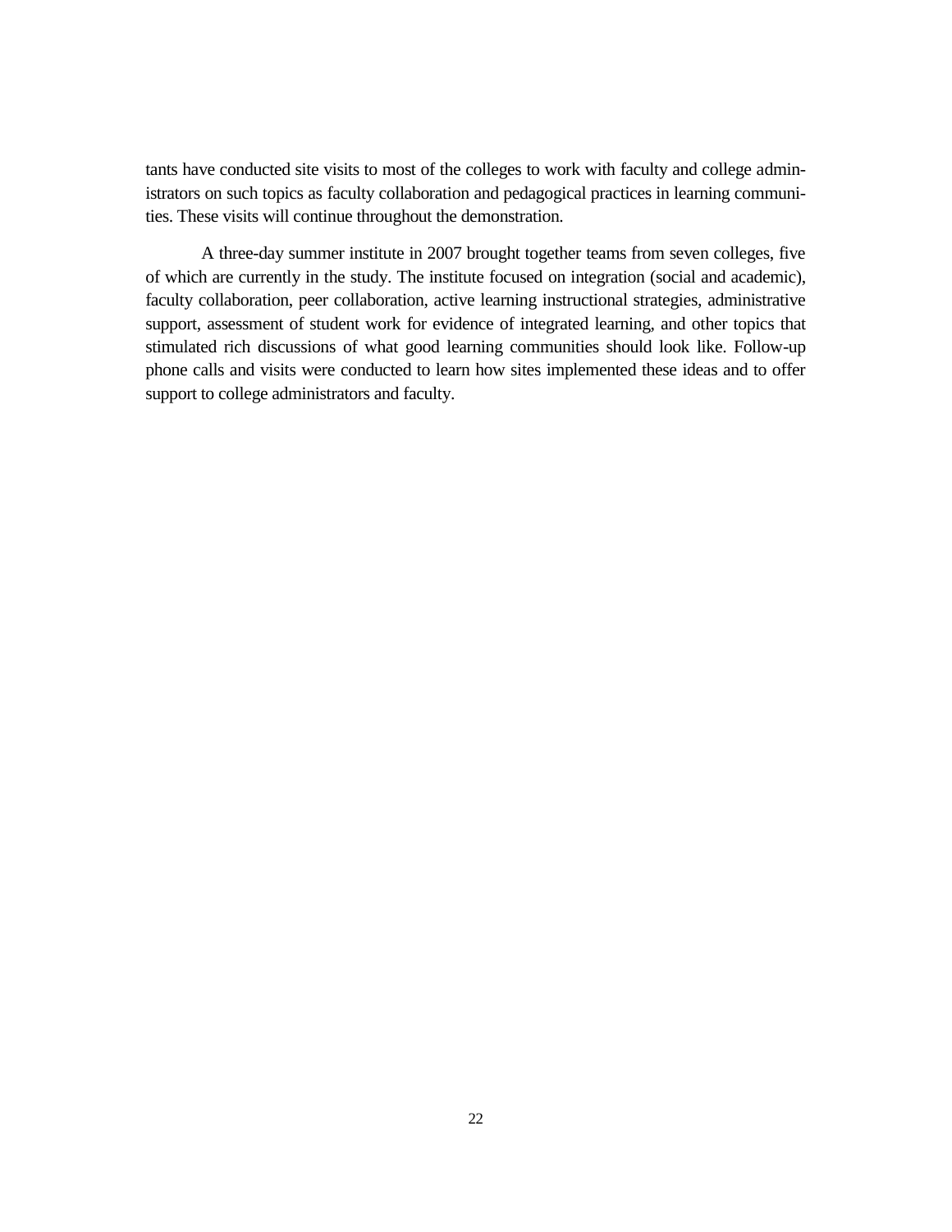tants have conducted site visits to most of the colleges to work with faculty and college administrators on such topics as faculty collaboration and pedagogical practices in learning communities. These visits will continue throughout the demonstration.

A three-day summer institute in 2007 brought together teams from seven colleges, five of which are currently in the study. The institute focused on integration (social and academic), faculty collaboration, peer collaboration, active learning instructional strategies, administrative support, assessment of student work for evidence of integrated learning, and other topics that stimulated rich discussions of what good learning communities should look like. Follow-up phone calls and visits were conducted to learn how sites implemented these ideas and to offer support to college administrators and faculty.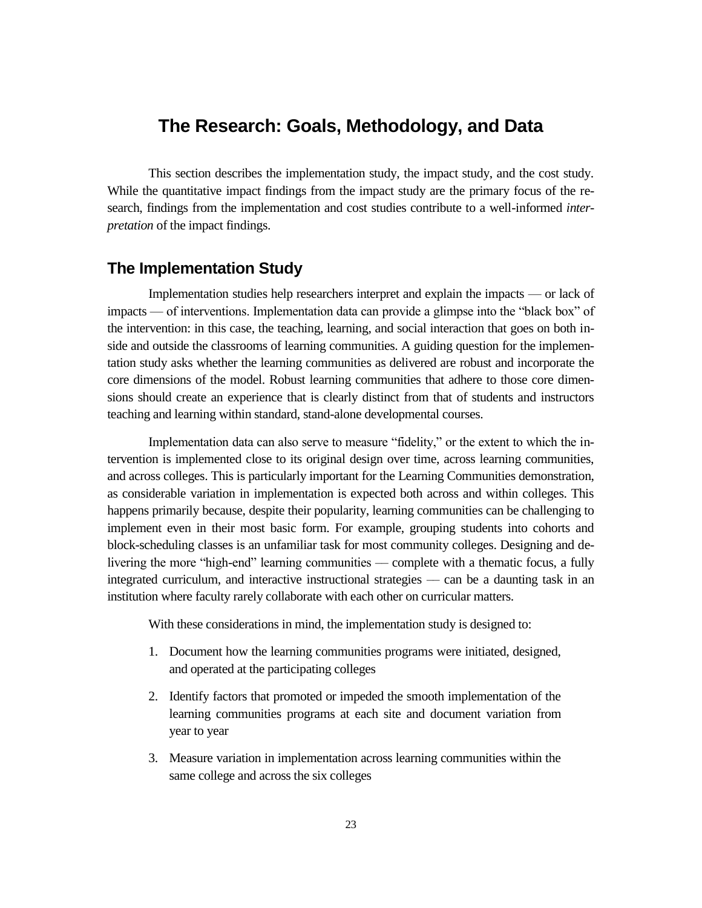# The Research: Goals, Methodology, and Data

This section describes the implementation study, the impact study, and the cost study. While the quantitative impact findings from the impact study are the primary focus of the research, findings from the implementation and cost studies contribute to a well-informed *interpretation* of the impact findings.

## The Implementation Study

Implementation studies help researchers interpret and explain the impacts — or lack of impacts — of interventions. Implementation data can provide a glimpse into the "black box" of the intervention: in this case, the teaching, learning, and social interaction that goes on both inside and outside the classrooms of learning communities. A guiding question for the implementation study asks whether the learning communities as delivered are robust and incorporate the core dimensions of the model. Robust learning communities that adhere to those core dimensions should create an experience that is clearly distinct from that of students and instructors teaching and learning within standard, stand-alone developmental courses.

Implementation data can also serve to measure "fidelity," or the extent to which the intervention is implemented close to its original design over time, across learning communities, and across colleges. This is particularly important for the Learning Communities demonstration, as considerable variation in implementation is expected both across and within colleges. This happens primarily because, despite their popularity, learning communities can be challenging to implement even in their most basic form. For example, grouping students into cohorts and block-scheduling classes is an unfamiliar task for most community colleges. Designing and delivering the more "high-end" learning communities — complete with a thematic focus, a fully integrated curriculum, and interactive instructional strategies — can be a daunting task in an institution where faculty rarely collaborate with each other on curricular matters.

With these considerations in mind, the implementation study is designed to:

1. Document how the learning communities programs were initiated, designed, and operated at the participating colleges
2. Identify factors that promoted or impeded the smooth implementation of the learning communities programs at each site and document variation from year to year
3. Measure variation in implementation across learning communities within the same college and across the six colleges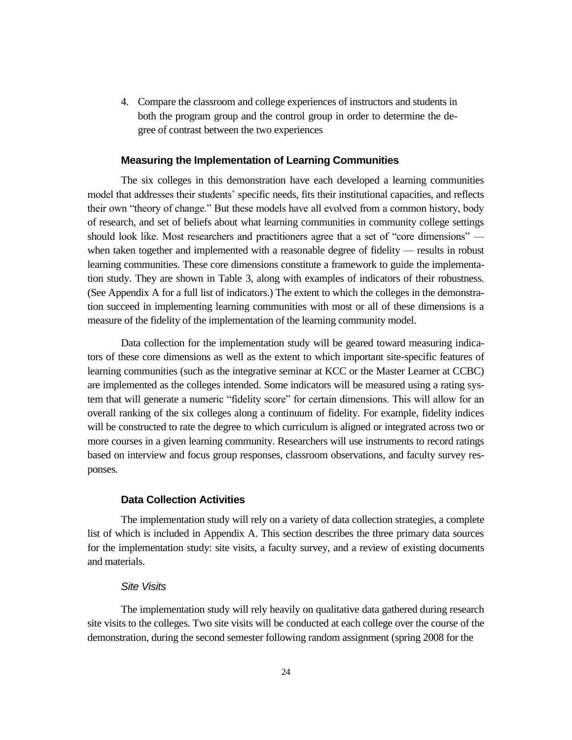4. Compare the classroom and college experiences of instructors and students in both the program group and the control group in order to determine the degree of contrast between the two experiences

### Measuring the Implementation of Learning Communities

The six colleges in this demonstration have each developed a learning communities model that addresses their students' specific needs, fits their institutional capacities, and reflects their own "theory of change." But these models have all evolved from a common history, body of research, and set of beliefs about what learning communities in community college settings should look like. Most researchers and practitioners agree that a set of "core dimensions" — when taken together and implemented with a reasonable degree of fidelity — results in robust learning communities. These core dimensions constitute a framework to guide the implementation study. They are shown in Table 3, along with examples of indicators of their robustness. (See Appendix A for a full list of indicators.) The extent to which the colleges in the demonstration succeed in implementing learning communities with most or all of these dimensions is a measure of the fidelity of the implementation of the learning community model.

Data collection for the implementation study will be geared toward measuring indicators of these core dimensions as well as the extent to which important site-specific features of learning communities (such as the integrative seminar at KCC or the Master Learner at CCBC) are implemented as the colleges intended. Some indicators will be measured using a rating system that will generate a numeric "fidelity score" for certain dimensions. This will allow for an overall ranking of the six colleges along a continuum of fidelity. For example, fidelity indices will be constructed to rate the degree to which curriculum is aligned or integrated across two or more courses in a given learning community. Researchers will use instruments to record ratings based on interview and focus group responses, classroom observations, and faculty survey responses.

### Data Collection Activities

The implementation study will rely on a variety of data collection strategies, a complete list of which is included in Appendix A. This section describes the three primary data sources for the implementation study: site visits, a faculty survey, and a review of existing documents and materials.

#### *Site Visits*

The implementation study will rely heavily on qualitative data gathered during research site visits to the colleges. Two site visits will be conducted at each college over the course of the demonstration, during the second semester following random assignment (spring 2008 for the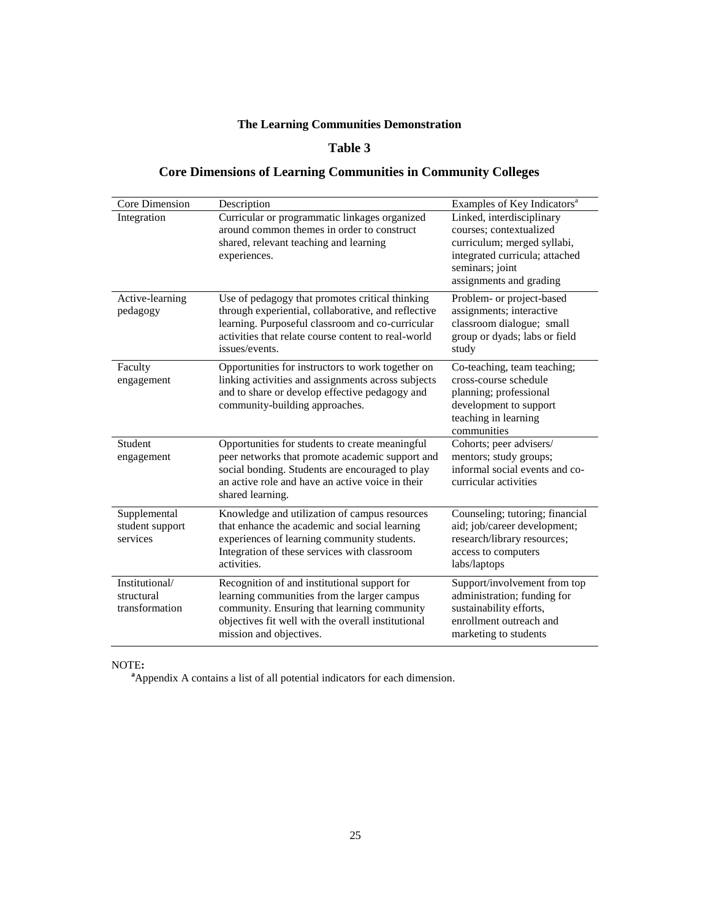**The Learning Communities Demonstration**

**Table 3**

**Core Dimensions of Learning Communities in Community Colleges**

| Core Dimension | Description | Examples of Key Indicators[a] |
|---|---|---|
| Integration | Curricular or programmatic linkages organized around common themes in order to construct shared, relevant teaching and learning experiences. | Linked, interdisciplinary courses; contextualized curriculum; merged syllabi, integrated curricula; attached seminars; joint assignments and grading |
| Active-learning pedagogy | Use of pedagogy that promotes critical thinking through experiential, collaborative, and reflective learning. Purposeful classroom and co-curricular activities that relate course content to real-world issues/events. | Problem- or project-based assignments; interactive classroom dialogue; small group or dyads; labs or field study |
| Faculty engagement | Opportunities for instructors to work together on linking activities and assignments across subjects and to share or develop effective pedagogy and community-building approaches. | Co-teaching, team teaching; cross-course schedule planning; professional development to support teaching in learning communities |
| Student engagement | Opportunities for students to create meaningful peer networks that promote academic support and social bonding. Students are encouraged to play an active role and have an active voice in their shared learning. | Cohorts; peer advisers/ mentors; study groups; informal social events and co-curricular activities |
| Supplemental student support services | Knowledge and utilization of campus resources that enhance the academic and social learning experiences of learning community students. Integration of these services with classroom activities. | Counseling; tutoring; financial aid; job/career development; research/library resources; access to computers labs/laptops |
| Institutional/ structural transformation | Recognition of and institutional support for learning communities from the larger campus community. Ensuring that learning community objectives fit well with the overall institutional mission and objectives. | Support/involvement from top administration; funding for sustainability efforts, enrollment outreach and marketing to students |

NOTE**:**

[a]Appendix A contains a list of all potential indicators for each dimension.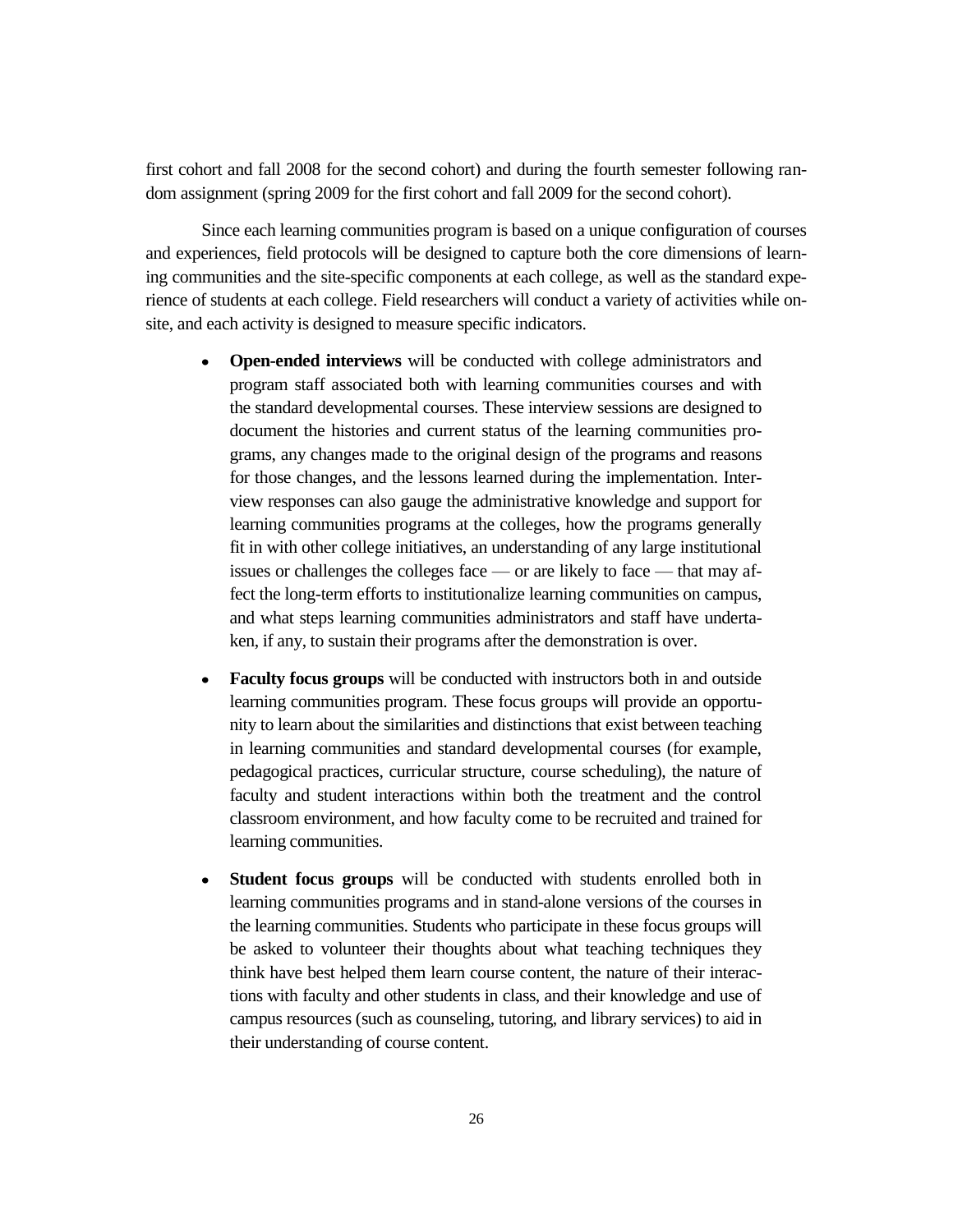first cohort and fall 2008 for the second cohort) and during the fourth semester following random assignment (spring 2009 for the first cohort and fall 2009 for the second cohort).

Since each learning communities program is based on a unique configuration of courses and experiences, field protocols will be designed to capture both the core dimensions of learning communities and the site-specific components at each college, as well as the standard experience of students at each college. Field researchers will conduct a variety of activities while onsite, and each activity is designed to measure specific indicators.

- **Open-ended interviews** will be conducted with college administrators and program staff associated both with learning communities courses and with the standard developmental courses. These interview sessions are designed to document the histories and current status of the learning communities programs, any changes made to the original design of the programs and reasons for those changes, and the lessons learned during the implementation. Interview responses can also gauge the administrative knowledge and support for learning communities programs at the colleges, how the programs generally fit in with other college initiatives, an understanding of any large institutional issues or challenges the colleges face — or are likely to face — that may affect the long-term efforts to institutionalize learning communities on campus, and what steps learning communities administrators and staff have undertaken, if any, to sustain their programs after the demonstration is over.

- **Faculty focus groups** will be conducted with instructors both in and outside learning communities program. These focus groups will provide an opportunity to learn about the similarities and distinctions that exist between teaching in learning communities and standard developmental courses (for example, pedagogical practices, curricular structure, course scheduling), the nature of faculty and student interactions within both the treatment and the control classroom environment, and how faculty come to be recruited and trained for learning communities.

- **Student focus groups** will be conducted with students enrolled both in learning communities programs and in stand-alone versions of the courses in the learning communities. Students who participate in these focus groups will be asked to volunteer their thoughts about what teaching techniques they think have best helped them learn course content, the nature of their interactions with faculty and other students in class, and their knowledge and use of campus resources (such as counseling, tutoring, and library services) to aid in their understanding of course content.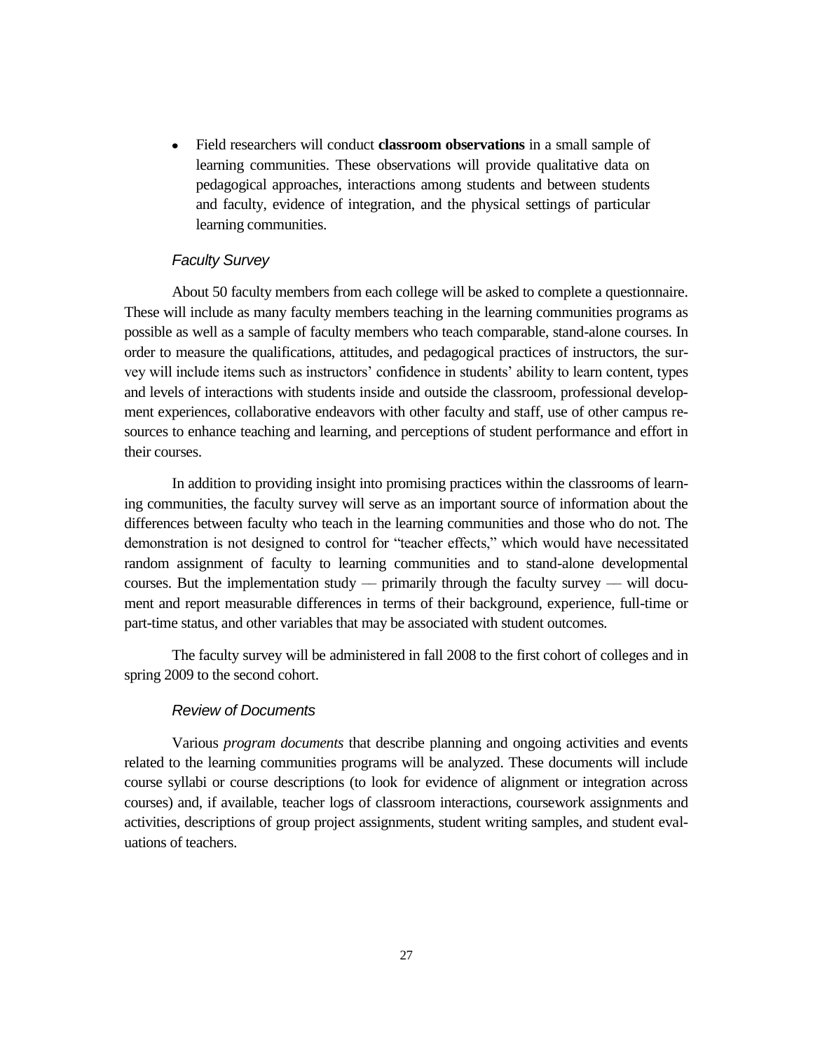- Field researchers will conduct **classroom observations** in a small sample of learning communities. These observations will provide qualitative data on pedagogical approaches, interactions among students and between students and faculty, evidence of integration, and the physical settings of particular learning communities.

#### *Faculty Survey*

About 50 faculty members from each college will be asked to complete a questionnaire. These will include as many faculty members teaching in the learning communities programs as possible as well as a sample of faculty members who teach comparable, stand-alone courses. In order to measure the qualifications, attitudes, and pedagogical practices of instructors, the survey will include items such as instructors' confidence in students' ability to learn content, types and levels of interactions with students inside and outside the classroom, professional development experiences, collaborative endeavors with other faculty and staff, use of other campus resources to enhance teaching and learning, and perceptions of student performance and effort in their courses.

In addition to providing insight into promising practices within the classrooms of learning communities, the faculty survey will serve as an important source of information about the differences between faculty who teach in the learning communities and those who do not. The demonstration is not designed to control for "teacher effects," which would have necessitated random assignment of faculty to learning communities and to stand-alone developmental courses. But the implementation study — primarily through the faculty survey — will document and report measurable differences in terms of their background, experience, full-time or part-time status, and other variables that may be associated with student outcomes.

The faculty survey will be administered in fall 2008 to the first cohort of colleges and in spring 2009 to the second cohort.

#### *Review of Documents*

Various *program documents* that describe planning and ongoing activities and events related to the learning communities programs will be analyzed. These documents will include course syllabi or course descriptions (to look for evidence of alignment or integration across courses) and, if available, teacher logs of classroom interactions, coursework assignments and activities, descriptions of group project assignments, student writing samples, and student evaluations of teachers.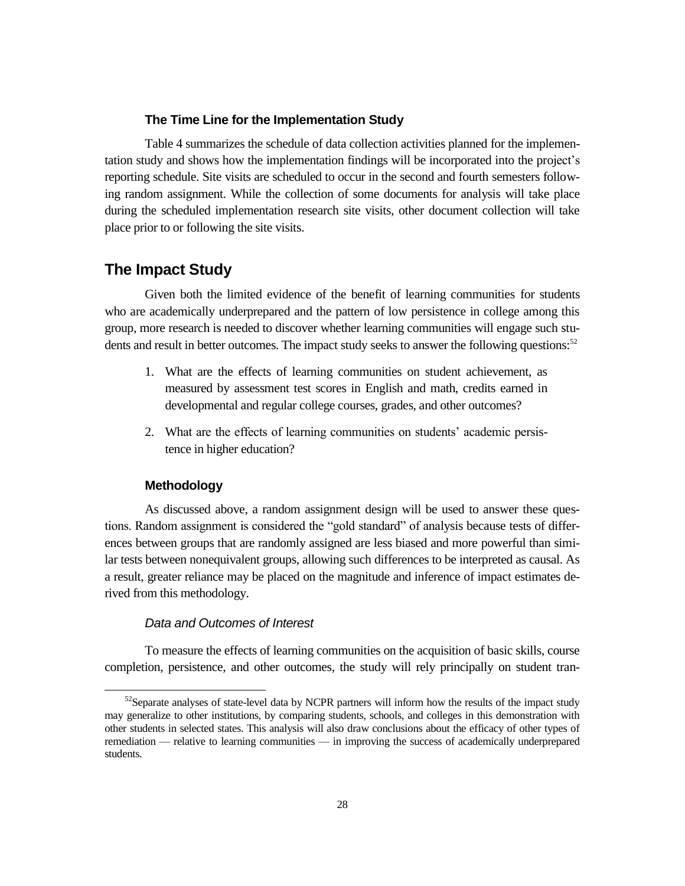### The Time Line for the Implementation Study

Table 4 summarizes the schedule of data collection activities planned for the implementation study and shows how the implementation findings will be incorporated into the project's reporting schedule. Site visits are scheduled to occur in the second and fourth semesters following random assignment. While the collection of some documents for analysis will take place during the scheduled implementation research site visits, other document collection will take place prior to or following the site visits.

## The Impact Study

Given both the limited evidence of the benefit of learning communities for students who are academically underprepared and the pattern of low persistence in college among this group, more research is needed to discover whether learning communities will engage such students and result in better outcomes. The impact study seeks to answer the following questions:[52]

1. What are the effects of learning communities on student achievement, as measured by assessment test scores in English and math, credits earned in developmental and regular college courses, grades, and other outcomes?

2. What are the effects of learning communities on students' academic persistence in higher education?

### Methodology

As discussed above, a random assignment design will be used to answer these questions. Random assignment is considered the "gold standard" of analysis because tests of differences between groups that are randomly assigned are less biased and more powerful than similar tests between nonequivalent groups, allowing such differences to be interpreted as causal. As a result, greater reliance may be placed on the magnitude and inference of impact estimates derived from this methodology.

#### *Data and Outcomes of Interest*

To measure the effects of learning communities on the acquisition of basic skills, course completion, persistence, and other outcomes, the study will rely principally on student tran-

[52]Separate analyses of state-level data by NCPR partners will inform how the results of the impact study may generalize to other institutions, by comparing students, schools, and colleges in this demonstration with other students in selected states. This analysis will also draw conclusions about the efficacy of other types of remediation — relative to learning communities — in improving the success of academically underprepared students.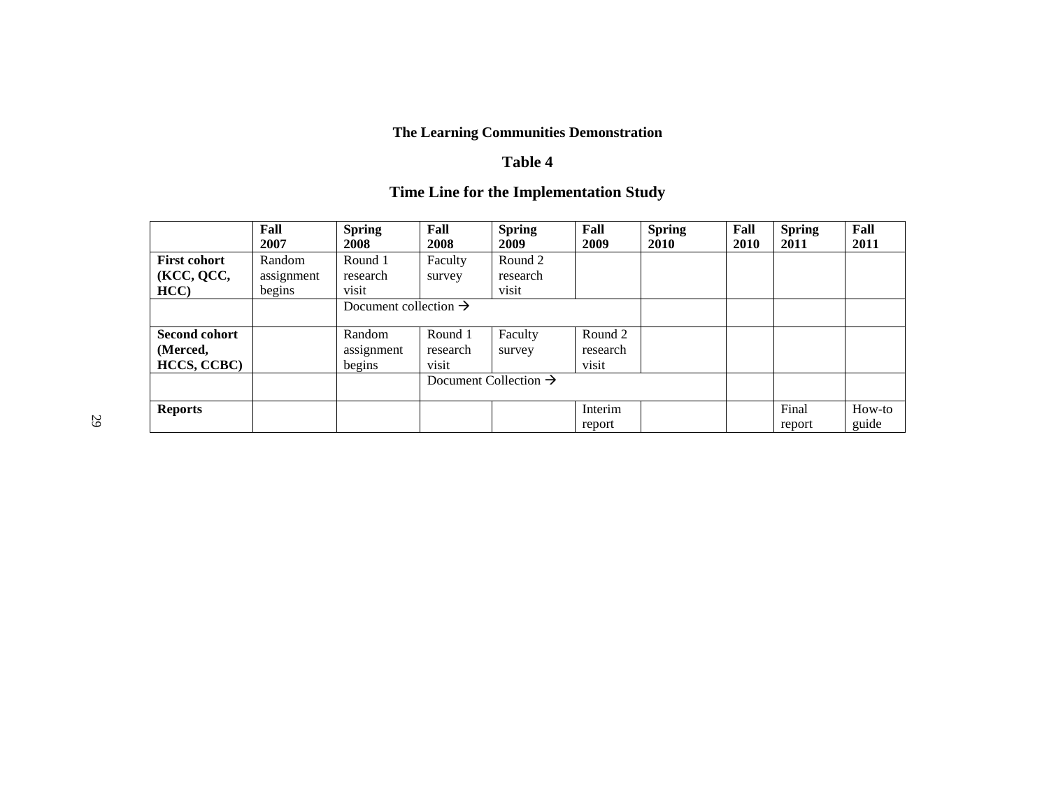**The Learning Communities Demonstration**

**Table 4**

**Time Line for the Implementation Study**

| | **Fall 2007** | **Spring 2008** | **Fall 2008** | **Spring 2009** | **Fall 2009** | **Spring 2010** | **Fall 2010** | **Spring 2011** | **Fall 2011** |
|---|---|---|---|---|---|---|---|---|---|
| **First cohort (KCC, QCC, HCC)** | Random assignment begins | Round 1 research visit | Faculty survey | Round 2 research visit | | | | | |
| | | Document collection → | | | | | | | |
| **Second cohort (Merced, HCCS, CCBC)** | | Random assignment begins | Round 1 research visit | Faculty survey | Round 2 research visit | | | | |
| | | | Document Collection → | | | | | | |
| **Reports** | | | | | Interim report | | | Final report | How-to guide |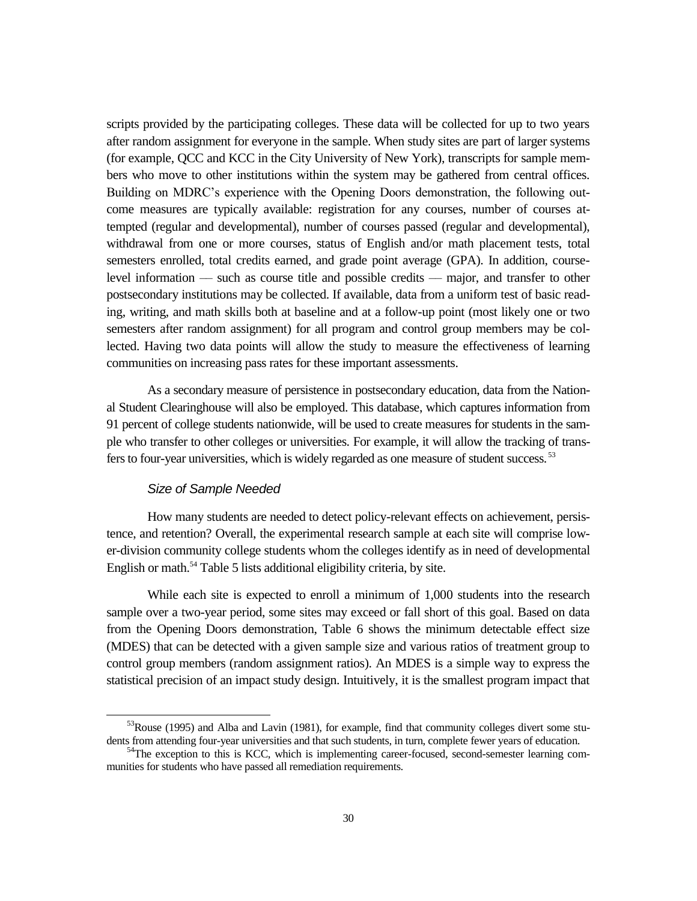scripts provided by the participating colleges. These data will be collected for up to two years after random assignment for everyone in the sample. When study sites are part of larger systems (for example, QCC and KCC in the City University of New York), transcripts for sample members who move to other institutions within the system may be gathered from central offices. Building on MDRC's experience with the Opening Doors demonstration, the following outcome measures are typically available: registration for any courses, number of courses attempted (regular and developmental), number of courses passed (regular and developmental), withdrawal from one or more courses, status of English and/or math placement tests, total semesters enrolled, total credits earned, and grade point average (GPA). In addition, course-level information — such as course title and possible credits — major, and transfer to other postsecondary institutions may be collected. If available, data from a uniform test of basic reading, writing, and math skills both at baseline and at a follow-up point (most likely one or two semesters after random assignment) for all program and control group members may be collected. Having two data points will allow the study to measure the effectiveness of learning communities on increasing pass rates for these important assessments.

As a secondary measure of persistence in postsecondary education, data from the National Student Clearinghouse will also be employed. This database, which captures information from 91 percent of college students nationwide, will be used to create measures for students in the sample who transfer to other colleges or universities. For example, it will allow the tracking of transfers to four-year universities, which is widely regarded as one measure of student success.[53]

*Size of Sample Needed*

How many students are needed to detect policy-relevant effects on achievement, persistence, and retention? Overall, the experimental research sample at each site will comprise lower-division community college students whom the colleges identify as in need of developmental English or math.[54] Table 5 lists additional eligibility criteria, by site.

While each site is expected to enroll a minimum of 1,000 students into the research sample over a two-year period, some sites may exceed or fall short of this goal. Based on data from the Opening Doors demonstration, Table 6 shows the minimum detectable effect size (MDES) that can be detected with a given sample size and various ratios of treatment group to control group members (random assignment ratios). An MDES is a simple way to express the statistical precision of an impact study design. Intuitively, it is the smallest program impact that

[53]Rouse (1995) and Alba and Lavin (1981), for example, find that community colleges divert some students from attending four-year universities and that such students, in turn, complete fewer years of education.

[54]The exception to this is KCC, which is implementing career-focused, second-semester learning communities for students who have passed all remediation requirements.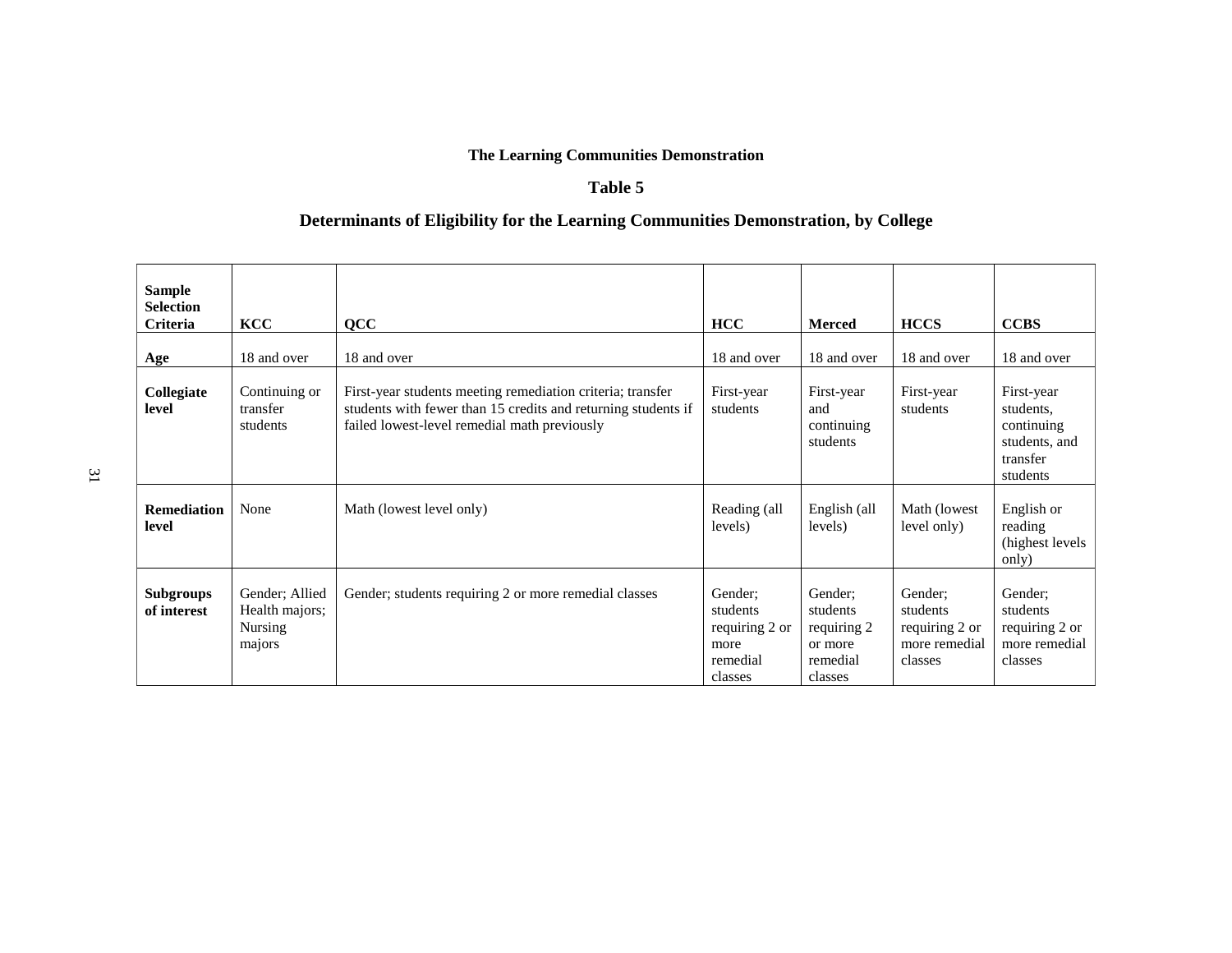**The Learning Communities Demonstration**

**Table 5**

**Determinants of Eligibility for the Learning Communities Demonstration, by College**

| Sample Selection Criteria | KCC | QCC | HCC | Merced | HCCS | CCBS |
|---|---|---|---|---|---|---|
| **Age** | 18 and over | 18 and over | 18 and over | 18 and over | 18 and over | 18 and over |
| **Collegiate level** | Continuing or transfer students | First-year students meeting remediation criteria; transfer students with fewer than 15 credits and returning students if failed lowest-level remedial math previously | First-year students | First-year and continuing students | First-year students | First-year students, continuing students, and transfer students |
| **Remediation level** | None | Math (lowest level only) | Reading (all levels) | English (all levels) | Math (lowest level only) | English or reading (highest levels only) |
| **Subgroups of interest** | Gender; Allied Health majors; Nursing majors | Gender; students requiring 2 or more remedial classes | Gender; students requiring 2 or more remedial classes | Gender; students requiring 2 or more remedial classes | Gender; students requiring 2 or more remedial classes | Gender; students requiring 2 or more remedial classes |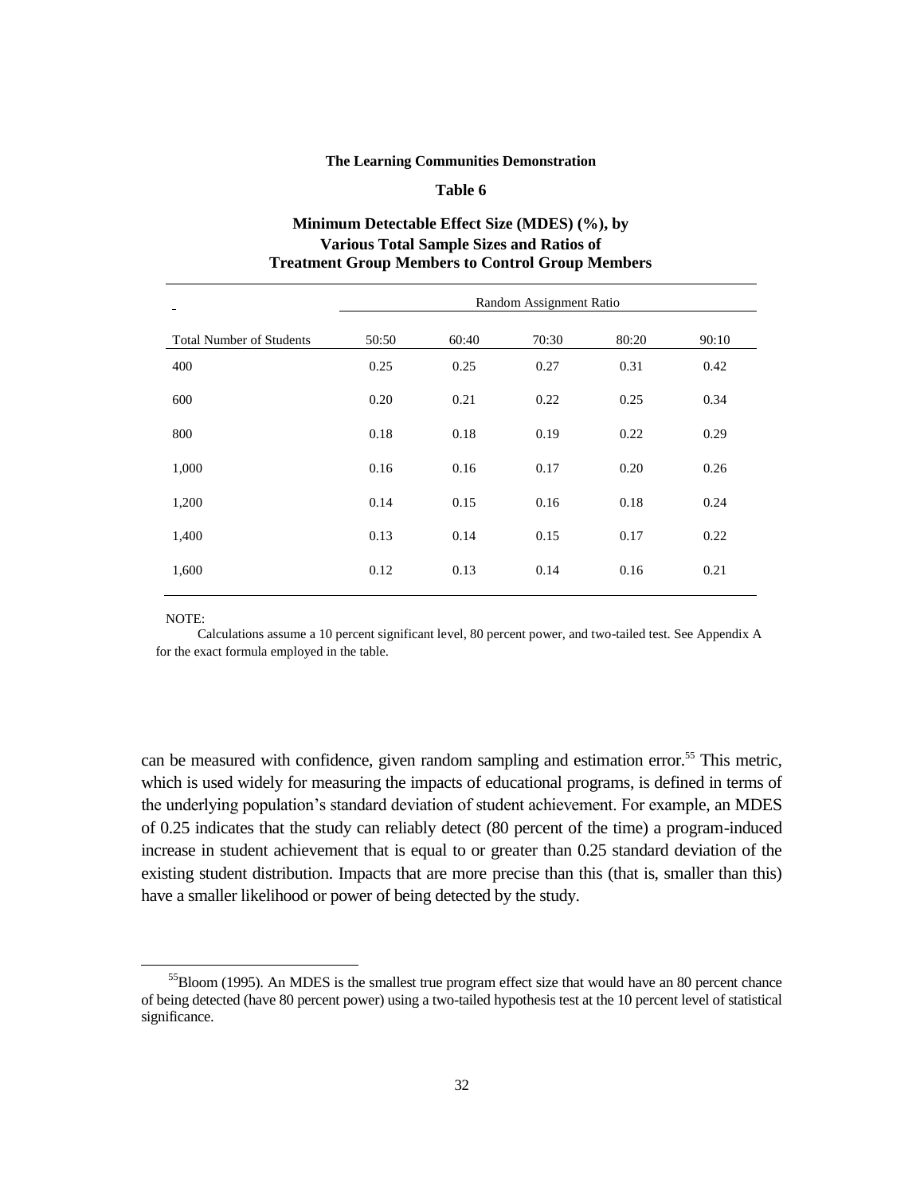**The Learning Communities Demonstration**

**Table 6**

**Minimum Detectable Effect Size (MDES) (%), by Various Total Sample Sizes and Ratios of Treatment Group Members to Control Group Members**

| | Random Assignment Ratio | | | | |
|---|---|---|---|---|---|
| Total Number of Students | 50:50 | 60:40 | 70:30 | 80:20 | 90:10 |
| 400 | 0.25 | 0.25 | 0.27 | 0.31 | 0.42 |
| 600 | 0.20 | 0.21 | 0.22 | 0.25 | 0.34 |
| 800 | 0.18 | 0.18 | 0.19 | 0.22 | 0.29 |
| 1,000 | 0.16 | 0.16 | 0.17 | 0.20 | 0.26 |
| 1,200 | 0.14 | 0.15 | 0.16 | 0.18 | 0.24 |
| 1,400 | 0.13 | 0.14 | 0.15 | 0.17 | 0.22 |
| 1,600 | 0.12 | 0.13 | 0.14 | 0.16 | 0.21 |

NOTE:

Calculations assume a 10 percent significant level, 80 percent power, and two-tailed test. See Appendix A for the exact formula employed in the table.

can be measured with confidence, given random sampling and estimation error.[55] This metric, which is used widely for measuring the impacts of educational programs, is defined in terms of the underlying population's standard deviation of student achievement. For example, an MDES of 0.25 indicates that the study can reliably detect (80 percent of the time) a program-induced increase in student achievement that is equal to or greater than 0.25 standard deviation of the existing student distribution. Impacts that are more precise than this (that is, smaller than this) have a smaller likelihood or power of being detected by the study.

[55] Bloom (1995). An MDES is the smallest true program effect size that would have an 80 percent chance of being detected (have 80 percent power) using a two-tailed hypothesis test at the 10 percent level of statistical significance.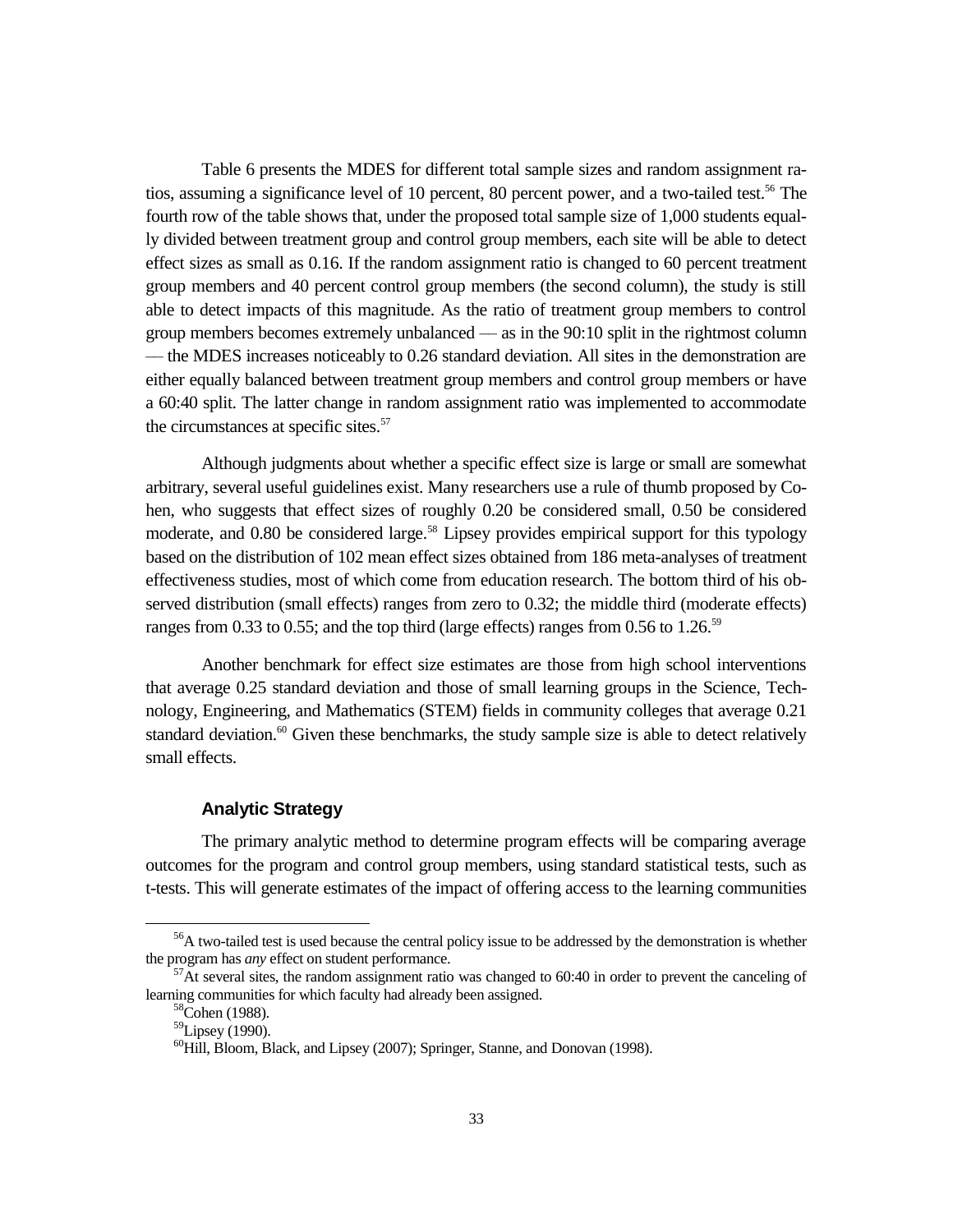Table 6 presents the MDES for different total sample sizes and random assignment ratios, assuming a significance level of 10 percent, 80 percent power, and a two-tailed test.[56] The fourth row of the table shows that, under the proposed total sample size of 1,000 students equally divided between treatment group and control group members, each site will be able to detect effect sizes as small as 0.16. If the random assignment ratio is changed to 60 percent treatment group members and 40 percent control group members (the second column), the study is still able to detect impacts of this magnitude. As the ratio of treatment group members to control group members becomes extremely unbalanced — as in the 90:10 split in the rightmost column — the MDES increases noticeably to 0.26 standard deviation. All sites in the demonstration are either equally balanced between treatment group members and control group members or have a 60:40 split. The latter change in random assignment ratio was implemented to accommodate the circumstances at specific sites.[57]

Although judgments about whether a specific effect size is large or small are somewhat arbitrary, several useful guidelines exist. Many researchers use a rule of thumb proposed by Cohen, who suggests that effect sizes of roughly 0.20 be considered small, 0.50 be considered moderate, and 0.80 be considered large.[58] Lipsey provides empirical support for this typology based on the distribution of 102 mean effect sizes obtained from 186 meta-analyses of treatment effectiveness studies, most of which come from education research. The bottom third of his observed distribution (small effects) ranges from zero to 0.32; the middle third (moderate effects) ranges from 0.33 to 0.55; and the top third (large effects) ranges from 0.56 to 1.26.[59]

Another benchmark for effect size estimates are those from high school interventions that average 0.25 standard deviation and those of small learning groups in the Science, Technology, Engineering, and Mathematics (STEM) fields in community colleges that average 0.21 standard deviation.[60] Given these benchmarks, the study sample size is able to detect relatively small effects.

### Analytic Strategy

The primary analytic method to determine program effects will be comparing average outcomes for the program and control group members, using standard statistical tests, such as t-tests. This will generate estimates of the impact of offering access to the learning communities

---

[56]A two-tailed test is used because the central policy issue to be addressed by the demonstration is whether the program has *any* effect on student performance.

[57]At several sites, the random assignment ratio was changed to 60:40 in order to prevent the canceling of learning communities for which faculty had already been assigned.

[58]Cohen (1988).

[59]Lipsey (1990).

[60]Hill, Bloom, Black, and Lipsey (2007); Springer, Stanne, and Donovan (1998).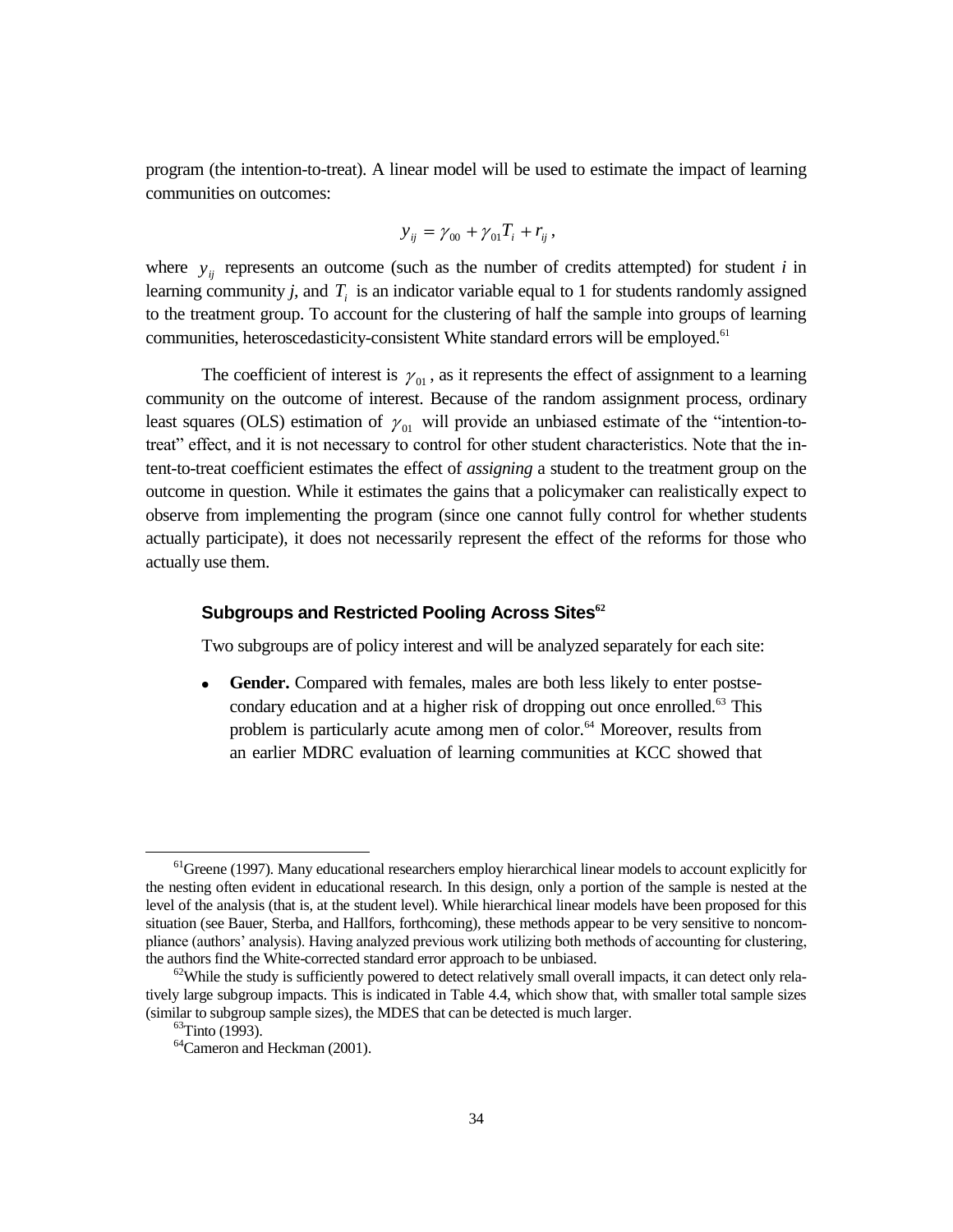program (the intention-to-treat). A linear model will be used to estimate the impact of learning communities on outcomes:

$$y_{ij} = \gamma_{00} + \gamma_{01} T_i + r_{ij},$$

where $y_{ij}$ represents an outcome (such as the number of credits attempted) for student *i* in learning community *j*, and $T_i$ is an indicator variable equal to 1 for students randomly assigned to the treatment group. To account for the clustering of half the sample into groups of learning communities, heteroscedasticity-consistent White standard errors will be employed.[61]

The coefficient of interest is $\gamma_{01}$, as it represents the effect of assignment to a learning community on the outcome of interest. Because of the random assignment process, ordinary least squares (OLS) estimation of $\gamma_{01}$ will provide an unbiased estimate of the "intention-to-treat" effect, and it is not necessary to control for other student characteristics. Note that the intent-to-treat coefficient estimates the effect of *assigning* a student to the treatment group on the outcome in question. While it estimates the gains that a policymaker can realistically expect to observe from implementing the program (since one cannot fully control for whether students actually participate), it does not necessarily represent the effect of the reforms for those who actually use them.

### Subgroups and Restricted Pooling Across Sites[62]

Two subgroups are of policy interest and will be analyzed separately for each site:

- **Gender.** Compared with females, males are both less likely to enter postsecondary education and at a higher risk of dropping out once enrolled.[63] This problem is particularly acute among men of color.[64] Moreover, results from an earlier MDRC evaluation of learning communities at KCC showed that

---

[61]Greene (1997). Many educational researchers employ hierarchical linear models to account explicitly for the nesting often evident in educational research. In this design, only a portion of the sample is nested at the level of the analysis (that is, at the student level). While hierarchical linear models have been proposed for this situation (see Bauer, Sterba, and Hallfors, forthcoming), these methods appear to be very sensitive to noncompliance (authors' analysis). Having analyzed previous work utilizing both methods of accounting for clustering, the authors find the White-corrected standard error approach to be unbiased.

[62]While the study is sufficiently powered to detect relatively small overall impacts, it can detect only relatively large subgroup impacts. This is indicated in Table 4.4, which show that, with smaller total sample sizes (similar to subgroup sample sizes), the MDES that can be detected is much larger.

[63]Tinto (1993).

[64]Cameron and Heckman (2001).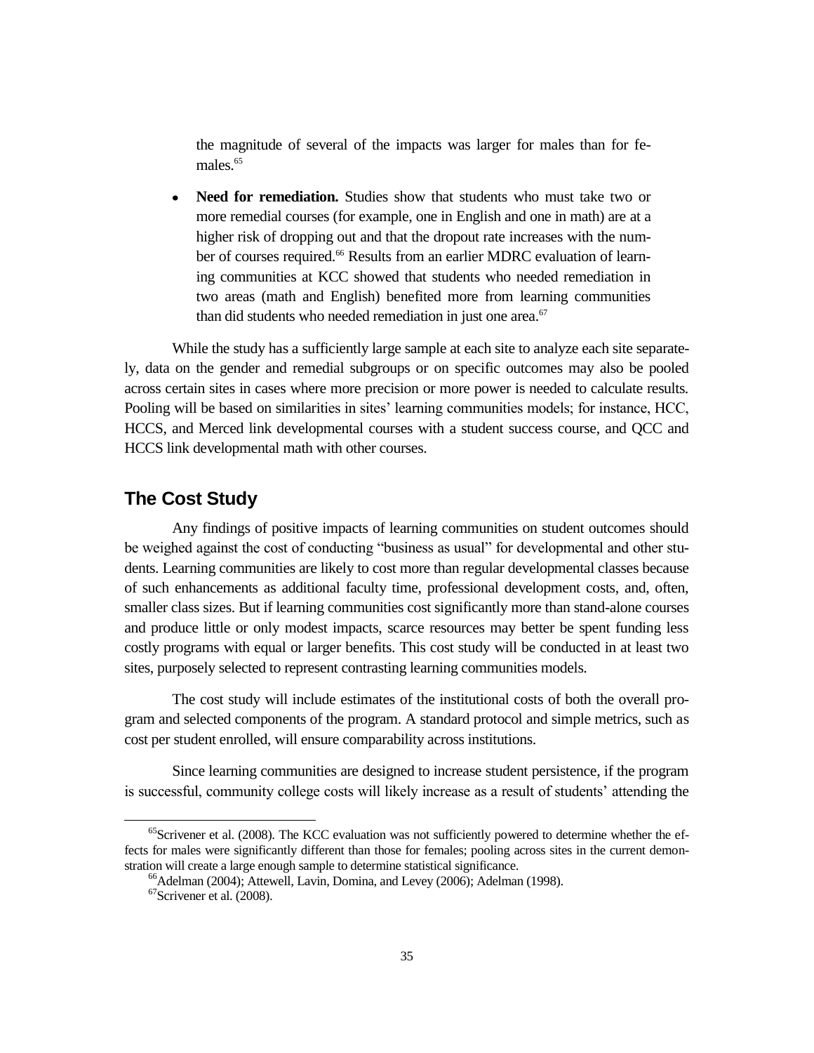the magnitude of several of the impacts was larger for males than for females.[65]

- **Need for remediation.** Studies show that students who must take two or more remedial courses (for example, one in English and one in math) are at a higher risk of dropping out and that the dropout rate increases with the number of courses required.[66] Results from an earlier MDRC evaluation of learning communities at KCC showed that students who needed remediation in two areas (math and English) benefited more from learning communities than did students who needed remediation in just one area.[67]

While the study has a sufficiently large sample at each site to analyze each site separately, data on the gender and remedial subgroups or on specific outcomes may also be pooled across certain sites in cases where more precision or more power is needed to calculate results. Pooling will be based on similarities in sites' learning communities models; for instance, HCC, HCCS, and Merced link developmental courses with a student success course, and QCC and HCCS link developmental math with other courses.

## The Cost Study

Any findings of positive impacts of learning communities on student outcomes should be weighed against the cost of conducting "business as usual" for developmental and other students. Learning communities are likely to cost more than regular developmental classes because of such enhancements as additional faculty time, professional development costs, and, often, smaller class sizes. But if learning communities cost significantly more than stand-alone courses and produce little or only modest impacts, scarce resources may better be spent funding less costly programs with equal or larger benefits. This cost study will be conducted in at least two sites, purposely selected to represent contrasting learning communities models.

The cost study will include estimates of the institutional costs of both the overall program and selected components of the program. A standard protocol and simple metrics, such as cost per student enrolled, will ensure comparability across institutions.

Since learning communities are designed to increase student persistence, if the program is successful, community college costs will likely increase as a result of students' attending the

---

[65] Scrivener et al. (2008). The KCC evaluation was not sufficiently powered to determine whether the effects for males were significantly different than those for females; pooling across sites in the current demonstration will create a large enough sample to determine statistical significance.

[66] Adelman (2004); Attewell, Lavin, Domina, and Levey (2006); Adelman (1998).

[67] Scrivener et al. (2008).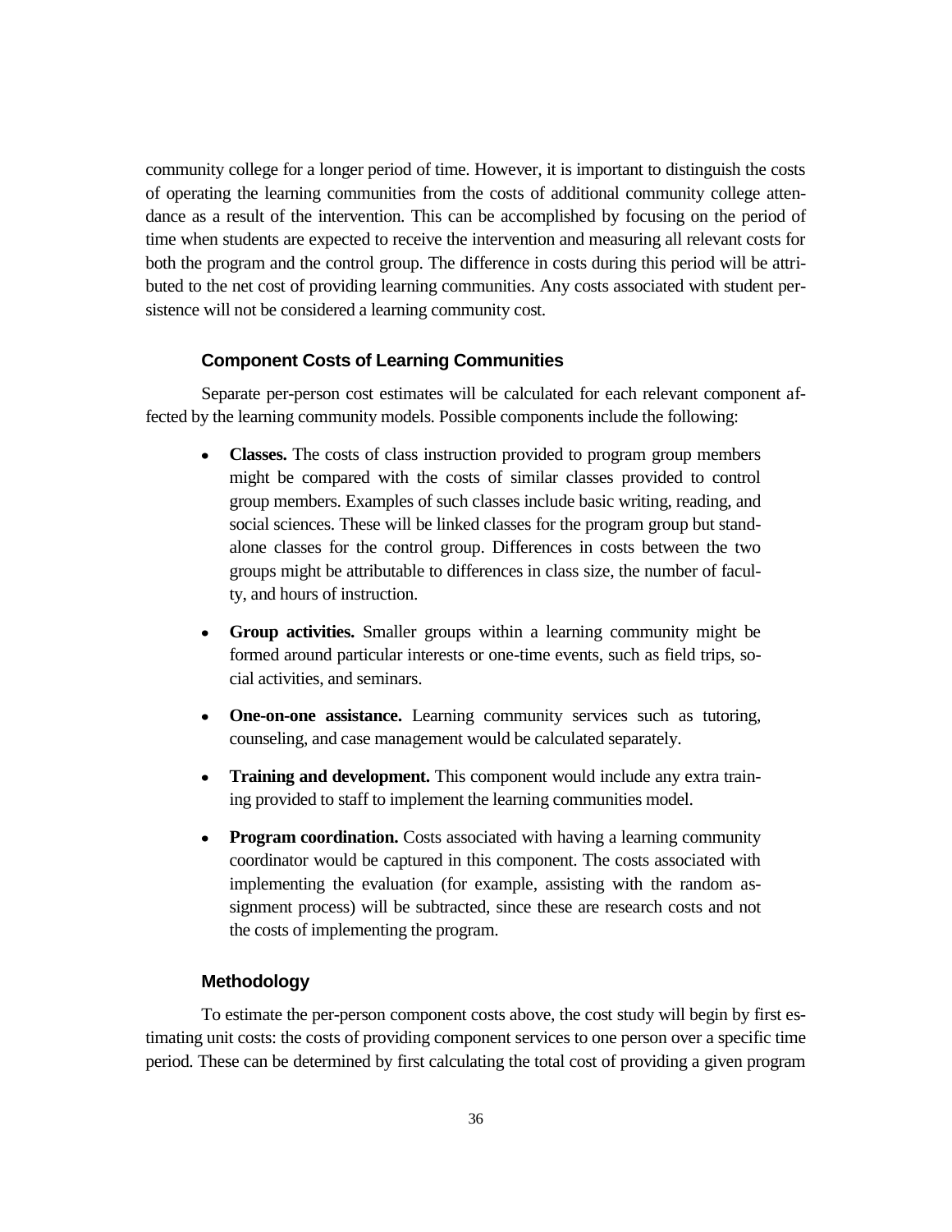community college for a longer period of time. However, it is important to distinguish the costs of operating the learning communities from the costs of additional community college attendance as a result of the intervention. This can be accomplished by focusing on the period of time when students are expected to receive the intervention and measuring all relevant costs for both the program and the control group. The difference in costs during this period will be attributed to the net cost of providing learning communities. Any costs associated with student persistence will not be considered a learning community cost.

### Component Costs of Learning Communities

Separate per-person cost estimates will be calculated for each relevant component affected by the learning community models. Possible components include the following:

- **Classes.** The costs of class instruction provided to program group members might be compared with the costs of similar classes provided to control group members. Examples of such classes include basic writing, reading, and social sciences. These will be linked classes for the program group but standalone classes for the control group. Differences in costs between the two groups might be attributable to differences in class size, the number of faculty, and hours of instruction.

- **Group activities.** Smaller groups within a learning community might be formed around particular interests or one-time events, such as field trips, social activities, and seminars.

- **One-on-one assistance.** Learning community services such as tutoring, counseling, and case management would be calculated separately.

- **Training and development.** This component would include any extra training provided to staff to implement the learning communities model.

- **Program coordination.** Costs associated with having a learning community coordinator would be captured in this component. The costs associated with implementing the evaluation (for example, assisting with the random assignment process) will be subtracted, since these are research costs and not the costs of implementing the program.

### Methodology

To estimate the per-person component costs above, the cost study will begin by first estimating unit costs: the costs of providing component services to one person over a specific time period. These can be determined by first calculating the total cost of providing a given program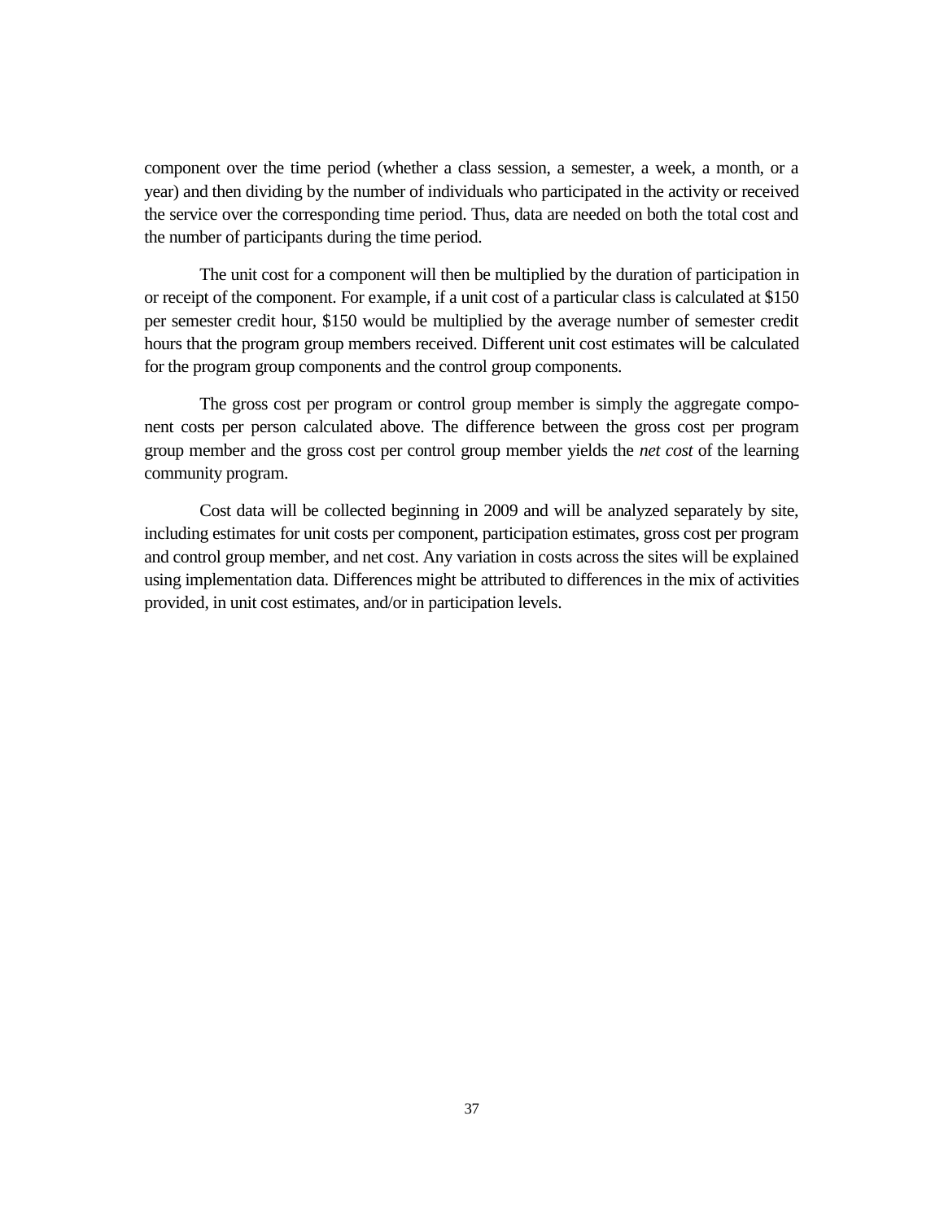component over the time period (whether a class session, a semester, a week, a month, or a year) and then dividing by the number of individuals who participated in the activity or received the service over the corresponding time period. Thus, data are needed on both the total cost and the number of participants during the time period.

The unit cost for a component will then be multiplied by the duration of participation in or receipt of the component. For example, if a unit cost of a particular class is calculated at $150 per semester credit hour, $150 would be multiplied by the average number of semester credit hours that the program group members received. Different unit cost estimates will be calculated for the program group components and the control group components.

The gross cost per program or control group member is simply the aggregate component costs per person calculated above. The difference between the gross cost per program group member and the gross cost per control group member yields the *net cost* of the learning community program.

Cost data will be collected beginning in 2009 and will be analyzed separately by site, including estimates for unit costs per component, participation estimates, gross cost per program and control group member, and net cost. Any variation in costs across the sites will be explained using implementation data. Differences might be attributed to differences in the mix of activities provided, in unit cost estimates, and/or in participation levels.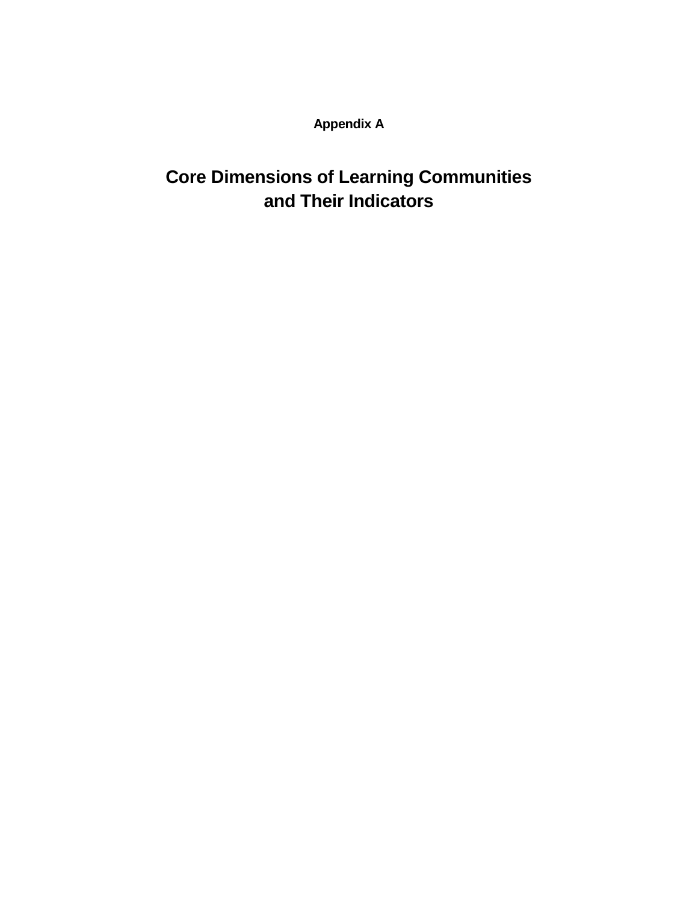## Appendix A

# Core Dimensions of Learning Communities and Their Indicators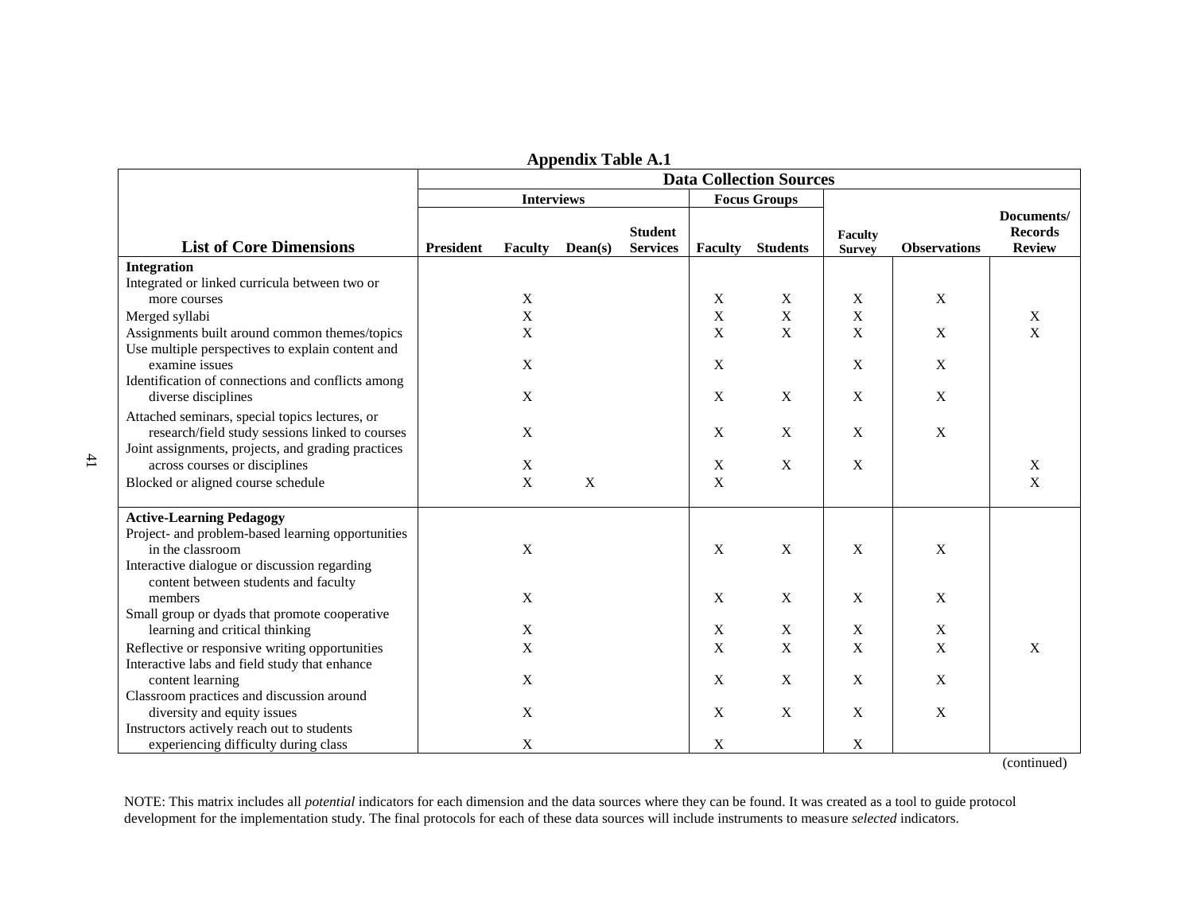**Appendix Table A.1**

| List of Core Dimensions | Data Collection Sources | | | | | | | | |
|---|---|---|---|---|---|---|---|---|---|
| | Interviews | | | | Focus Groups | | | | |
| | President | Faculty | Dean(s) | Student Services | Faculty | Students | Faculty Survey | Observations | Documents/ Records Review |
| **Integration** | | | | | | | | | |
| Integrated or linked curricula between two or more courses | | X | | | X | X | X | X | |
| Merged syllabi | | X | | | X | X | X | | X |
| Assignments built around common themes/topics | | X | | | X | X | X | X | X |
| Use multiple perspectives to explain content and examine issues | | X | | | X | | X | X | |
| Identification of connections and conflicts among diverse disciplines | | X | | | X | X | X | X | |
| Attached seminars, special topics lectures, or research/field study sessions linked to courses | | X | | | X | X | X | X | |
| Joint assignments, projects, and grading practices across courses or disciplines | | X | | | X | X | X | | X |
| Blocked or aligned course schedule | | X | X | | X | | | | X |
| **Active-Learning Pedagogy** | | | | | | | | | |
| Project- and problem-based learning opportunities in the classroom | | X | | | X | X | X | X | |
| Interactive dialogue or discussion regarding content between students and faculty members | | X | | | X | X | X | X | |
| Small group or dyads that promote cooperative learning and critical thinking | | X | | | X | X | X | X | |
| Reflective or responsive writing opportunities | | X | | | X | X | X | X | X |
| Interactive labs and field study that enhance content learning | | X | | | X | X | X | X | |
| Classroom practices and discussion around diversity and equity issues | | X | | | X | X | X | X | |
| Instructors actively reach out to students experiencing difficulty during class | | X | | | X | | X | | |

(continued)

NOTE: This matrix includes all *potential* indicators for each dimension and the data sources where they can be found. It was created as a tool to guide protocol development for the implementation study. The final protocols for each of these data sources will include instruments to measure *selected* indicators.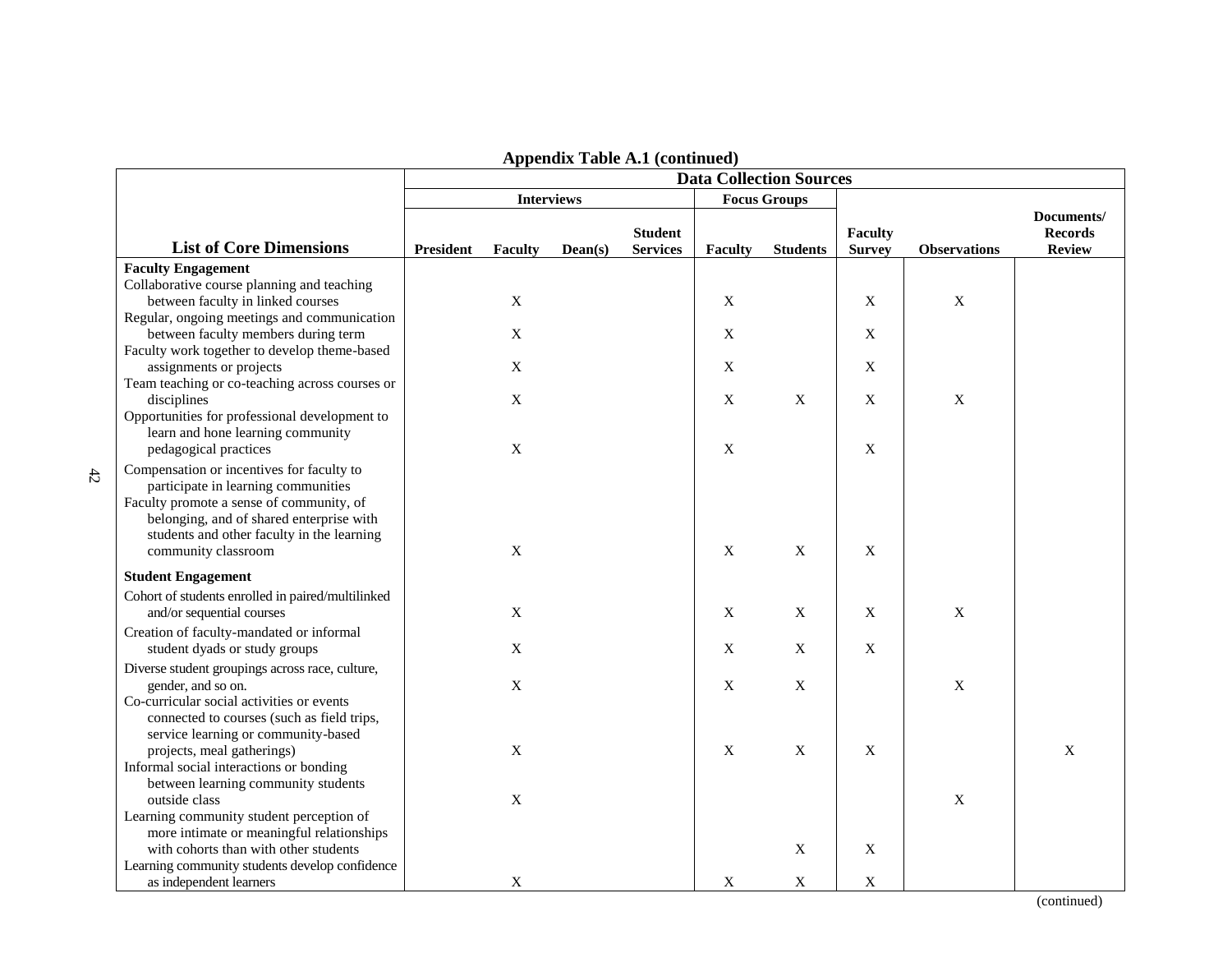**Appendix Table A.1 (continued)**

| List of Core Dimensions | Data Collection Sources | | | | | | | | |
|---|---|---|---|---|---|---|---|---|---|
| | Interviews | | | | Focus Groups | | | | |
| | President | Faculty | Dean(s) | Student Services | Faculty | Students | Faculty Survey | Observations | Documents/ Records Review |
| **Faculty Engagement** | | | | | | | | | |
| Collaborative course planning and teaching between faculty in linked courses | | X | | | X | | X | X | |
| Regular, ongoing meetings and communication between faculty members during term | | X | | | X | | X | | |
| Faculty work together to develop theme-based assignments or projects | | X | | | X | | X | | |
| Team teaching or co-teaching across courses or disciplines | | X | | | X | X | X | X | |
| Opportunities for professional development to learn and hone learning community pedagogical practices | | X | | | X | | X | | |
| Compensation or incentives for faculty to participate in learning communities | | | | | | | | | |
| Faculty promote a sense of community, of belonging, and of shared enterprise with students and other faculty in the learning community classroom | | X | | | X | X | X | | |
| **Student Engagement** | | | | | | | | | |
| Cohort of students enrolled in paired/multilinked and/or sequential courses | | X | | | X | X | X | X | |
| Creation of faculty-mandated or informal student dyads or study groups | | X | | | X | X | X | | |
| Diverse student groupings across race, culture, gender, and so on. | | X | | | X | X | | X | |
| Co-curricular social activities or events connected to courses (such as field trips, service learning or community-based projects, meal gatherings) | | X | | | X | X | X | | X |
| Informal social interactions or bonding between learning community students outside class | | X | | | | | | X | |
| Learning community student perception of more intimate or meaningful relationships with cohorts than with other students | | | | | | X | X | | |
| Learning community students develop confidence as independent learners | | X | | | X | X | X | | |

(continued)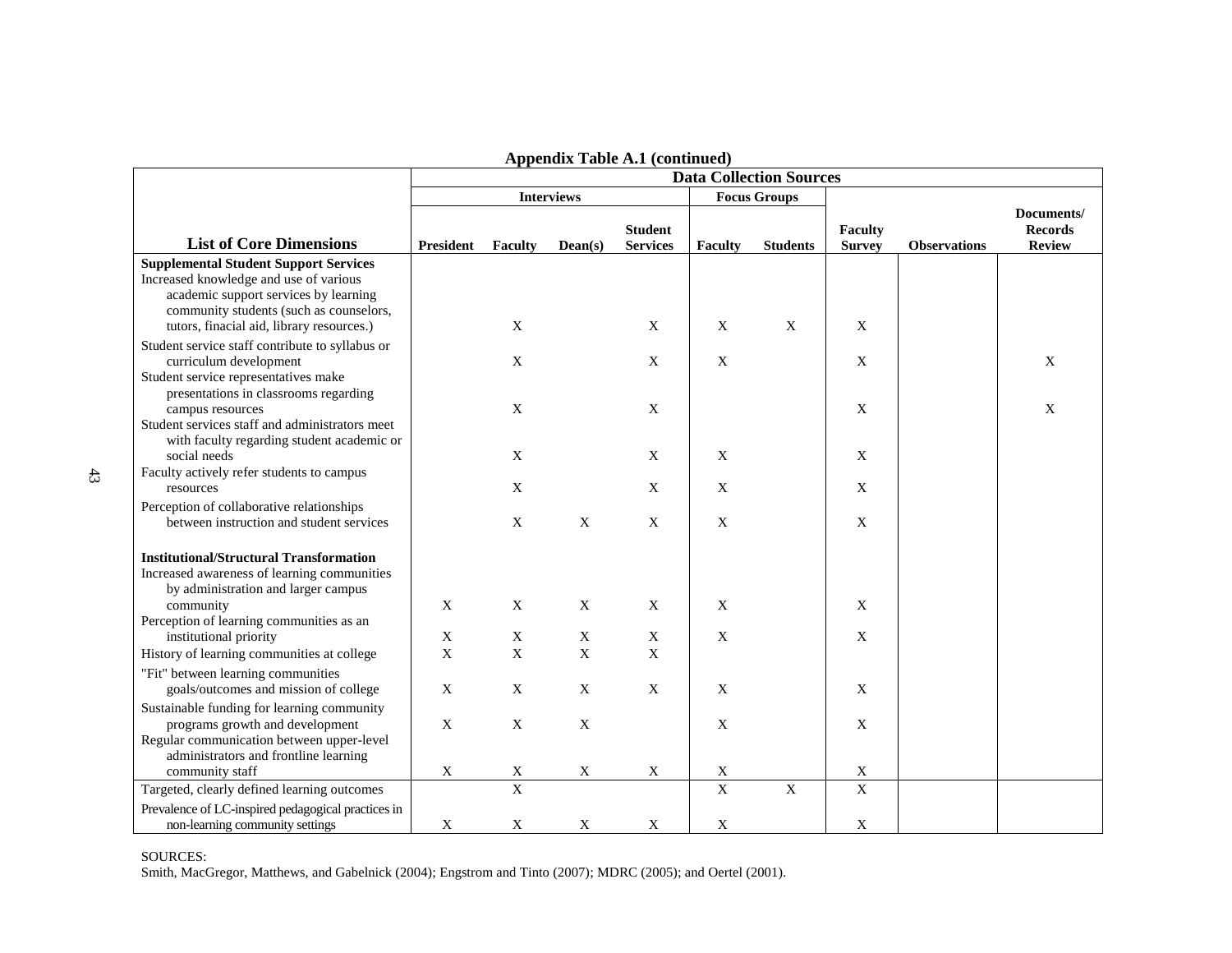**Appendix Table A.1 (continued)**

| List of Core Dimensions | Data Collection Sources | | | | | | | | |
|---|---|---|---|---|---|---|---|---|---|
| | Interviews | | | | Focus Groups | | | | |
| | President | Faculty | Dean(s) | Student Services | Faculty | Students | Faculty Survey | Observations | Documents/ Records Review |
| **Supplemental Student Support Services** | | | | | | | | | |
| Increased knowledge and use of various academic support services by learning community students (such as counselors, tutors, finacial aid, library resources.) | | X | | X | X | X | X | | |
| Student service staff contribute to syllabus or curriculum development | | X | | X | X | | X | | X |
| Student service representatives make presentations in classrooms regarding campus resources | | X | | X | | | X | | X |
| Student services staff and administrators meet with faculty regarding student academic or social needs | | X | | X | X | | X | | |
| Faculty actively refer students to campus resources | | X | | X | X | | X | | |
| Perception of collaborative relationships between instruction and student services | | X | X | X | X | | X | | |
| **Institutional/Structural Transformation** | | | | | | | | | |
| Increased awareness of learning communities by administration and larger campus community | X | X | X | X | X | | X | | |
| Perception of learning communities as an institutional priority | X | X | X | X | X | | X | | |
| History of learning communities at college | X | X | X | X | | | | | |
| "Fit" between learning communities goals/outcomes and mission of college | X | X | X | X | X | | X | | |
| Sustainable funding for learning community programs growth and development | X | X | X | | X | | X | | |
| Regular communication between upper-level administrators and frontline learning community staff | X | X | X | X | X | | X | | |
| Targeted, clearly defined learning outcomes | | X | | | X | X | X | | |
| Prevalence of LC-inspired pedagogical practices in non-learning community settings | X | X | X | X | X | | X | | |

SOURCES:
Smith, MacGregor, Matthews, and Gabelnick (2004); Engstrom and Tinto (2007); MDRC (2005); and Oertel (2001).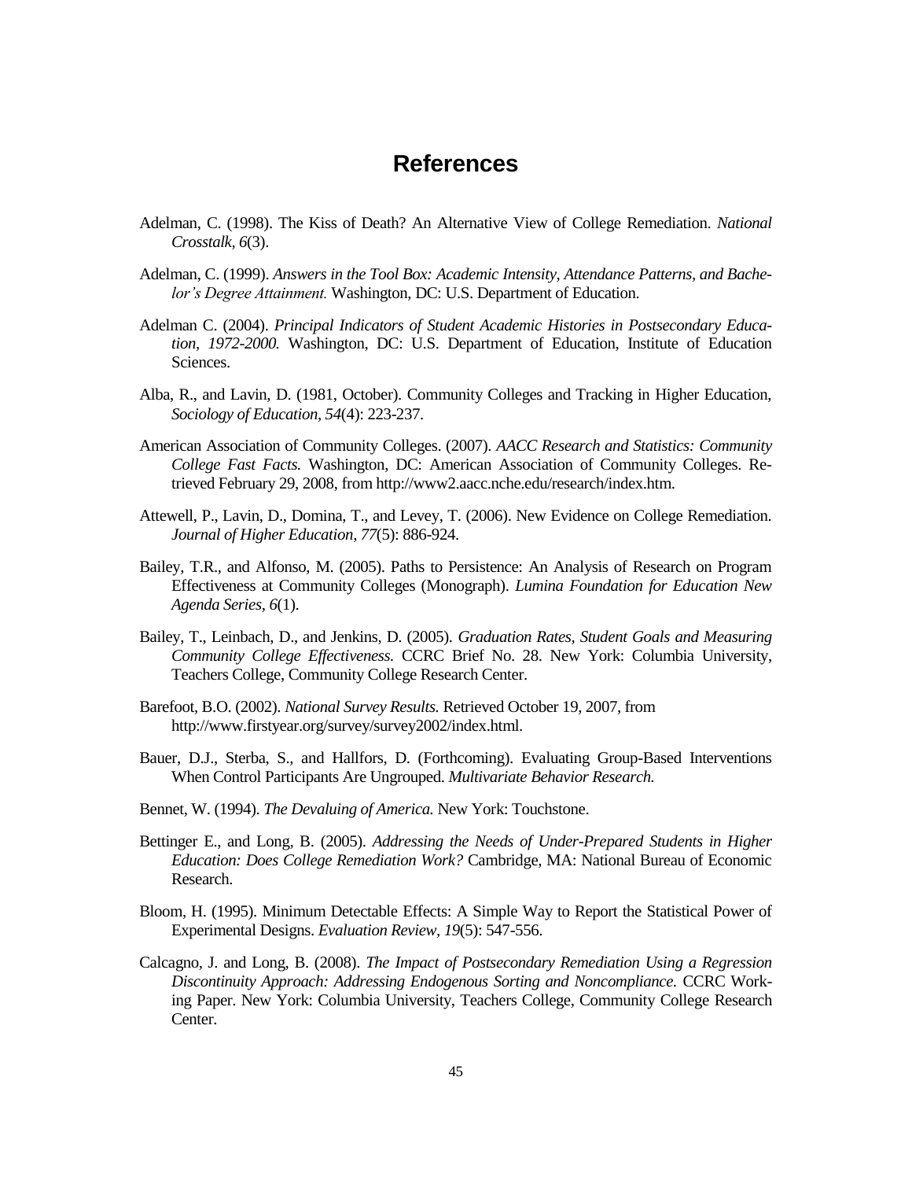# References

Adelman, C. (1998). The Kiss of Death? An Alternative View of College Remediation. *National Crosstalk, 6*(3).

Adelman, C. (1999). *Answers in the Tool Box: Academic Intensity, Attendance Patterns, and Bachelor's Degree Attainment.* Washington, DC: U.S. Department of Education.

Adelman C. (2004). *Principal Indicators of Student Academic Histories in Postsecondary Education, 1972-2000.* Washington, DC: U.S. Department of Education, Institute of Education Sciences.

Alba, R., and Lavin, D. (1981, October). Community Colleges and Tracking in Higher Education, *Sociology of Education, 54*(4): 223-237.

American Association of Community Colleges. (2007). *AACC Research and Statistics: Community College Fast Facts.* Washington, DC: American Association of Community Colleges. Retrieved February 29, 2008, from http://www2.aacc.nche.edu/research/index.htm.

Attewell, P., Lavin, D., Domina, T., and Levey, T. (2006). New Evidence on College Remediation. *Journal of Higher Education, 77*(5): 886-924.

Bailey, T.R., and Alfonso, M. (2005). Paths to Persistence: An Analysis of Research on Program Effectiveness at Community Colleges (Monograph). *Lumina Foundation for Education New Agenda Series, 6*(1).

Bailey, T., Leinbach, D., and Jenkins, D. (2005). *Graduation Rates, Student Goals and Measuring Community College Effectiveness.* CCRC Brief No. 28. New York: Columbia University, Teachers College, Community College Research Center.

Barefoot, B.O. (2002). *National Survey Results.* Retrieved October 19, 2007, from http://www.firstyear.org/survey/survey2002/index.html.

Bauer, D.J., Sterba, S., and Hallfors, D. (Forthcoming). Evaluating Group-Based Interventions When Control Participants Are Ungrouped. *Multivariate Behavior Research.*

Bennet, W. (1994). *The Devaluing of America.* New York: Touchstone.

Bettinger E., and Long, B. (2005). *Addressing the Needs of Under-Prepared Students in Higher Education: Does College Remediation Work?* Cambridge, MA: National Bureau of Economic Research.

Bloom, H. (1995). Minimum Detectable Effects: A Simple Way to Report the Statistical Power of Experimental Designs. *Evaluation Review, 19*(5): 547-556.

Calcagno, J. and Long, B. (2008). *The Impact of Postsecondary Remediation Using a Regression Discontinuity Approach: Addressing Endogenous Sorting and Noncompliance.* CCRC Working Paper. New York: Columbia University, Teachers College, Community College Research Center.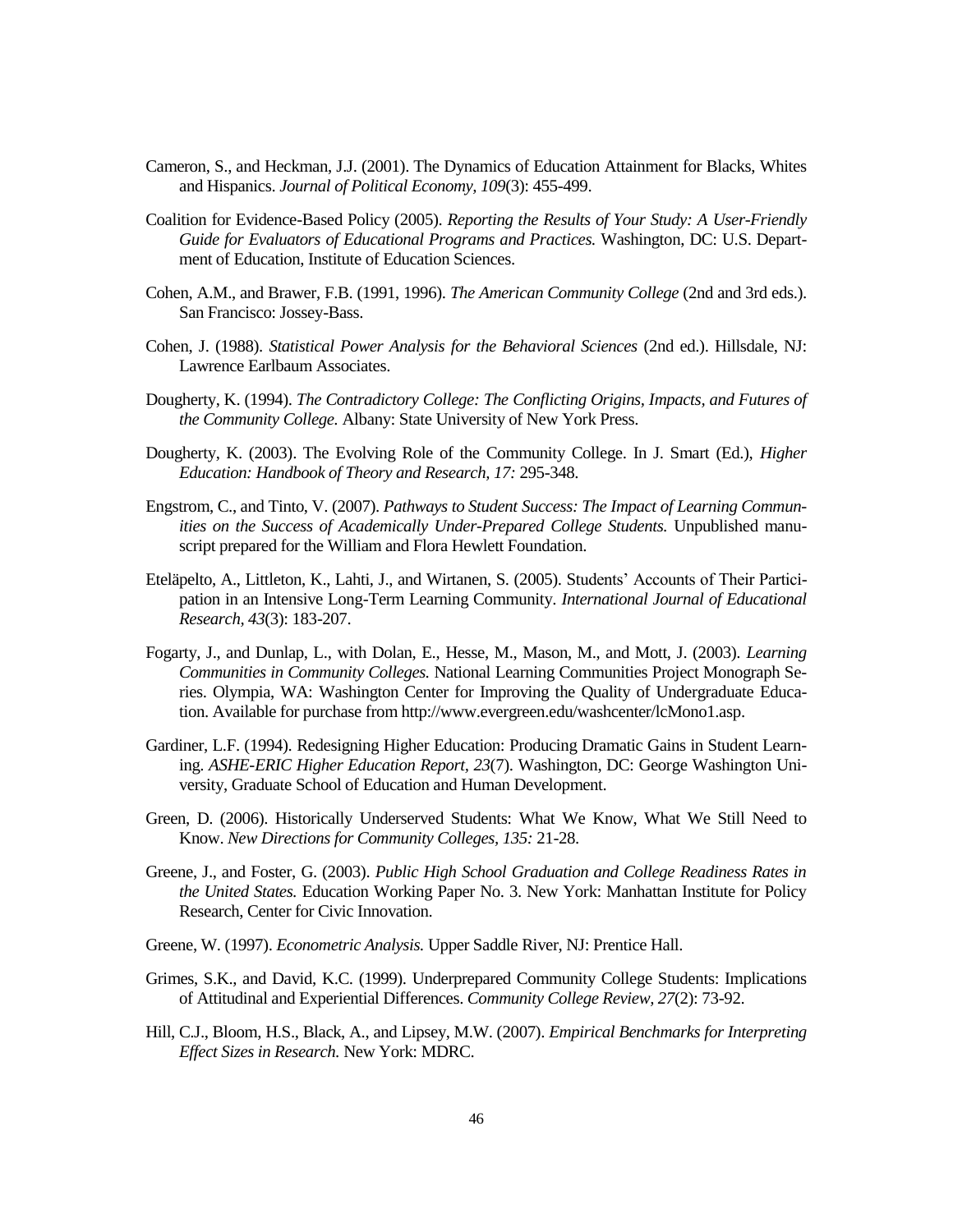Cameron, S., and Heckman, J.J. (2001). The Dynamics of Education Attainment for Blacks, Whites and Hispanics. *Journal of Political Economy, 109*(3): 455-499.

Coalition for Evidence-Based Policy (2005). *Reporting the Results of Your Study: A User-Friendly Guide for Evaluators of Educational Programs and Practices.* Washington, DC: U.S. Department of Education, Institute of Education Sciences.

Cohen, A.M., and Brawer, F.B. (1991, 1996). *The American Community College* (2nd and 3rd eds.). San Francisco: Jossey-Bass.

Cohen, J. (1988). *Statistical Power Analysis for the Behavioral Sciences* (2nd ed.). Hillsdale, NJ: Lawrence Earlbaum Associates.

Dougherty, K. (1994). *The Contradictory College: The Conflicting Origins, Impacts, and Futures of the Community College.* Albany: State University of New York Press.

Dougherty, K. (2003). The Evolving Role of the Community College. In J. Smart (Ed.), *Higher Education: Handbook of Theory and Research, 17:* 295-348.

Engstrom, C., and Tinto, V. (2007). *Pathways to Student Success: The Impact of Learning Communities on the Success of Academically Under-Prepared College Students.* Unpublished manuscript prepared for the William and Flora Hewlett Foundation.

Eteläpelto, A., Littleton, K., Lahti, J., and Wirtanen, S. (2005). Students' Accounts of Their Participation in an Intensive Long-Term Learning Community. *International Journal of Educational Research, 43*(3): 183-207.

Fogarty, J., and Dunlap, L., with Dolan, E., Hesse, M., Mason, M., and Mott, J. (2003). *Learning Communities in Community Colleges.* National Learning Communities Project Monograph Series. Olympia, WA: Washington Center for Improving the Quality of Undergraduate Education. Available for purchase from http://www.evergreen.edu/washcenter/lcMono1.asp.

Gardiner, L.F. (1994). Redesigning Higher Education: Producing Dramatic Gains in Student Learning. *ASHE-ERIC Higher Education Report, 23*(7). Washington, DC: George Washington University, Graduate School of Education and Human Development.

Green, D. (2006). Historically Underserved Students: What We Know, What We Still Need to Know. *New Directions for Community Colleges, 135:* 21-28.

Greene, J., and Foster, G. (2003). *Public High School Graduation and College Readiness Rates in the United States.* Education Working Paper No. 3. New York: Manhattan Institute for Policy Research, Center for Civic Innovation.

Greene, W. (1997). *Econometric Analysis.* Upper Saddle River, NJ: Prentice Hall.

Grimes, S.K., and David, K.C. (1999). Underprepared Community College Students: Implications of Attitudinal and Experiential Differences. *Community College Review, 27*(2): 73-92.

Hill, C.J., Bloom, H.S., Black, A., and Lipsey, M.W. (2007). *Empirical Benchmarks for Interpreting Effect Sizes in Research.* New York: MDRC.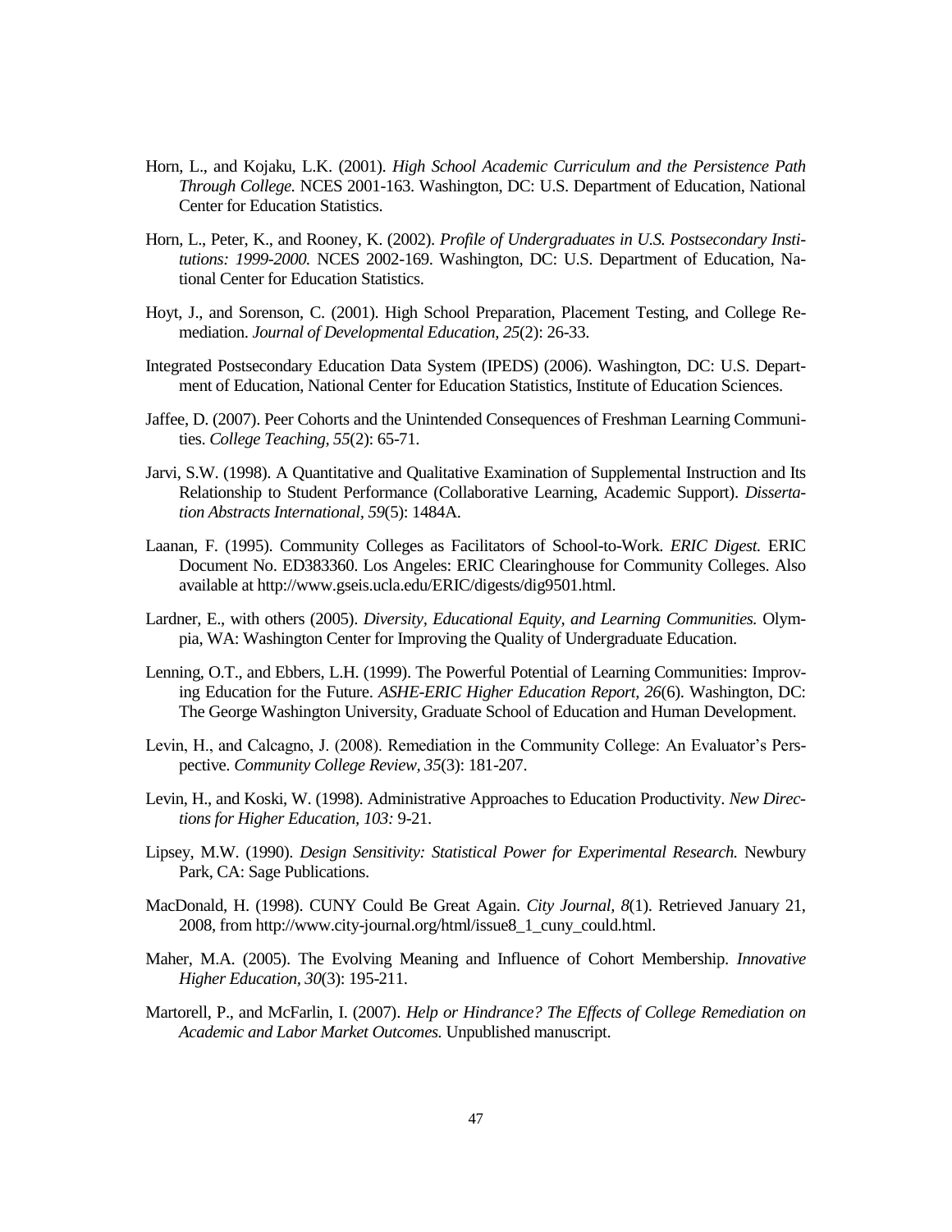Horn, L., and Kojaku, L.K. (2001). *High School Academic Curriculum and the Persistence Path Through College.* NCES 2001-163. Washington, DC: U.S. Department of Education, National Center for Education Statistics.

Horn, L., Peter, K., and Rooney, K. (2002). *Profile of Undergraduates in U.S. Postsecondary Institutions: 1999-2000.* NCES 2002-169. Washington, DC: U.S. Department of Education, National Center for Education Statistics.

Hoyt, J., and Sorenson, C. (2001). High School Preparation, Placement Testing, and College Remediation. *Journal of Developmental Education, 25*(2): 26-33.

Integrated Postsecondary Education Data System (IPEDS) (2006). Washington, DC: U.S. Department of Education, National Center for Education Statistics, Institute of Education Sciences.

Jaffee, D. (2007). Peer Cohorts and the Unintended Consequences of Freshman Learning Communities. *College Teaching, 55*(2): 65-71.

Jarvi, S.W. (1998). A Quantitative and Qualitative Examination of Supplemental Instruction and Its Relationship to Student Performance (Collaborative Learning, Academic Support). *Dissertation Abstracts International, 59*(5): 1484A.

Laanan, F. (1995). Community Colleges as Facilitators of School-to-Work. *ERIC Digest.* ERIC Document No. ED383360. Los Angeles: ERIC Clearinghouse for Community Colleges. Also available at http://www.gseis.ucla.edu/ERIC/digests/dig9501.html.

Lardner, E., with others (2005). *Diversity, Educational Equity, and Learning Communities.* Olympia, WA: Washington Center for Improving the Quality of Undergraduate Education.

Lenning, O.T., and Ebbers, L.H. (1999). The Powerful Potential of Learning Communities: Improving Education for the Future. *ASHE-ERIC Higher Education Report, 26*(6). Washington, DC: The George Washington University, Graduate School of Education and Human Development.

Levin, H., and Calcagno, J. (2008). Remediation in the Community College: An Evaluator's Perspective. *Community College Review, 35*(3): 181-207.

Levin, H., and Koski, W. (1998). Administrative Approaches to Education Productivity. *New Directions for Higher Education, 103:* 9-21.

Lipsey, M.W. (1990). *Design Sensitivity: Statistical Power for Experimental Research.* Newbury Park, CA: Sage Publications.

MacDonald, H. (1998). CUNY Could Be Great Again. *City Journal, 8*(1). Retrieved January 21, 2008, from http://www.city-journal.org/html/issue8_1_cuny_could.html.

Maher, M.A. (2005). The Evolving Meaning and Influence of Cohort Membership. *Innovative Higher Education, 30*(3): 195-211.

Martorell, P., and McFarlin, I. (2007). *Help or Hindrance? The Effects of College Remediation on Academic and Labor Market Outcomes.* Unpublished manuscript.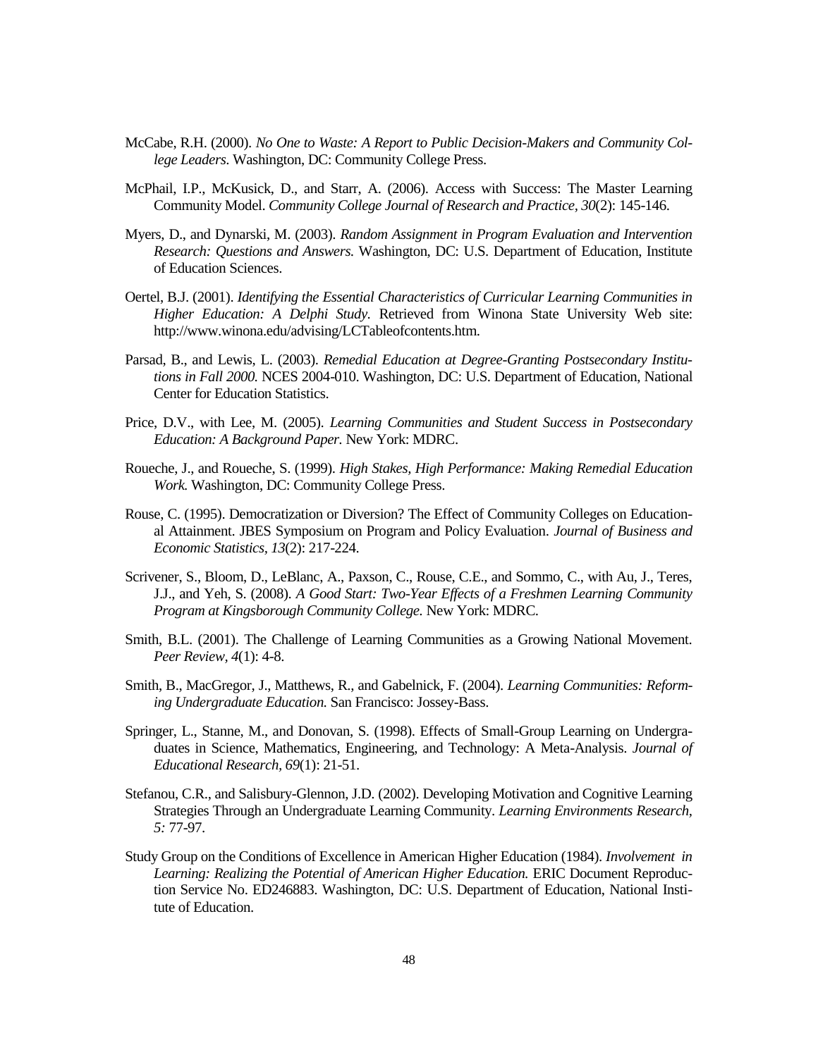McCabe, R.H. (2000). *No One to Waste: A Report to Public Decision-Makers and Community College Leaders.* Washington, DC: Community College Press.

McPhail, I.P., McKusick, D., and Starr, A. (2006). Access with Success: The Master Learning Community Model. *Community College Journal of Research and Practice, 30*(2): 145-146.

Myers, D., and Dynarski, M. (2003). *Random Assignment in Program Evaluation and Intervention Research: Questions and Answers.* Washington, DC: U.S. Department of Education, Institute of Education Sciences.

Oertel, B.J. (2001). *Identifying the Essential Characteristics of Curricular Learning Communities in Higher Education: A Delphi Study.* Retrieved from Winona State University Web site: http://www.winona.edu/advising/LCTableofcontents.htm.

Parsad, B., and Lewis, L. (2003). *Remedial Education at Degree-Granting Postsecondary Institutions in Fall 2000.* NCES 2004-010. Washington, DC: U.S. Department of Education, National Center for Education Statistics.

Price, D.V., with Lee, M. (2005). *Learning Communities and Student Success in Postsecondary Education: A Background Paper.* New York: MDRC.

Roueche, J., and Roueche, S. (1999). *High Stakes, High Performance: Making Remedial Education Work.* Washington, DC: Community College Press.

Rouse, C. (1995). Democratization or Diversion? The Effect of Community Colleges on Educational Attainment. JBES Symposium on Program and Policy Evaluation. *Journal of Business and Economic Statistics, 13*(2): 217-224.

Scrivener, S., Bloom, D., LeBlanc, A., Paxson, C., Rouse, C.E., and Sommo, C., with Au, J., Teres, J.J., and Yeh, S. (2008). *A Good Start: Two-Year Effects of a Freshmen Learning Community Program at Kingsborough Community College.* New York: MDRC.

Smith, B.L. (2001). The Challenge of Learning Communities as a Growing National Movement. *Peer Review, 4*(1): 4-8.

Smith, B., MacGregor, J., Matthews, R., and Gabelnick, F. (2004). *Learning Communities: Reforming Undergraduate Education.* San Francisco: Jossey-Bass.

Springer, L., Stanne, M., and Donovan, S. (1998). Effects of Small-Group Learning on Undergraduates in Science, Mathematics, Engineering, and Technology: A Meta-Analysis. *Journal of Educational Research, 69*(1): 21-51.

Stefanou, C.R., and Salisbury-Glennon, J.D. (2002). Developing Motivation and Cognitive Learning Strategies Through an Undergraduate Learning Community. *Learning Environments Research, 5:* 77-97.

Study Group on the Conditions of Excellence in American Higher Education (1984). *Involvement in Learning: Realizing the Potential of American Higher Education.* ERIC Document Reproduction Service No. ED246883. Washington, DC: U.S. Department of Education, National Institute of Education.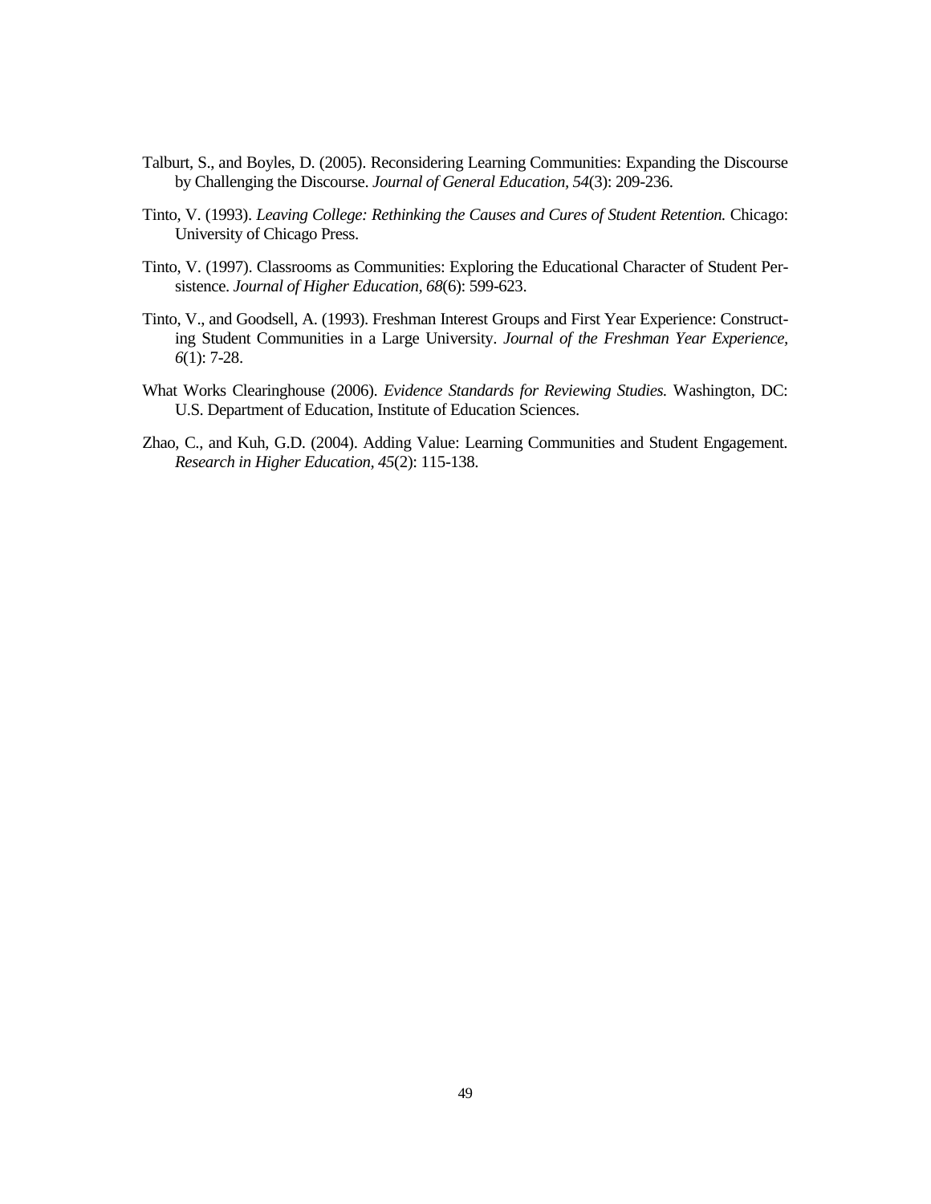Talburt, S., and Boyles, D. (2005). Reconsidering Learning Communities: Expanding the Discourse by Challenging the Discourse. *Journal of General Education, 54*(3): 209-236.

Tinto, V. (1993). *Leaving College: Rethinking the Causes and Cures of Student Retention.* Chicago: University of Chicago Press.

Tinto, V. (1997). Classrooms as Communities: Exploring the Educational Character of Student Persistence. *Journal of Higher Education, 68*(6): 599-623.

Tinto, V., and Goodsell, A. (1993). Freshman Interest Groups and First Year Experience: Constructing Student Communities in a Large University. *Journal of the Freshman Year Experience, 6*(1): 7-28.

What Works Clearinghouse (2006). *Evidence Standards for Reviewing Studies.* Washington, DC: U.S. Department of Education, Institute of Education Sciences.

Zhao, C., and Kuh, G.D. (2004). Adding Value: Learning Communities and Student Engagement. *Research in Higher Education, 45*(2): 115-138.